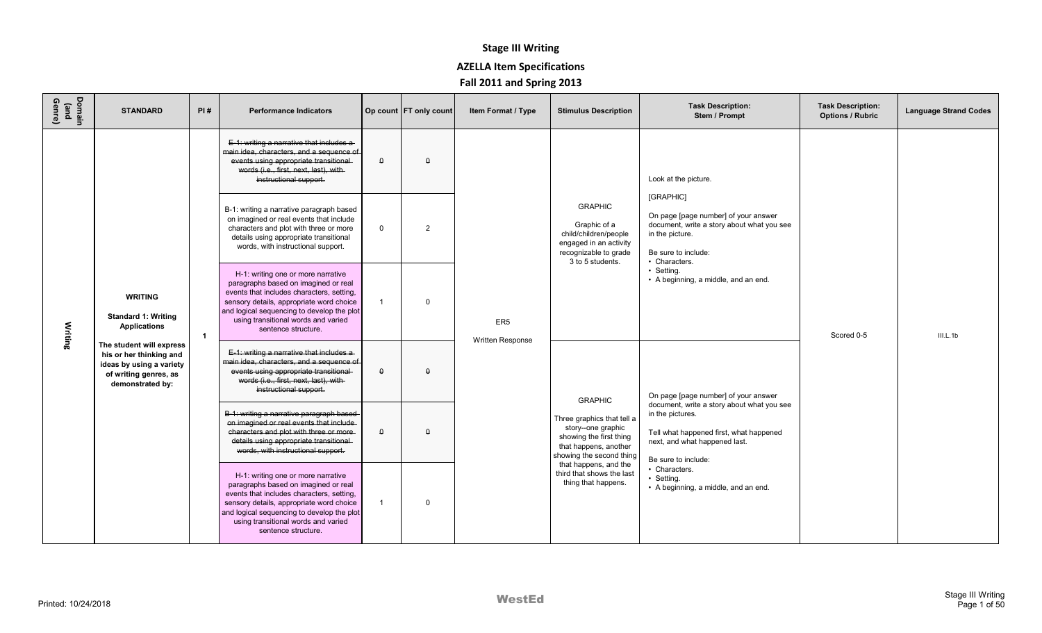# Stage III Writing

## AZELLA Item Specifications

### Fall 2011 and Spring 2013

| Domain (and Genre) | STANDARD | PI # | Performance Indicators | Op count | FT only count | Item Format / Type | Stimulus Description | Task Description: Stem / Prompt | Task Description: Options / Rubric | Language Strand Codes |
|---|---|---|---|---|---|---|---|---|---|---|
| Writing | **WRITING** **Standard 1: Writing Applications** **The student will express his or her thinking and ideas by using a variety of writing genres, as demonstrated by:** | 1 | ~~E-1: writing a narrative that includes a main idea, characters, and a sequence of events using appropriate transitional words (i.e., first, next, last), with instructional support.~~ | ~~0~~ | ~~0~~ | ER5 Written Response | GRAPHIC Graphic of a child/children/people engaged in an activity recognizable to grade 3 to 5 students. | Look at the picture. [GRAPHIC] On page [page number] of your answer document, write a story about what you see in the picture. Be sure to include: • Characters. • Setting. • A beginning, a middle, and an end. | Scored 0-5 | III.L.1b |
| | | | B-1: writing a narrative paragraph based on imagined or real events that include characters and plot with three or more details using appropriate transitional words, with instructional support. | 0 | 2 | | | | | |
| | | | H-1: writing one or more narrative paragraphs based on imagined or real events that includes characters, setting, sensory details, appropriate word choice and logical sequencing to develop the plot using transitional words and varied sentence structure. | 1 | 0 | | | | | |
| | | | ~~E-1: writing a narrative that includes a main idea, characters, and a sequence of events using appropriate transitional words (i.e., first, next, last), with instructional support.~~ | ~~0~~ | ~~0~~ | | GRAPHIC Three graphics that tell a story--one graphic showing the first thing that happens, another showing the second thing that happens, and the third that shows the last thing that happens. | On page [page number] of your answer document, write a story about what you see in the pictures. Tell what happened first, what happened next, and what happened last. Be sure to include: • Characters. • Setting. • A beginning, a middle, and an end. | | |
| | | | ~~B-1: writing a narrative paragraph based on imagined or real events that include characters and plot with three or more details using appropriate transitional words, with instructional support.~~ | ~~0~~ | ~~0~~ | | | | | |
| | | | H-1: writing one or more narrative paragraphs based on imagined or real events that includes characters, setting, sensory details, appropriate word choice and logical sequencing to develop the plot using transitional words and varied sentence structure. | 1 | 0 | | | | | |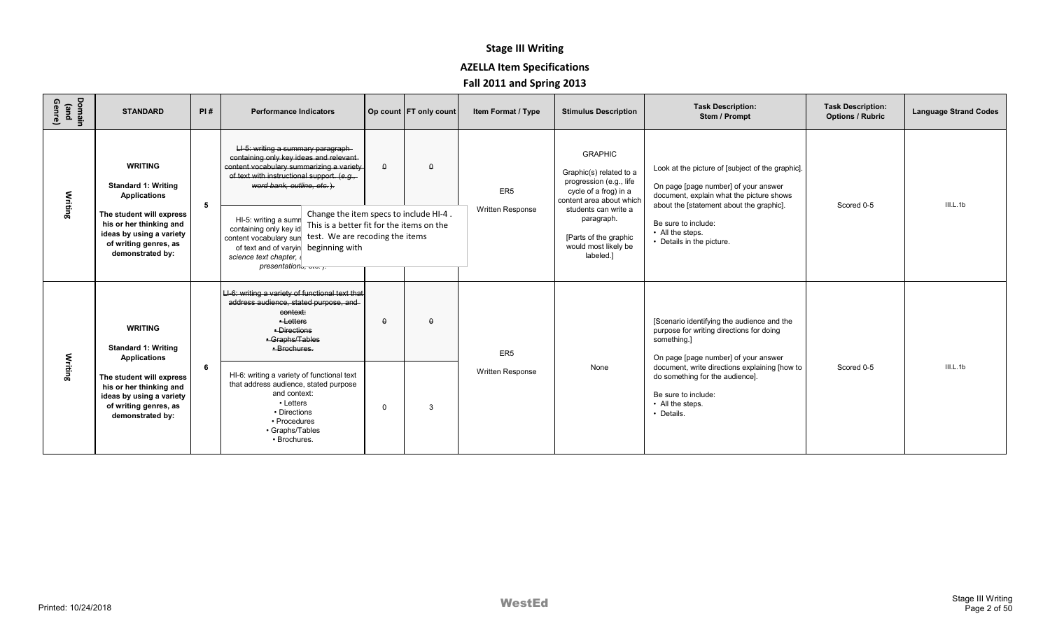# Stage III Writing

## AZELLA Item Specifications

## Fall 2011 and Spring 2013

| Domain (and Genre) | STANDARD | PI # | Performance Indicators | Op count | FT only count | Item Format / Type | Stimulus Description | Task Description: Stem / Prompt | Task Description: Options / Rubric | Language Strand Codes |
|---|---|---|---|---|---|---|---|---|---|---|
| Writing | **WRITING** **Standard 1: Writing Applications** **The student will express his or her thinking and ideas by using a variety of writing genres, as demonstrated by:** | 5 | ~~LI-5: writing a summary paragraph containing only key ideas and relevant content vocabulary summarizing a variety of text with instructional support. (e.g., word bank, outline, etc. ).~~ | ~~0~~ | ~~0~~ | ER5 Written Response | GRAPHIC Graphic(s) related to a progression (e.g., life cycle of a frog) in a content area about which students can write a paragraph. [Parts of the graphic would most likely be labeled.] | Look at the picture of [subject of the graphic]. On page [page number] of your answer document, explain what the picture shows about the [statement about the graphic]. Be sure to include: • All the steps. • Details in the picture. | Scored 0-5 | III.L.1b |
| | | | HI-5: writing a summ[ary paragraph] containing only key id[eas and relevant] content vocabulary sum[marizing a variety] of text and of varyin[g ...] *science text chapter, [...] presentations, etc. ).* [Comment: Change the item specs to include HI-4 . This is a better fit for the items on the test. We are recoding the items beginning with] | | | | | | | |
| Writing | **WRITING** **Standard 1: Writing Applications** **The student will express his or her thinking and ideas by using a variety of writing genres, as demonstrated by:** | 6 | ~~LI-6: writing a variety of functional text that address audience, stated purpose, and context: • Letters • Directions • Graphs/Tables • Brochures.~~ | ~~0~~ | ~~0~~ | ER5 Written Response | None | [Scenario identifying the audience and the purpose for writing directions for doing something.] On page [page number] of your answer document, write directions explaining [how to do something for the audience]. Be sure to include: • All the steps. • Details. | Scored 0-5 | III.L.1b |
| | | | HI-6: writing a variety of functional text that address audience, stated purpose and context: • Letters • Directions • Procedures • Graphs/Tables • Brochures. | 0 | 3 | | | | | |

Printed: 10/24/2018

WestEd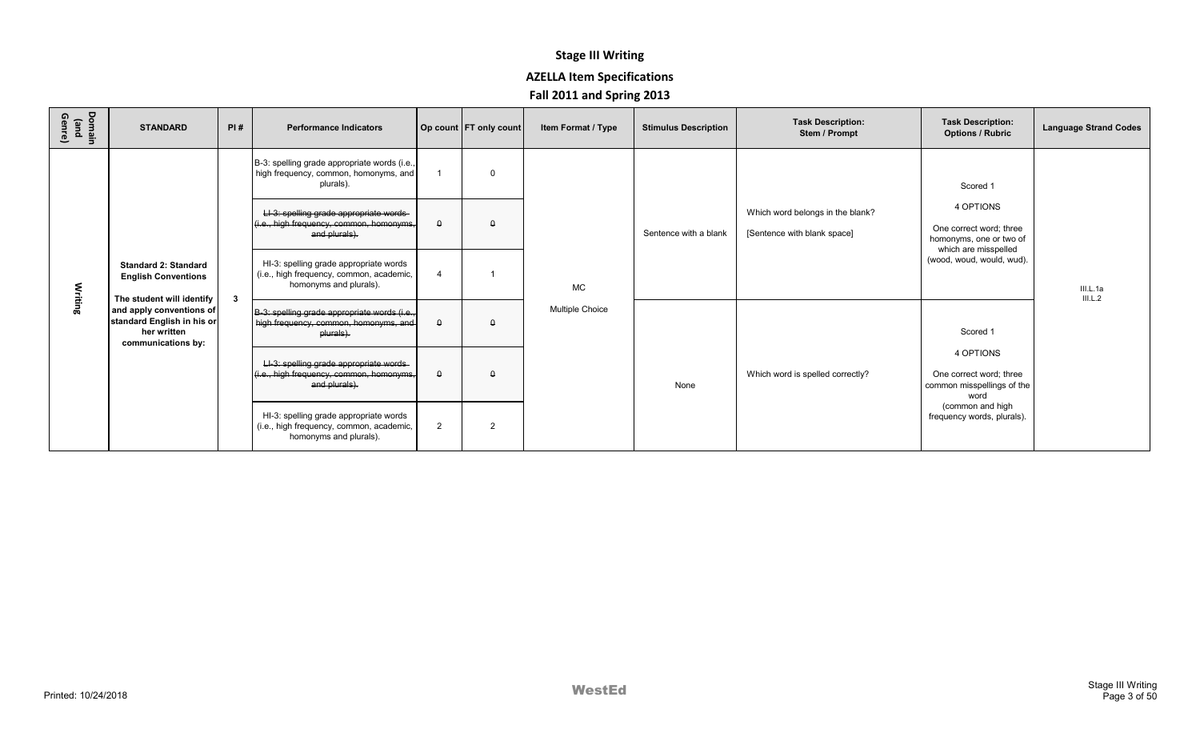# Stage III Writing

## AZELLA Item Specifications

## Fall 2011 and Spring 2013

| Domain (and Genre) | STANDARD | PI # | Performance Indicators | Op count | FT only count | Item Format / Type | Stimulus Description | Task Description: Stem / Prompt | Task Description: Options / Rubric | Language Strand Codes |
|---|---|---|---|---|---|---|---|---|---|---|
| Writing | **Standard 2: Standard English Conventions** **The student will identify and apply conventions of standard English in his or her written communications by:** | 3 | B-3: spelling grade appropriate words (i.e., high frequency, common, homonyms, and plurals). | 1 | 0 | MC Multiple Choice | Sentence with a blank | Which word belongs in the blank? [Sentence with blank space] | Scored 1 4 OPTIONS One correct word; three homonyms, one or two of which are misspelled (wood, woud, would, wud). | III.L.1a III.L.2 |
| | | | ~~LI-3: spelling grade appropriate words (i.e., high frequency, common, homonyms, and plurals).~~ | ~~0~~ | ~~0~~ | | | | | |
| | | | HI-3: spelling grade appropriate words (i.e., high frequency, common, academic, homonyms and plurals). | 4 | 1 | | | | | |
| | | | ~~B-3: spelling grade appropriate words (i.e., high frequency, common, homonyms, and plurals).~~ | ~~0~~ | ~~0~~ | | None | Which word is spelled correctly? | Scored 1 4 OPTIONS One correct word; three common misspellings of the word (common and high frequency words, plurals). | |
| | | | ~~LI-3: spelling grade appropriate words (i.e., high frequency, common, homonyms, and plurals).~~ | ~~0~~ | ~~0~~ | | | | | |
| | | | HI-3: spelling grade appropriate words (i.e., high frequency, common, academic, homonyms and plurals). | 2 | 2 | | | | | |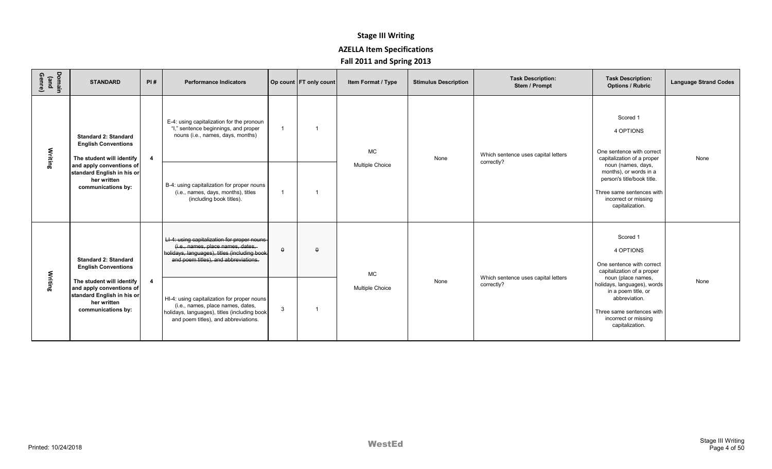# Stage III Writing

## AZELLA Item Specifications

### Fall 2011 and Spring 2013

| Domain (and Genre) | STANDARD | PI # | Performance Indicators | Op count | FT only count | Item Format / Type | Stimulus Description | Task Description: Stem / Prompt | Task Description: Options / Rubric | Language Strand Codes |
|---|---|---|---|---|---|---|---|---|---|---|
| Writing | **Standard 2: Standard English Conventions** **The student will identify and apply conventions of standard English in his or her written communications by:** | **4** | E-4: using capitalization for the pronoun "I," sentence beginnings, and proper nouns (i.e., names, days, months) | 1 | 1 | MC Multiple Choice | None | Which sentence uses capital letters correctly? | Scored 1 4 OPTIONS One sentence with correct capitalization of a proper noun (names, days, months), or words in a person's title/book title. Three same sentences with incorrect or missing capitalization. | None |
| | | | B-4: using capitalization for proper nouns (i.e., names, days, months), titles (including book titles). | 1 | 1 | | | | | |
| Writing | **Standard 2: Standard English Conventions** **The student will identify and apply conventions of standard English in his or her written communications by:** | **4** | ~~LI-4: using capitalization for proper nouns (i.e., names, place names, dates, holidays, languages), titles (including book and poem titles), and abbreviations.~~ | ~~0~~ | ~~0~~ | MC Multiple Choice | None | Which sentence uses capital letters correctly? | Scored 1 4 OPTIONS One sentence with correct capitalization of a proper noun (place names, holidays, languages), words in a poem title, or abbreviation. Three same sentences with incorrect or missing capitalization. | None |
| | | | HI-4: using capitalization for proper nouns (i.e., names, place names, dates, holidays, languages), titles (including book and poem titles), and abbreviations. | 3 | 1 | | | | | |

Printed: 10/24/2018

WestEd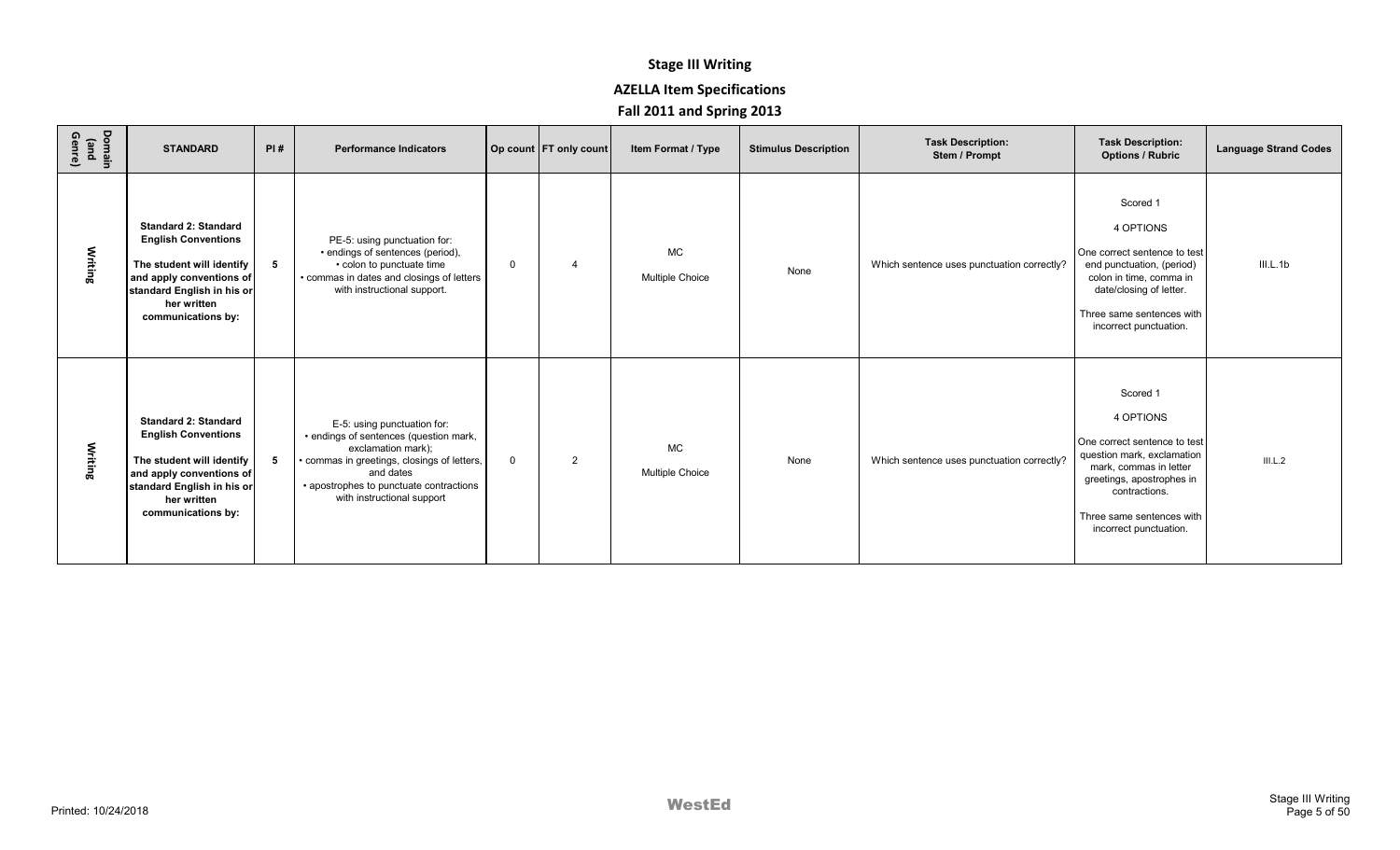# Stage III Writing

## AZELLA Item Specifications

### Fall 2011 and Spring 2013

| Domain (and Genre) | STANDARD | PI # | Performance Indicators | Op count | FT only count | Item Format / Type | Stimulus Description | Task Description: Stem / Prompt | Task Description: Options / Rubric | Language Strand Codes |
|---|---|---|---|---|---|---|---|---|---|---|
| Writing | **Standard 2: Standard English Conventions** **The student will identify and apply conventions of standard English in his or her written communications by:** | **5** | PE-5: using punctuation for: • endings of sentences (period), • colon to punctuate time • commas in dates and closings of letters with instructional support. | 0 | 4 | MC Multiple Choice | None | Which sentence uses punctuation correctly? | Scored 1 4 OPTIONS One correct sentence to test end punctuation, (period) colon in time, comma in date/closing of letter. Three same sentences with incorrect punctuation. | III.L.1b |
| Writing | **Standard 2: Standard English Conventions** **The student will identify and apply conventions of standard English in his or her written communications by:** | **5** | E-5: using punctuation for: • endings of sentences (question mark, exclamation mark); • commas in greetings, closings of letters, and dates • apostrophes to punctuate contractions with instructional support | 0 | 2 | MC Multiple Choice | None | Which sentence uses punctuation correctly? | Scored 1 4 OPTIONS One correct sentence to test question mark, exclamation mark, commas in letter greetings, apostrophes in contractions. Three same sentences with incorrect punctuation. | III.L.2 |

Printed: 10/24/2018

WestEd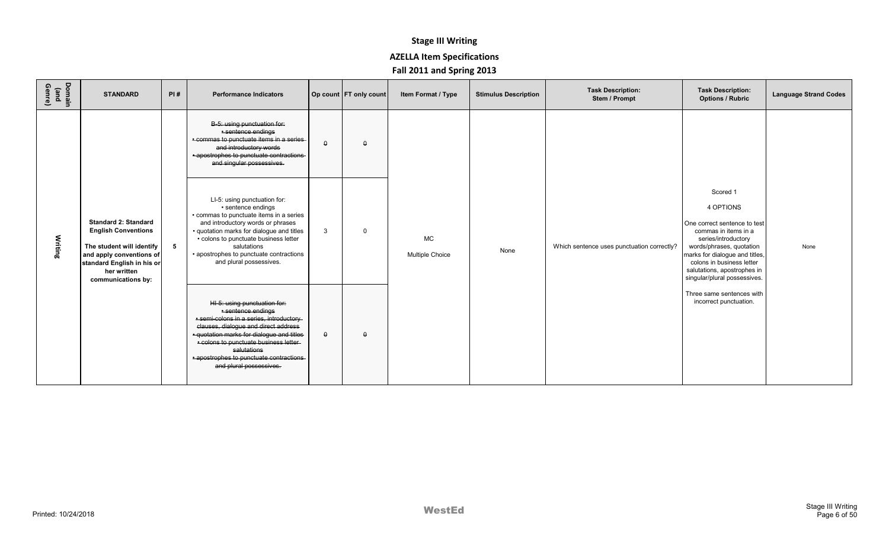# Stage III Writing

## AZELLA Item Specifications

## Fall 2011 and Spring 2013

| Domain (and Genre) | STANDARD | PI # | Performance Indicators | Op count | FT only count | Item Format / Type | Stimulus Description | Task Description: Stem / Prompt | Task Description: Options / Rubric | Language Strand Codes |
|---|---|---|---|---|---|---|---|---|---|---|
| Writing | **Standard 2: Standard English Conventions** **The student will identify and apply conventions of standard English in his or her written communications by:** | **5** | ~~B-5: using punctuation for: • sentence endings • commas to punctuate items in a series and introductory words • apostrophes to punctuate contractions and singular possessives.~~ | ~~0~~ | ~~0~~ | MC Multiple Choice | None | Which sentence uses punctuation correctly? | Scored 1<br>4 OPTIONS<br>One correct sentence to test commas in items in a series/introductory words/phrases, quotation marks for dialogue and titles, colons in business letter salutations, apostrophes in singular/plural possessives.<br>Three same sentences with incorrect punctuation. | None |
| | | | LI-5: using punctuation for: • sentence endings • commas to punctuate items in a series and introductory words or phrases • quotation marks for dialogue and titles • colons to punctuate business letter salutations • apostrophes to punctuate contractions and plural possessives. | 3 | 0 | | | | | |
| | | | ~~HI-5: using punctuation for: • sentence endings • semi-colons in a series, introductory clauses, dialogue and direct address • quotation marks for dialogue and titles • colons to punctuate business letter salutations • apostrophes to punctuate contractions and plural possessives.~~ | ~~0~~ | ~~0~~ | | | | | |

Printed: 10/24/2018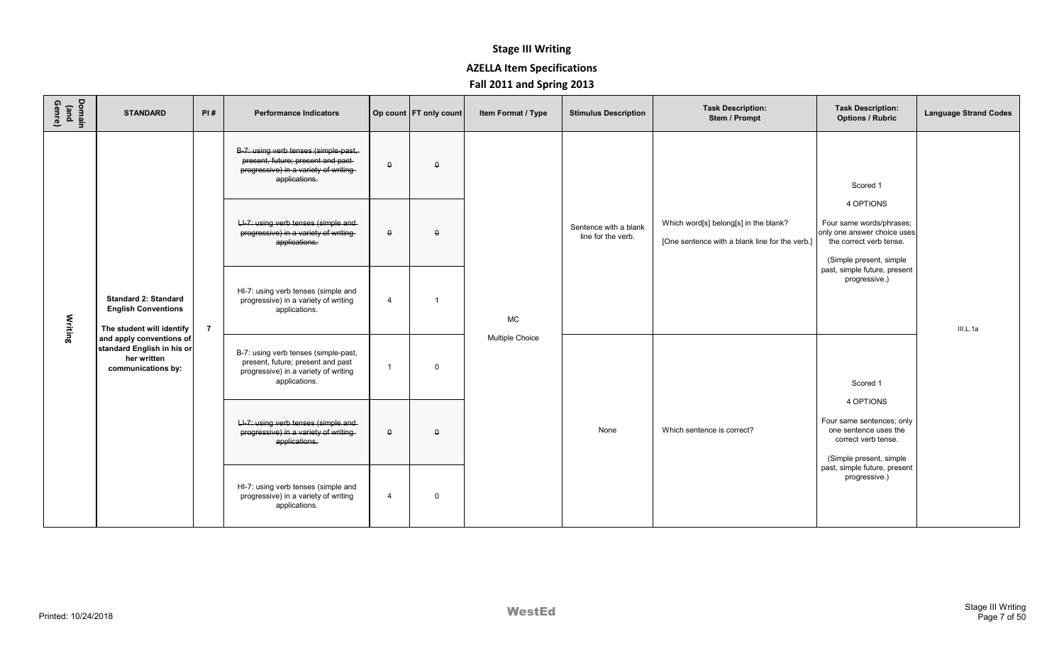# Stage III Writing

## AZELLA Item Specifications

## Fall 2011 and Spring 2013

| Domain (and Genre) | STANDARD | PI # | Performance Indicators | Op count | FT only count | Item Format / Type | Stimulus Description | Task Description: Stem / Prompt | Task Description: Options / Rubric | Language Strand Codes |
|---|---|---|---|---|---|---|---|---|---|---|
| Writing | **Standard 2: Standard English Conventions** **The student will identify and apply conventions of standard English in his or her written communications by:** | 7 | ~~B-7: using verb tenses (simple-past, present, future; present and past progressive) in a variety of writing applications.~~ | ~~0~~ | ~~0~~ | MC Multiple Choice | Sentence with a blank line for the verb. | Which word[s] belong[s] in the blank? [One sentence with a blank line for the verb.] | Scored 1 4 OPTIONS Four same words/phrases; only one answer choice uses the correct verb tense. (Simple present, simple past, simple future, present progressive.) | III.L.1a |
| | | | ~~LI-7: using verb tenses (simple and progressive) in a variety of writing applications.~~ | ~~0~~ | ~~0~~ | | | | | |
| | | | HI-7: using verb tenses (simple and progressive) in a variety of writing applications. | 4 | 1 | | | | | |
| | | | B-7: using verb tenses (simple-past, present, future; present and past progressive) in a variety of writing applications. | 1 | 0 | | None | Which sentence is correct? | Scored 1 4 OPTIONS Four same sentences; only one sentence uses the correct verb tense. (Simple present, simple past, simple future, present progressive.) | |
| | | | ~~LI-7: using verb tenses (simple and progressive) in a variety of writing applications.~~ | ~~0~~ | ~~0~~ | | | | | |
| | | | HI-7: using verb tenses (simple and progressive) in a variety of writing applications. | 4 | 0 | | | | | |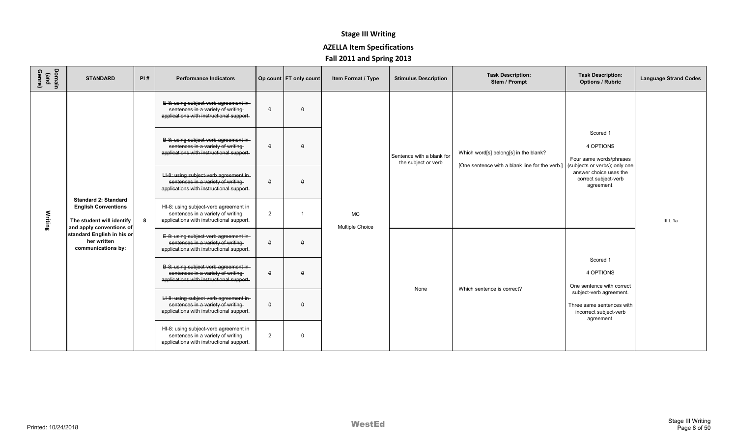# Stage III Writing

## AZELLA Item Specifications

### Fall 2011 and Spring 2013

| Domain (and Genre) | STANDARD | PI # | Performance Indicators | Op count | FT only count | Item Format / Type | Stimulus Description | Task Description: Stem / Prompt | Task Description: Options / Rubric | Language Strand Codes |
|---|---|---|---|---|---|---|---|---|---|---|
| Writing | **Standard 2: Standard English Conventions** **The student will identify and apply conventions of standard English in his or her written communications by:** | 8 | ~~E-8: using subject-verb agreement in sentences in a variety of writing applications with instructional support.~~ | ~~0~~ | ~~0~~ | MC Multiple Choice | Sentence with a blank for the subject or verb | Which word[s] belong[s] in the blank? [One sentence with a blank line for the verb.] | Scored 1 4 OPTIONS Four same words/phrases (subjects or verbs); only one answer choice uses the correct subject-verb agreement. | III.L.1a |
| | | | ~~B-8: using subject-verb agreement in sentences in a variety of writing applications with instructional support.~~ | ~~0~~ | ~~0~~ | | | | | |
| | | | ~~LI-8: using subject-verb agreement in sentences in a variety of writing applications with instructional support.~~ | ~~0~~ | ~~0~~ | | | | | |
| | | | HI-8: using subject-verb agreement in sentences in a variety of writing applications with instructional support. | 2 | 1 | | | | | |
| | | | ~~E-8: using subject-verb agreement in sentences in a variety of writing applications with instructional support.~~ | ~~0~~ | ~~0~~ | | None | Which sentence is correct? | Scored 1 4 OPTIONS One sentence with correct subject-verb agreement. Three same sentences with incorrect subject-verb agreement. | |
| | | | ~~B-8: using subject-verb agreement in sentences in a variety of writing applications with instructional support.~~ | ~~0~~ | ~~0~~ | | | | | |
| | | | ~~LI-8: using subject-verb agreement in sentences in a variety of writing applications with instructional support.~~ | ~~0~~ | ~~0~~ | | | | | |
| | | | HI-8: using subject-verb agreement in sentences in a variety of writing applications with instructional support. | 2 | 0 | | | | | |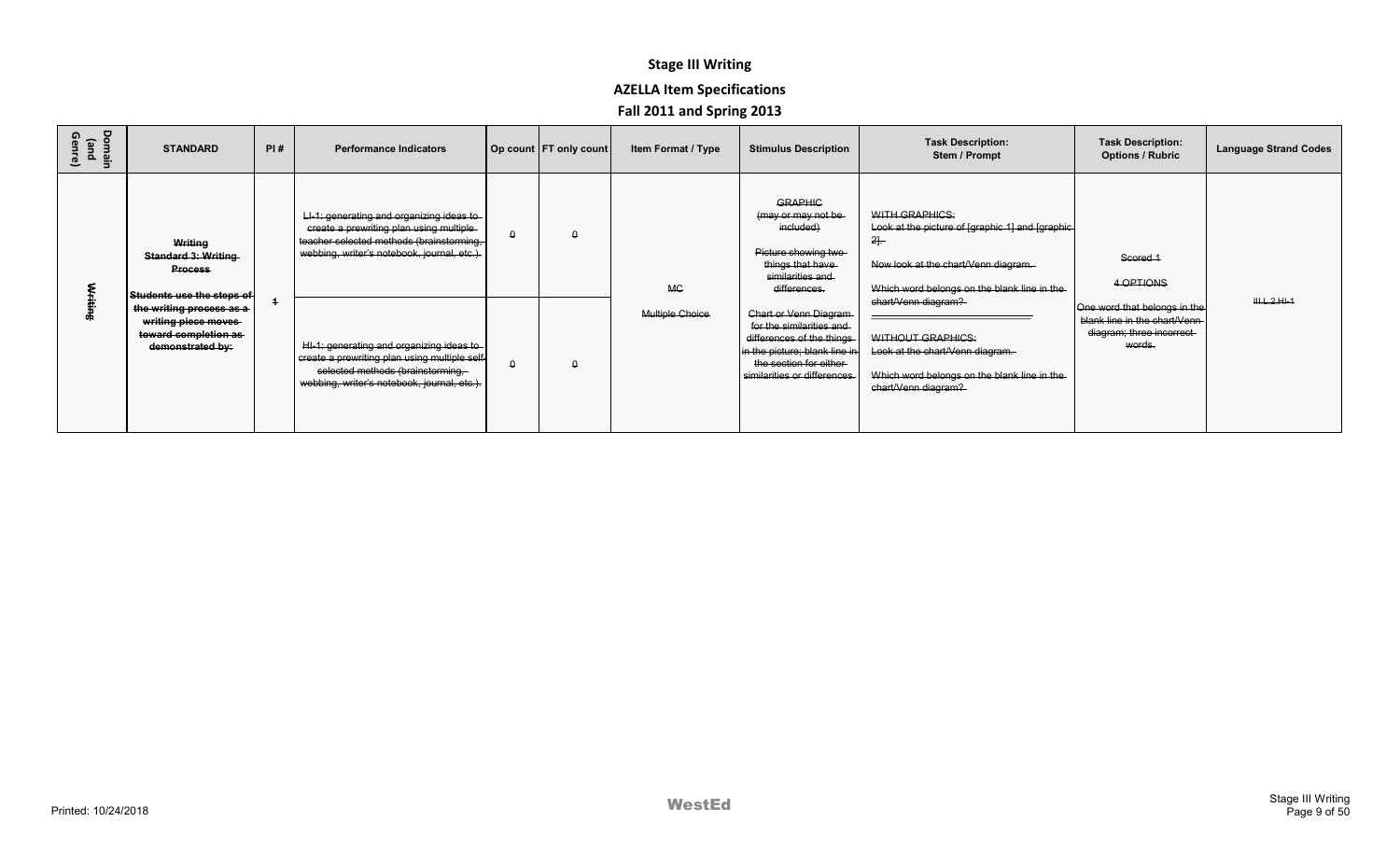# Stage III Writing

## AZELLA Item Specifications

## Fall 2011 and Spring 2013

| Domain (and Genre) | STANDARD | PI # | Performance Indicators | Op count | FT only count | Item Format / Type | Stimulus Description | Task Description: Stem / Prompt | Task Description: Options / Rubric | Language Strand Codes |
|---|---|---|---|---|---|---|---|---|---|---|
| ~~Writing~~ | ~~**Writing Standard 3: Writing Process Students use the steps of the writing process as a writing piece moves toward completion as demonstrated by:**~~ | ~~1~~ | ~~LI-1: generating and organizing ideas to create a prewriting plan using multiple teacher selected methods (brainstorming, webbing, writer's notebook, journal, etc.).~~ | ~~0~~ | ~~0~~ | ~~MC Multiple Choice~~ | ~~GRAPHIC (may or may not be included) Picture showing two things that have similarities and differences.~~ | ~~WITH GRAPHICS: Look at the picture of [graphic 1] and [graphic 2]. Now look at the chart/Venn diagram. Which word belongs on the blank line in the chart/Venn diagram? ____________________~~ | ~~Scored 1 4 OPTIONS One word that belongs in the blank line in the chart/Venn diagram; three incorrect words.~~ | ~~III.L.2.HI-1~~ |
| | | | ~~HI-1: generating and organizing ideas to create a prewriting plan using multiple self-selected methods (brainstorming, webbing, writer's notebook, journal, etc.).~~ | ~~0~~ | ~~0~~ | | ~~Chart or Venn Diagram for the similarities and differences of the things in the picture; blank line in the section for either similarities or differences.~~ | ~~WITHOUT GRAPHICS: Look at the chart/Venn diagram. Which word belongs on the blank line in the chart/Venn diagram?~~ | | |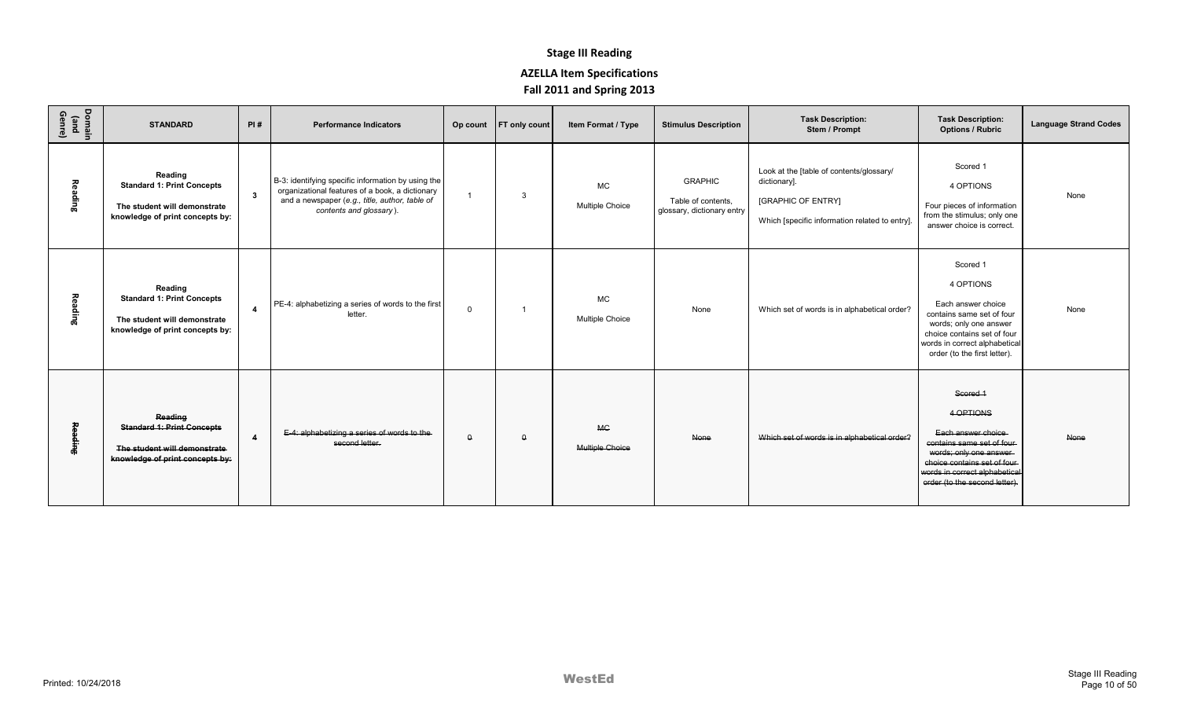# Stage III Reading

## AZELLA Item Specifications

## Fall 2011 and Spring 2013

| Domain (and Genre) | STANDARD | PI # | Performance Indicators | Op count | FT only count | Item Format / Type | Stimulus Description | Task Description: Stem / Prompt | Task Description: Options / Rubric | Language Strand Codes |
|---|---|---|---|---|---|---|---|---|---|---|
| Reading | **Reading** **Standard 1: Print Concepts** **The student will demonstrate knowledge of print concepts by:** | **3** | B-3: identifying specific information by using the organizational features of a book, a dictionary and a newspaper (*e.g., title, author, table of contents and glossary*). | 1 | 3 | MC Multiple Choice | GRAPHIC Table of contents, glossary, dictionary entry | Look at the [table of contents/glossary/ dictionary]. [GRAPHIC OF ENTRY] Which [specific information related to entry]. | Scored 1 4 OPTIONS Four pieces of information from the stimulus; only one answer choice is correct. | None |
| Reading | **Reading** **Standard 1: Print Concepts** **The student will demonstrate knowledge of print concepts by:** | **4** | PE-4: alphabetizing a series of words to the first letter. | 0 | 1 | MC Multiple Choice | None | Which set of words is in alphabetical order? | Scored 1 4 OPTIONS Each answer choice contains same set of four words; only one answer choice contains set of four words in correct alphabetical order (to the first letter). | None |
| ~~Reading~~ | ~~**Reading** **Standard 1: Print Concepts** **The student will demonstrate knowledge of print concepts by:**~~ | ~~**4**~~ | ~~E-4: alphabetizing a series of words to the second letter.~~ | ~~0~~ | ~~0~~ | ~~MC Multiple Choice~~ | ~~None~~ | ~~Which set of words is in alphabetical order?~~ | ~~Scored 1 4 OPTIONS Each answer choice contains same set of four words; only one answer choice contains set of four words in correct alphabetical order (to the second letter).~~ | ~~None~~ |

Printed: 10/24/2018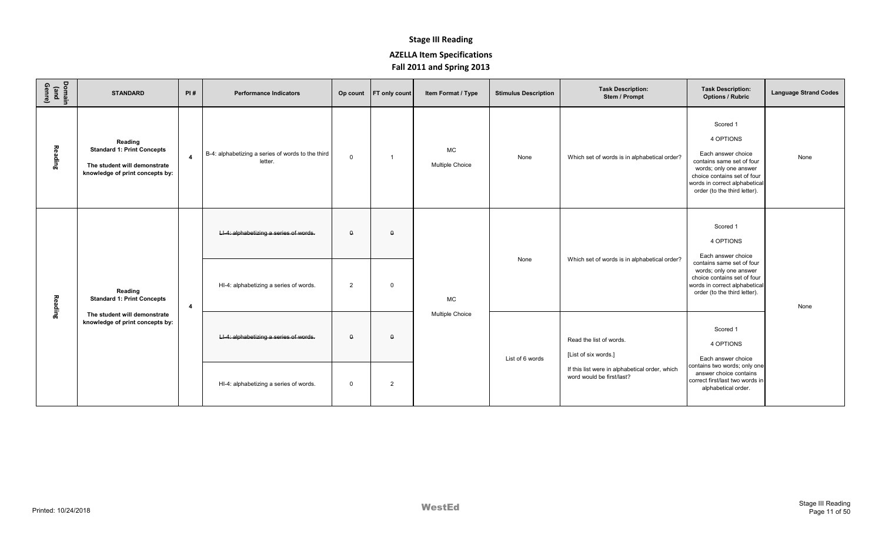# Stage III Reading

## AZELLA Item Specifications

## Fall 2011 and Spring 2013

| Domain (and Genre) | STANDARD | PI # | Performance Indicators | Op count | FT only count | Item Format / Type | Stimulus Description | Task Description: Stem / Prompt | Task Description: Options / Rubric | Language Strand Codes |
|---|---|---|---|---|---|---|---|---|---|---|
| Reading | Reading **Standard 1: Print Concepts** The student will demonstrate knowledge of print concepts by: | 4 | B-4: alphabetizing a series of words to the third letter. | 0 | 1 | MC Multiple Choice | None | Which set of words is in alphabetical order? | Scored 1 4 OPTIONS Each answer choice contains same set of four words; only one answer choice contains set of four words in correct alphabetical order (to the third letter). | None |
| Reading | Reading **Standard 1: Print Concepts** The student will demonstrate knowledge of print concepts by: | 4 | ~~LI-4: alphabetizing a series of words.~~ | ~~0~~ | ~~0~~ | MC Multiple Choice | None | Which set of words is in alphabetical order? | Scored 1 4 OPTIONS Each answer choice contains same set of four words; only one answer choice contains set of four words in correct alphabetical order (to the third letter). | None |
| | | | HI-4: alphabetizing a series of words. | 2 | 0 | | | | | |
| | | | ~~LI-4: alphabetizing a series of words.~~ | ~~0~~ | ~~0~~ | | List of 6 words | Read the list of words. [List of six words.] If this list were in alphabetical order, which word would be first/last? | Scored 1 4 OPTIONS Each answer choice contains two words; only one answer choice contains correct first/last two words in alphabetical order. | |
| | | | HI-4: alphabetizing a series of words. | 0 | 2 | | | | | |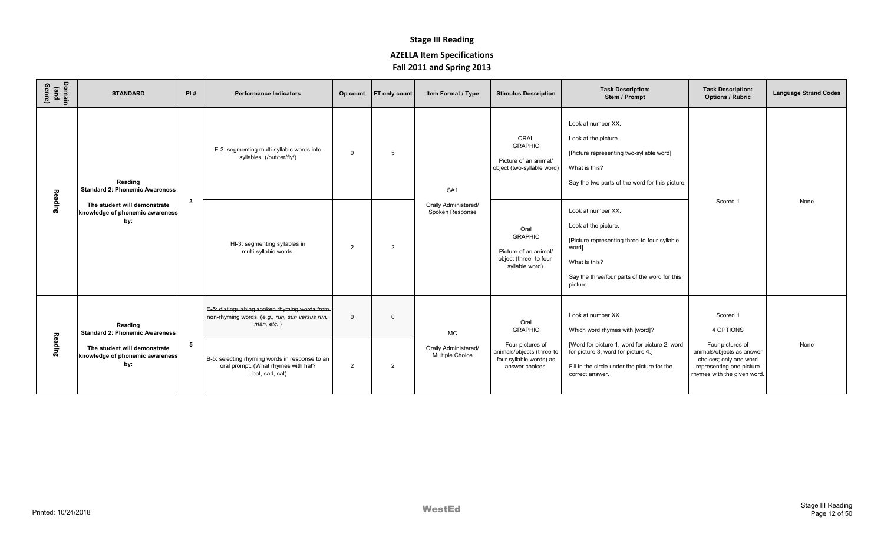# Stage III Reading

## AZELLA Item Specifications

## Fall 2011 and Spring 2013

| Domain (and Genre) | STANDARD | PI # | Performance Indicators | Op count | FT only count | Item Format / Type | Stimulus Description | Task Description: Stem / Prompt | Task Description: Options / Rubric | Language Strand Codes |
|---|---|---|---|---|---|---|---|---|---|---|
| Reading | **Reading** **Standard 2: Phonemic Awareness** **The student will demonstrate knowledge of phonemic awareness by:** | 3 | E-3: segmenting multi-syllabic words into syllables. (/but/ter/fly/) | 0 | 5 | SA1 Orally Administered/ Spoken Response | ORAL GRAPHIC Picture of an animal/ object (two-syllable word) | Look at number XX. Look at the picture. [Picture representing two-syllable word] What is this? Say the two parts of the word for this picture. | Scored 1 | None |
| | | | HI-3: segmenting syllables in multi-syllabic words. | 2 | 2 | | Oral GRAPHIC Picture of an animal/ object (three- to four-syllable word). | Look at number XX. Look at the picture. [Picture representing three-to-four-syllable word] What is this? Say the three/four parts of the word for this picture. | | |
| Reading | **Reading** **Standard 2: Phonemic Awareness** **The student will demonstrate knowledge of phonemic awareness by:** | 5 | ~~E-5: distinguishing spoken rhyming words from non-rhyming words. (*e.g., run, sun versus run, man, etc.*)~~ | ~~0~~ | ~~0~~ | MC Orally Administered/ Multiple Choice | Oral GRAPHIC Four pictures of animals/objects (three-to four-syllable words) as answer choices. | Look at number XX. Which word rhymes with [word]? [Word for picture 1, word for picture 2, word for picture 3, word for picture 4.] Fill in the circle under the picture for the correct answer. | Scored 1 4 OPTIONS Four pictures of animals/objects as answer choices; only one word representing one picture rhymes with the given word. | None |
| | | | B-5: selecting rhyming words in response to an oral prompt. (What rhymes with hat? –bat, sad, cat) | 2 | 2 | | | | | |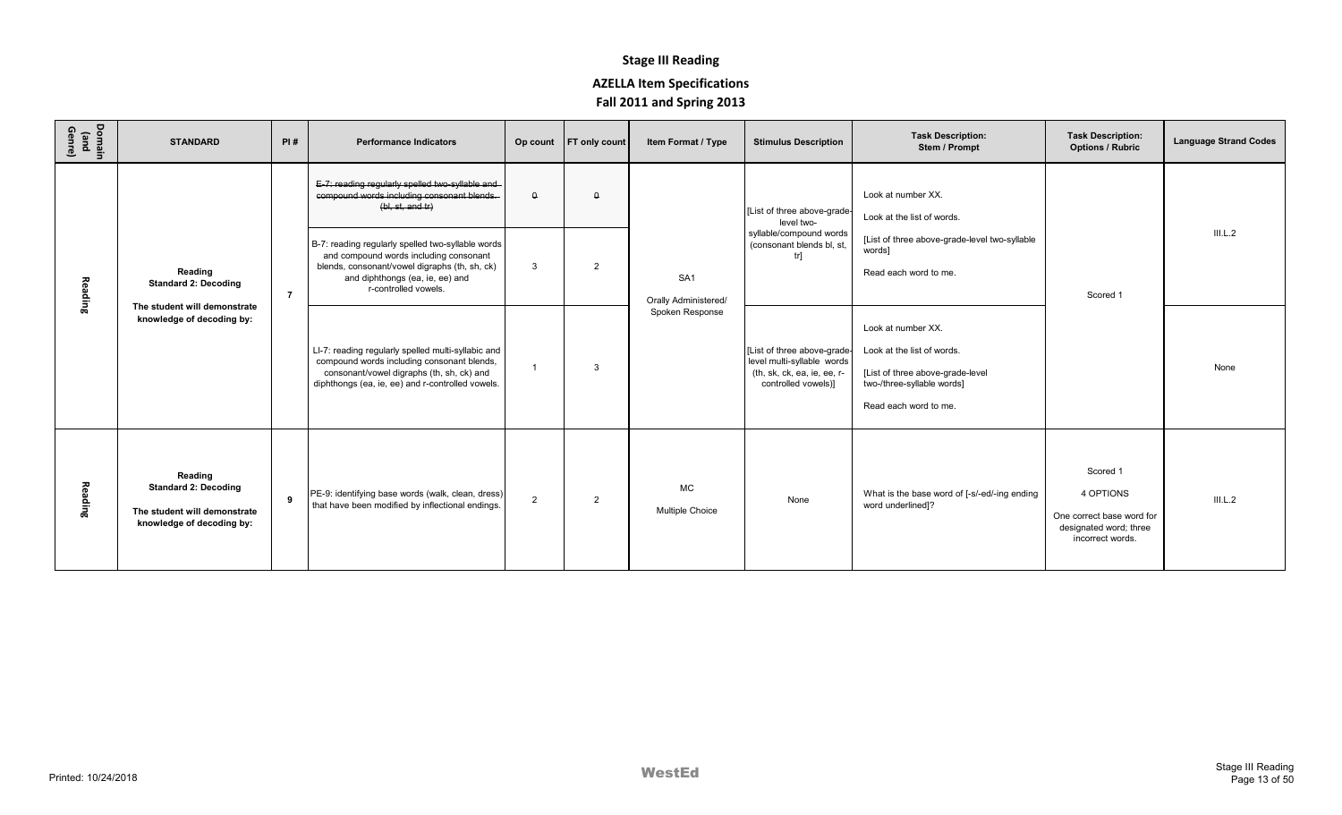# Stage III Reading

## AZELLA Item Specifications

## Fall 2011 and Spring 2013

| Domain (and Genre) | STANDARD | PI # | Performance Indicators | Op count | FT only count | Item Format / Type | Stimulus Description | Task Description: Stem / Prompt | Task Description: Options / Rubric | Language Strand Codes |
|---|---|---|---|---|---|---|---|---|---|---|
| Reading | **Reading** **Standard 2: Decoding** **The student will demonstrate knowledge of decoding by:** | **7** | ~~E-7: reading regularly spelled two-syllable and compound words including consonant blends (bl, st, and tr)~~ | ~~0~~ | ~~0~~ | SA1 Orally Administered/ Spoken Response | [List of three above-grade-level two-syllable/compound words (consonant blends bl, st, tr)] | Look at number XX. Look at the list of words. [List of three above-grade-level two-syllable words] Read each word to me. | Scored 1 | III.L.2 |
| | | | B-7: reading regularly spelled two-syllable words and compound words including consonant blends, consonant/vowel digraphs (th, sh, ck) and diphthongs (ea, ie, ee) and r-controlled vowels. | 3 | 2 | | | | | |
| | | | LI-7: reading regularly spelled multi-syllabic and compound words including consonant blends, consonant/vowel digraphs (th, sh, ck) and diphthongs (ea, ie, ee) and r-controlled vowels. | 1 | 3 | | [List of three above-grade-level multi-syllable words (th, sk, ck, ea, ie, ee, r-controlled vowels)] | Look at number XX. Look at the list of words. [List of three above-grade-level two-/three-syllable words] Read each word to me. | | None |
| Reading | **Reading** **Standard 2: Decoding** **The student will demonstrate knowledge of decoding by:** | **9** | PE-9: identifying base words (walk, clean, dress) that have been modified by inflectional endings. | 2 | 2 | MC Multiple Choice | None | What is the base word of [-s/-ed/-ing ending word underlined]? | Scored 1 4 OPTIONS One correct base word for designated word; three incorrect words. | III.L.2 |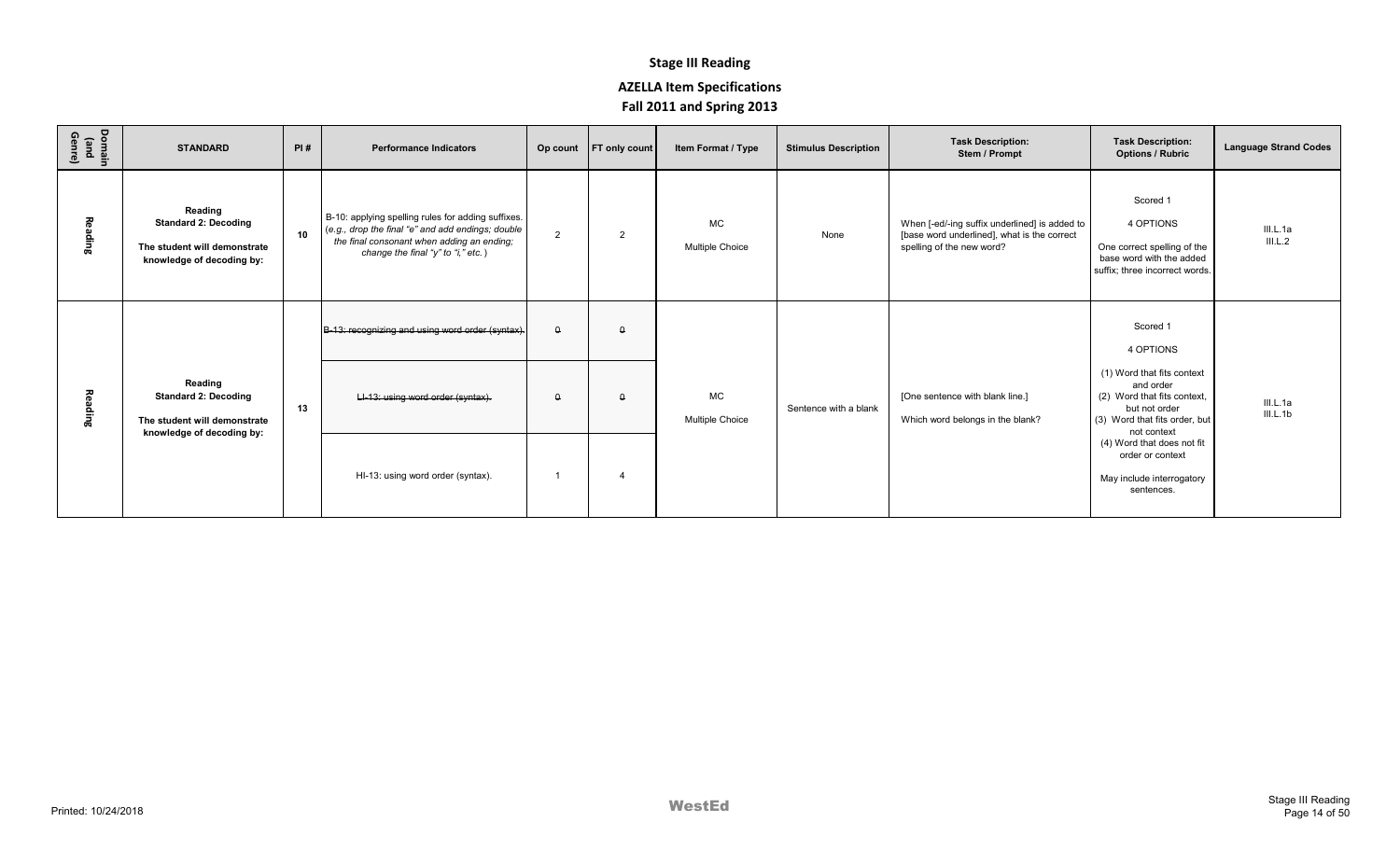# Stage III Reading

## AZELLA Item Specifications

## Fall 2011 and Spring 2013

| Domain (and Genre) | STANDARD | PI # | Performance Indicators | Op count | FT only count | Item Format / Type | Stimulus Description | Task Description: Stem / Prompt | Task Description: Options / Rubric | Language Strand Codes |
|---|---|---|---|---|---|---|---|---|---|---|
| Reading | **Reading** **Standard 2: Decoding** **The student will demonstrate knowledge of decoding by:** | 10 | B-10: applying spelling rules for adding suffixes. (*e.g., drop the final "e" and add endings; double the final consonant when adding an ending; change the final "y" to "i," etc.*) | 2 | 2 | MC Multiple Choice | None | When [-ed/-ing suffix underlined] is added to [base word underlined], what is the correct spelling of the new word? | Scored 1 4 OPTIONS One correct spelling of the base word with the added suffix; three incorrect words. | III.L.1a III.L.2 |
| Reading | **Reading** **Standard 2: Decoding** **The student will demonstrate knowledge of decoding by:** | 13 | ~~B-13: recognizing and using word order (syntax).~~ | ~~0~~ | ~~0~~ | MC Multiple Choice | Sentence with a blank | [One sentence with blank line.] Which word belongs in the blank? | Scored 1 4 OPTIONS (1) Word that fits context and order (2) Word that fits context, but not order (3) Word that fits order, but not context (4) Word that does not fit order or context May include interrogatory sentences. | III.L.1a III.L.1b |
| | | | ~~LI-13: using word order (syntax).~~ | ~~0~~ | ~~0~~ | | | | | |
| | | | HI-13: using word order (syntax). | 1 | 4 | | | | | |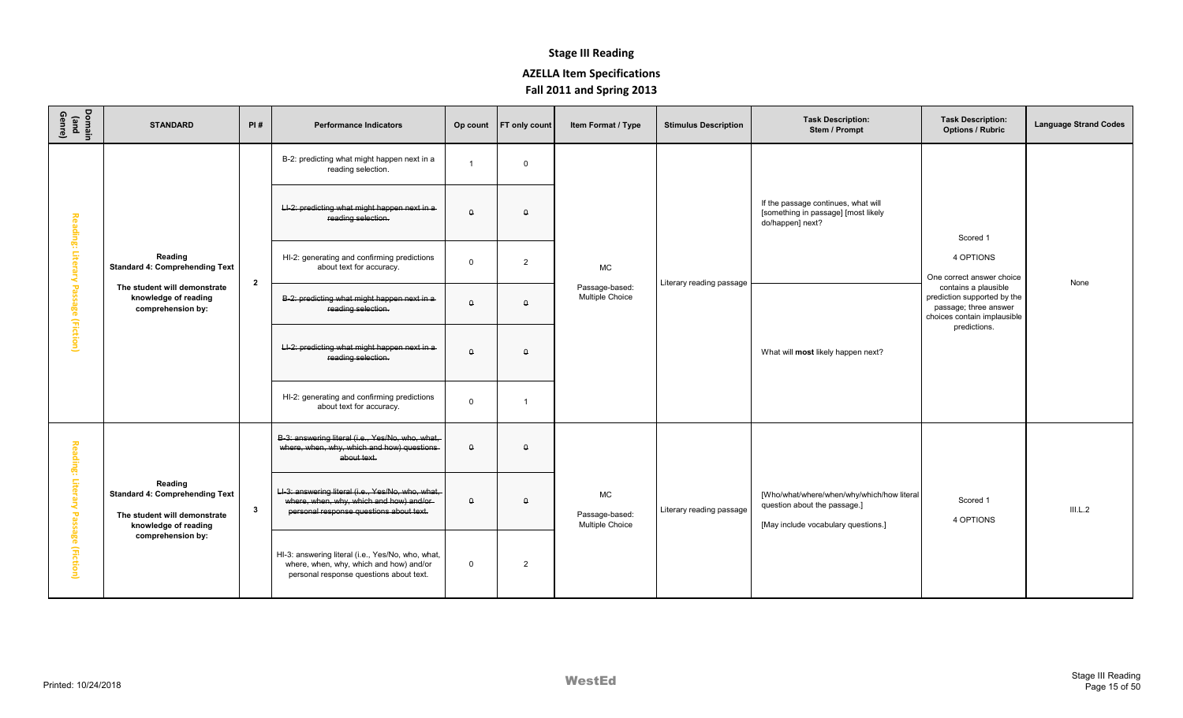# Stage III Reading

## AZELLA Item Specifications

## Fall 2011 and Spring 2013

| Domain (and Genre) | STANDARD | PI # | Performance Indicators | Op count | FT only count | Item Format / Type | Stimulus Description | Task Description: Stem / Prompt | Task Description: Options / Rubric | Language Strand Codes |
|---|---|---|---|---|---|---|---|---|---|---|
| Reading: Literary Passage (Fiction) | Reading Standard 4: Comprehending Text<br>The student will demonstrate knowledge of reading comprehension by: | 2 | B-2: predicting what might happen next in a reading selection. | 1 | 0 | MC<br>Passage-based: Multiple Choice | Literary reading passage | If the passage continues, what will [something in passage] [most likely do/happen] next? | Scored 1<br>4 OPTIONS<br>One correct answer choice contains a plausible prediction supported by the passage; three answer choices contain implausible predictions. | None |
| | | | ~~LI-2: predicting what might happen next in a reading selection.~~ | 0 | 0 | | | | | |
| | | | HI-2: generating and confirming predictions about text for accuracy. | 0 | 2 | | | | | |
| | | | ~~B-2: predicting what might happen next in a reading selection.~~ | 0 | 0 | | | What will **most** likely happen next? | | |
| | | | ~~LI-2: predicting what might happen next in a reading selection.~~ | 0 | 0 | | | | | |
| | | | HI-2: generating and confirming predictions about text for accuracy. | 0 | 1 | | | | | |
| Reading: Literary Passage (Fiction) | Reading Standard 4: Comprehending Text<br>The student will demonstrate knowledge of reading comprehension by: | 3 | ~~B-3: answering literal (i.e., Yes/No, who, what, where, when, why, which and how) questions about text.~~ | 0 | 0 | MC<br>Passage-based: Multiple Choice | Literary reading passage | [Who/what/where/when/why/which/how literal question about the passage.]<br>[May include vocabulary questions.] | Scored 1<br>4 OPTIONS | III.L.2 |
| | | | ~~LI-3: answering literal (i.e., Yes/No, who, what, where, when, why, which and how) and/or personal response questions about text.~~ | 0 | 0 | | | | | |
| | | | HI-3: answering literal (i.e., Yes/No, who, what, where, when, why, which and how) and/or personal response questions about text. | 0 | 2 | | | | | |

Printed: 10/24/2018

WestEd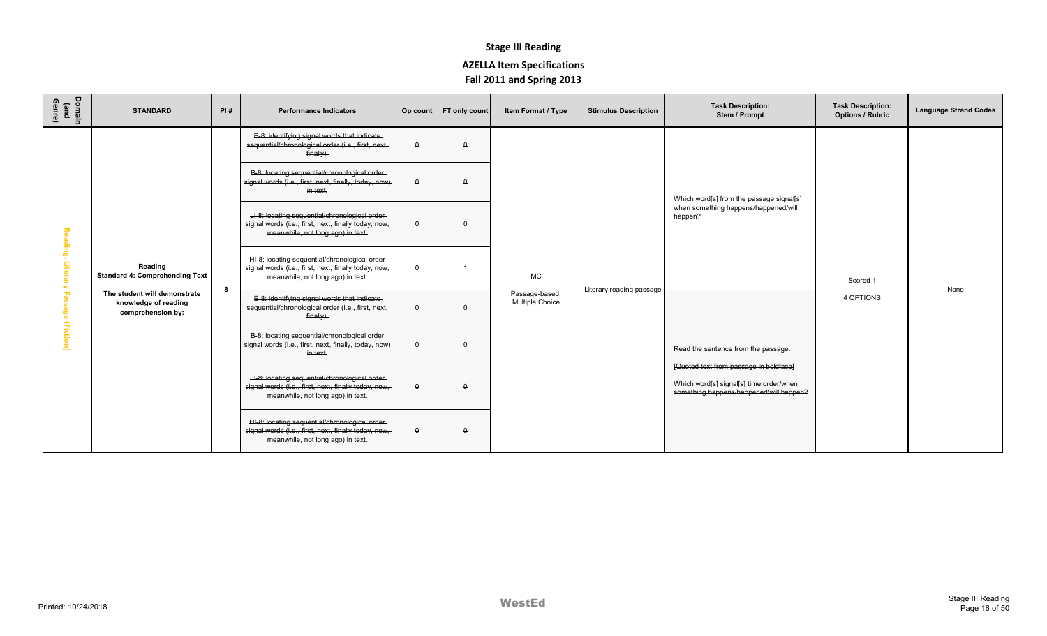# Stage III Reading

## AZELLA Item Specifications

## Fall 2011 and Spring 2013

| Domain (and Genre) | STANDARD | PI # | Performance Indicators | Op count | FT only count | Item Format / Type | Stimulus Description | Task Description: Stem / Prompt | Task Description: Options / Rubric | Language Strand Codes |
|---|---|---|---|---|---|---|---|---|---|---|
| Reading: Literary Passage (Fiction) | Reading Standard 4: Comprehending Text<br>The student will demonstrate knowledge of reading comprehension by: | 8 | ~~E-8: identifying signal words that indicate sequential/chronological order (i.e., first, next, finally).~~ | ~~0~~ | ~~0~~ | MC<br>Passage-based: Multiple Choice | Literary reading passage | Which word[s] from the passage signal[s] when something happens/happened/will happen? | Scored 1<br>4 OPTIONS | None |
| | | | ~~B-8: locating sequential/chronological order signal words (i.e., first, next, finally, today, now) in text.~~ | ~~0~~ | ~~0~~ | | | | | |
| | | | ~~LI-8: locating sequential/chronological order signal words (i.e., first, next, finally today, now, meanwhile, not long ago) in text.~~ | ~~0~~ | ~~0~~ | | | | | |
| | | | HI-8: locating sequential/chronological order signal words (i.e., first, next, finally today, now, meanwhile, not long ago) in text. | 0 | 1 | | | | | |
| | | | ~~E-8: identifying signal words that indicate sequential/chronological order (i.e., first, next, finally).~~ | ~~0~~ | ~~0~~ | | | ~~Read the sentence from the passage.~~<br>~~[Quoted text from passage in boldface]~~<br>~~Which word[s] signal[s] time order/when something happens/happened/will happen?~~ | | |
| | | | ~~B-8: locating sequential/chronological order signal words (i.e., first, next, finally, today, now) in text.~~ | ~~0~~ | ~~0~~ | | | | | |
| | | | ~~LI-8: locating sequential/chronological order signal words (i.e., first, next, finally today, now, meanwhile, not long ago) in text.~~ | ~~0~~ | ~~0~~ | | | | | |
| | | | ~~HI-8: locating sequential/chronological order signal words (i.e., first, next, finally today, now, meanwhile, not long ago) in text.~~ | ~~0~~ | ~~0~~ | | | | | |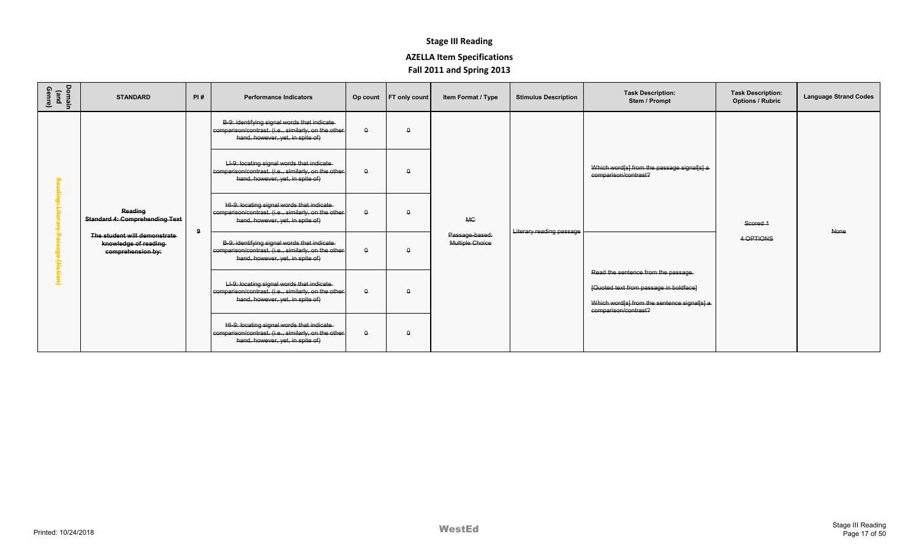# Stage III Reading

## AZELLA Item Specifications

## Fall 2011 and Spring 2013

| Domain (and Genre) | STANDARD | PI # | Performance Indicators | Op count | FT only count | Item Format / Type | Stimulus Description | Task Description: Stem / Prompt | Task Description: Options / Rubric | Language Strand Codes |
|---|---|---|---|---|---|---|---|---|---|---|
| ~~Reading: Literary Passage (Fiction)~~ | ~~Reading Standard 4: Comprehending Text~~ ~~The student will demonstrate knowledge of reading comprehension by:~~ | ~~9~~ | ~~B-9: identifying signal words that indicate comparison/contrast. (i.e., similarly, on the other hand, however, yet, in spite of)~~ | ~~0~~ | ~~0~~ | ~~MC~~ ~~Passage-based: Multiple Choice~~ | ~~Literary reading passage~~ | ~~Which word[s] from the passage signal[s] a comparison/contrast?~~ | ~~Scored 1~~ ~~4 OPTIONS~~ | ~~None~~ |
| | | | ~~LI-9: locating signal words that indicate comparison/contrast. (i.e., similarly, on the other hand, however, yet, in spite of)~~ | ~~0~~ | ~~0~~ | | | | | |
| | | | ~~HI-9: locating signal words that indicate comparison/contrast. (i.e., similarly, on the other hand, however, yet, in spite of)~~ | ~~0~~ | ~~0~~ | | | | | |
| | | | ~~B-9: identifying signal words that indicate comparison/contrast. (i.e., similarly, on the other hand, however, yet, in spite of)~~ | ~~0~~ | ~~0~~ | | | ~~Read the sentence from the passage.~~ ~~[Quoted text from passage in boldface]~~ ~~Which word[s] from the sentence signal[s] a comparison/contrast?~~ | | |
| | | | ~~LI-9: locating signal words that indicate comparison/contrast. (i.e., similarly, on the other hand, however, yet, in spite of)~~ | ~~0~~ | ~~0~~ | | | | | |
| | | | ~~HI-9: locating signal words that indicate comparison/contrast. (i.e., similarly, on the other hand, however, yet, in spite of)~~ | ~~0~~ | ~~0~~ | | | | | |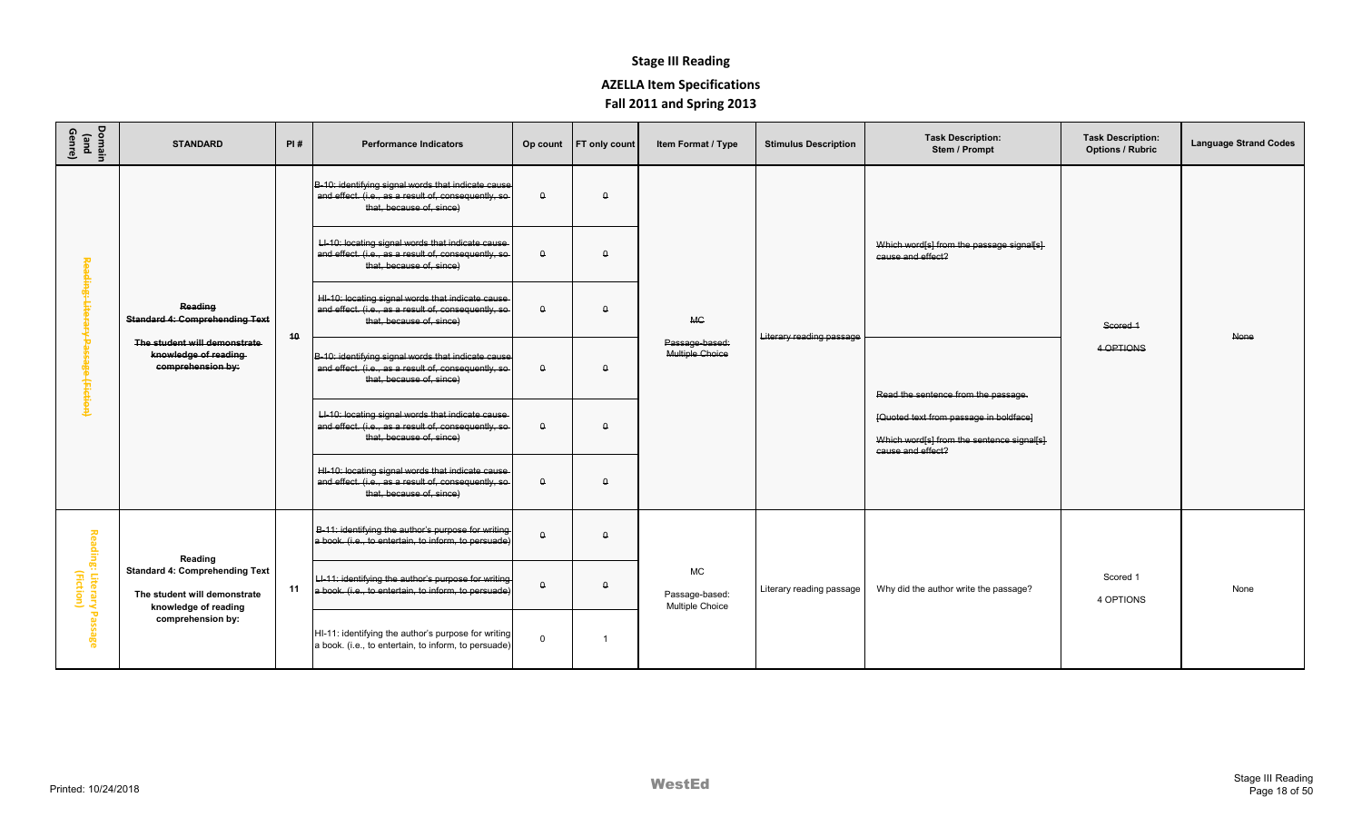# Stage III Reading

## AZELLA Item Specifications

## Fall 2011 and Spring 2013

| Domain (and Genre) | STANDARD | PI # | Performance Indicators | Op count | FT only count | Item Format / Type | Stimulus Description | Task Description: Stem / Prompt | Task Description: Options / Rubric | Language Strand Codes |
|---|---|---|---|---|---|---|---|---|---|---|
| ~~Reading: Literary Passage (Fiction)~~ | ~~Reading~~ ~~Standard 4: Comprehending Text~~ ~~The student will demonstrate knowledge of reading comprehension by:~~ | ~~10~~ | ~~B-10: identifying signal words that indicate cause and effect. (i.e., as a result of, consequently, so that, because of, since)~~ | ~~0~~ | ~~0~~ | ~~MC~~ ~~Passage-based: Multiple Choice~~ | ~~Literary reading passage~~ | ~~Which word[s] from the passage signal[s] cause and effect?~~ | ~~Scored 1~~ ~~4 OPTIONS~~ | ~~None~~ |
| | | | ~~LI-10: locating signal words that indicate cause and effect. (i.e., as a result of, consequently, so that, because of, since)~~ | ~~0~~ | ~~0~~ | | | | | |
| | | | ~~HI-10: locating signal words that indicate cause and effect. (i.e., as a result of, consequently, so that, because of, since)~~ | ~~0~~ | ~~0~~ | | | | | |
| | | | ~~B-10: identifying signal words that indicate cause and effect. (i.e., as a result of, consequently, so that, because of, since)~~ | ~~0~~ | ~~0~~ | | | ~~Read the sentence from the passage.~~ ~~[Quoted text from passage in boldface]~~ ~~Which word[s] from the sentence signal[s] cause and effect?~~ | | |
| | | | ~~LI-10: locating signal words that indicate cause and effect. (i.e., as a result of, consequently, so that, because of, since)~~ | ~~0~~ | ~~0~~ | | | | | |
| | | | ~~HI-10: locating signal words that indicate cause and effect. (i.e., as a result of, consequently, so that, because of, since)~~ | ~~0~~ | ~~0~~ | | | | | |
| Reading: Literary Passage (Fiction) | Reading Standard 4: Comprehending Text The student will demonstrate knowledge of reading comprehension by: | 11 | ~~B-11: identifying the author's purpose for writing a book. (i.e., to entertain, to inform, to persuade)~~ | ~~0~~ | ~~0~~ | MC Passage-based: Multiple Choice | Literary reading passage | Why did the author write the passage? | Scored 1 4 OPTIONS | None |
| | | | ~~LI-11: identifying the author's purpose for writing a book. (i.e., to entertain, to inform, to persuade)~~ | ~~0~~ | ~~0~~ | | | | | |
| | | | HI-11: identifying the author's purpose for writing a book. (i.e., to entertain, to inform, to persuade) | 0 | 1 | | | | | |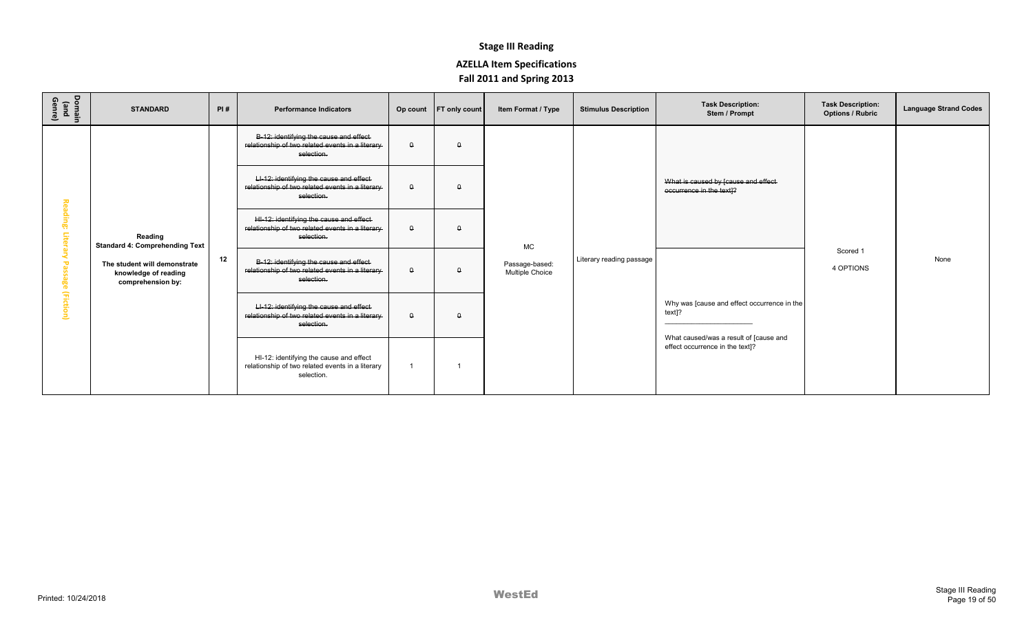# Stage III Reading

## AZELLA Item Specifications

### Fall 2011 and Spring 2013

| Domain (and Genre) | STANDARD | PI # | Performance Indicators | Op count | FT only count | Item Format / Type | Stimulus Description | Task Description: Stem / Prompt | Task Description: Options / Rubric | Language Strand Codes |
|---|---|---|---|---|---|---|---|---|---|---|
| Reading: Literary Passage (Fiction) | Reading Standard 4: Comprehending Text<br>The student will demonstrate knowledge of reading comprehension by: | 12 | ~~B-12: identifying the cause and effect relationship of two related events in a literary selection.~~ | ~~0~~ | ~~0~~ | MC<br>Passage-based: Multiple Choice | Literary reading passage | ~~What is caused by [cause and effect occurrence in the text]?~~ | Scored 1<br>4 OPTIONS | None |
| | | | ~~LI-12: identifying the cause and effect relationship of two related events in a literary selection.~~ | ~~0~~ | ~~0~~ | | | | | |
| | | | ~~HI-12: identifying the cause and effect relationship of two related events in a literary selection.~~ | ~~0~~ | ~~0~~ | | | | | |
| | | | ~~B-12: identifying the cause and effect relationship of two related events in a literary selection.~~ | ~~0~~ | ~~0~~ | | | Why was [cause and effect occurrence in the text]?<br>What caused/was a result of [cause and effect occurrence in the text]? | | |
| | | | ~~LI-12: identifying the cause and effect relationship of two related events in a literary selection.~~ | ~~0~~ | ~~0~~ | | | | | |
| | | | HI-12: identifying the cause and effect relationship of two related events in a literary selection. | 1 | 1 | | | | | |

Printed: 10/24/2018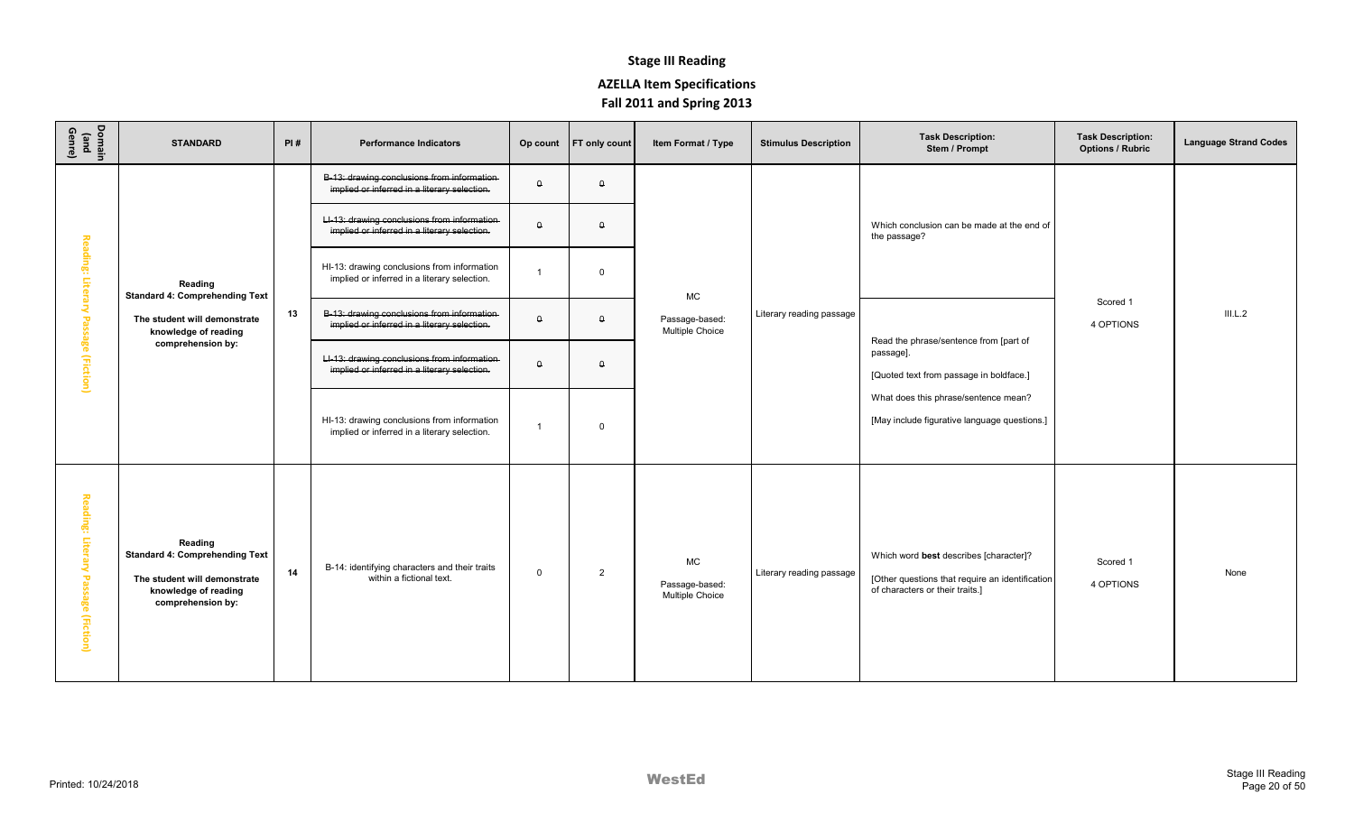# Stage III Reading

## AZELLA Item Specifications

## Fall 2011 and Spring 2013

| Domain (and Genre) | STANDARD | PI # | Performance Indicators | Op count | FT only count | Item Format / Type | Stimulus Description | Task Description: Stem / Prompt | Task Description: Options / Rubric | Language Strand Codes |
|---|---|---|---|---|---|---|---|---|---|---|
| Reading: Literary Passage (Fiction) | Reading Standard 4: Comprehending Text The student will demonstrate knowledge of reading comprehension by: | 13 | ~~B-13: drawing conclusions from information implied or inferred in a literary selection.~~ | ~~0~~ | ~~0~~ | MC Passage-based: Multiple Choice | Literary reading passage | Which conclusion can be made at the end of the passage? | Scored 1 4 OPTIONS | III.L.2 |
| | | | ~~LI-13: drawing conclusions from information implied or inferred in a literary selection.~~ | ~~0~~ | ~~0~~ | | | | | |
| | | | HI-13: drawing conclusions from information implied or inferred in a literary selection. | 1 | 0 | | | | | |
| | | | ~~B-13: drawing conclusions from information implied or inferred in a literary selection.~~ | ~~0~~ | ~~0~~ | | | Read the phrase/sentence from [part of passage]. [Quoted text from passage in boldface.] What does this phrase/sentence mean? [May include figurative language questions.] | | |
| | | | ~~LI-13: drawing conclusions from information implied or inferred in a literary selection.~~ | ~~0~~ | ~~0~~ | | | | | |
| | | | HI-13: drawing conclusions from information implied or inferred in a literary selection. | 1 | 0 | | | | | |
| Reading: Literary Passage (Fiction) | Reading Standard 4: Comprehending Text The student will demonstrate knowledge of reading comprehension by: | 14 | B-14: identifying characters and their traits within a fictional text. | 0 | 2 | MC Passage-based: Multiple Choice | Literary reading passage | Which word **best** describes [character]? [Other questions that require an identification of characters or their traits.] | Scored 1 4 OPTIONS | None |

Printed: 10/24/2018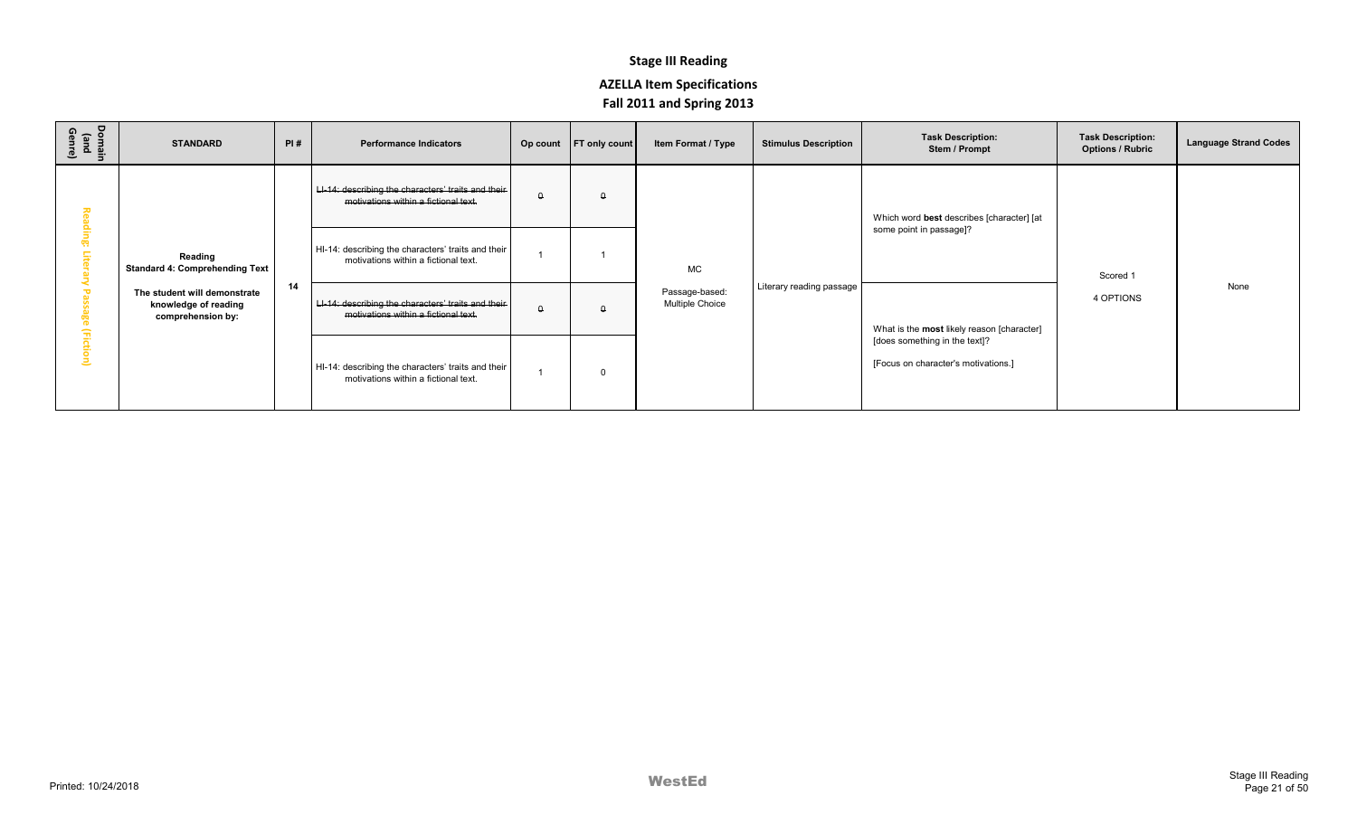# Stage III Reading

## AZELLA Item Specifications

## Fall 2011 and Spring 2013

| Domain (and Genre) | STANDARD | PI # | Performance Indicators | Op count | FT only count | Item Format / Type | Stimulus Description | Task Description: Stem / Prompt | Task Description: Options / Rubric | Language Strand Codes |
|---|---|---|---|---|---|---|---|---|---|---|
| Reading: Literary Passage (Fiction) | **Reading Standard 4: Comprehending Text** **The student will demonstrate knowledge of reading comprehension by:** | 14 | ~~LI-14: describing the characters' traits and their motivations within a fictional text.~~ | ~~0~~ | ~~0~~ | MC Passage-based: Multiple Choice | Literary reading passage | Which word **best** describes [character] [at some point in passage]? | Scored 1 4 OPTIONS | None |
| | | | HI-14: describing the characters' traits and their motivations within a fictional text. | 1 | 1 | | | | | |
| | | | ~~LI-14: describing the characters' traits and their motivations within a fictional text.~~ | ~~0~~ | ~~0~~ | | | What is the **most** likely reason [character] [does something in the text]? [Focus on character's motivations.] | | |
| | | | HI-14: describing the characters' traits and their motivations within a fictional text. | 1 | 0 | | | | | |

Printed: 10/24/2018

WestEd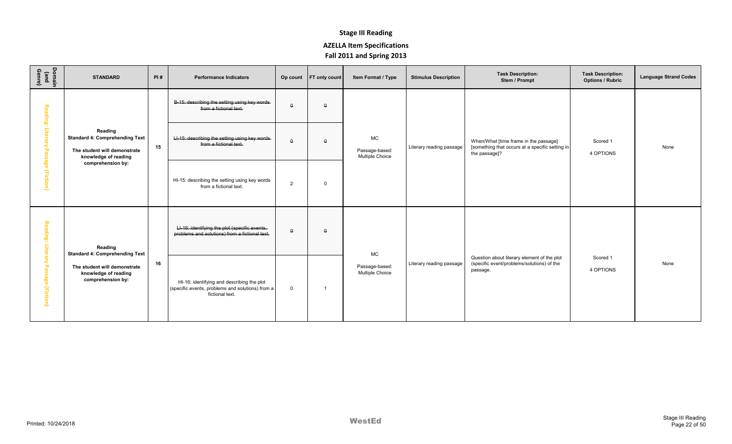# Stage III Reading

## AZELLA Item Specifications

## Fall 2011 and Spring 2013

| Domain (and Genre) | STANDARD | PI # | Performance Indicators | Op count | FT only count | Item Format / Type | Stimulus Description | Task Description: Stem / Prompt | Task Description: Options / Rubric | Language Strand Codes |
|---|---|---|---|---|---|---|---|---|---|---|
| Reading: Literary Passage (Fiction) | Reading<br>Standard 4: Comprehending Text<br>The student will demonstrate knowledge of reading comprehension by: | 15 | ~~B-15: describing the setting using key words from a fictional text.~~ | ~~0~~ | ~~0~~ | MC<br>Passage-based: Multiple Choice | Literary reading passage | When/What [time frame in the passage] [something that occurs at a specific setting in the passage]? | Scored 1<br>4 OPTIONS | None |
| | | | ~~LI-15: describing the setting using key words from a fictional text.~~ | ~~0~~ | ~~0~~ | | | | | |
| | | | HI-15: describing the setting using key words from a fictional text. | 2 | 0 | | | | | |
| Reading: Literary Passage (Fiction) | Reading<br>Standard 4: Comprehending Text<br>The student will demonstrate knowledge of reading comprehension by: | 16 | ~~LI-16: identifying the plot (specific events, problems and solutions) from a fictional text.~~ | ~~0~~ | ~~0~~ | MC<br>Passage-based: Multiple Choice | Literary reading passage | Question about literary element of the plot (specific event/problems/solutions) of the passage. | Scored 1<br>4 OPTIONS | None |
| | | | HI-16: identifying and describing the plot (specific events, problems and solutions) from a fictional text. | 0 | 1 | | | | | |

Printed: 10/24/2018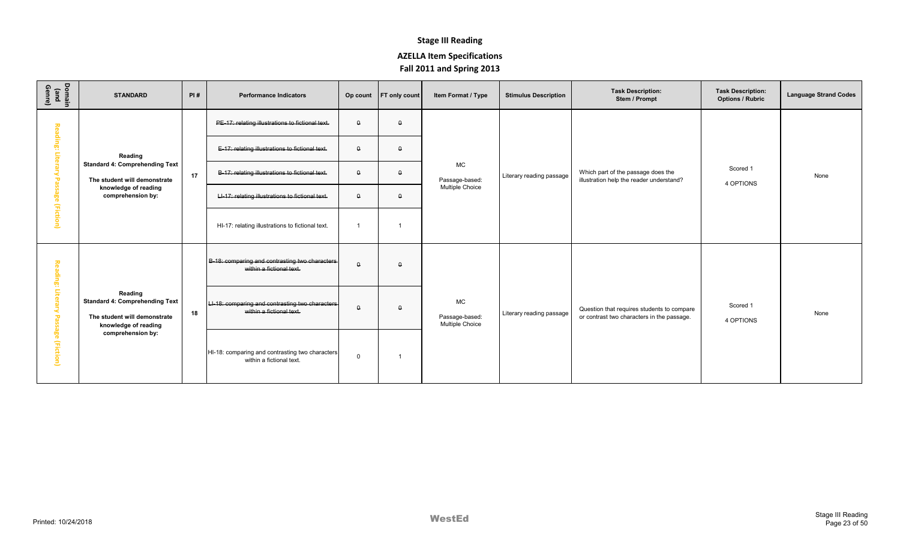# Stage III Reading

## AZELLA Item Specifications

## Fall 2011 and Spring 2013

| Domain (and Genre) | STANDARD | PI # | Performance Indicators | Op count | FT only count | Item Format / Type | Stimulus Description | Task Description: Stem / Prompt | Task Description: Options / Rubric | Language Strand Codes |
|---|---|---|---|---|---|---|---|---|---|---|
| Reading: Literary Passage (Fiction) | Reading **Standard 4: Comprehending Text** **The student will demonstrate knowledge of reading comprehension by:** | 17 | ~~PE-17: relating illustrations to fictional text.~~ | ~~0~~ | ~~0~~ | MC Passage-based: Multiple Choice | Literary reading passage | Which part of the passage does the illustration help the reader understand? | Scored 1 4 OPTIONS | None |
| | | | ~~E-17: relating illustrations to fictional text.~~ | ~~0~~ | ~~0~~ | | | | | |
| | | | ~~B-17: relating illustrations to fictional text.~~ | ~~0~~ | ~~0~~ | | | | | |
| | | | ~~LI-17: relating illustrations to fictional text.~~ | ~~0~~ | ~~0~~ | | | | | |
| | | | HI-17: relating illustrations to fictional text. | 1 | 1 | | | | | |
| Reading: Literary Passage (Fiction) | Reading **Standard 4: Comprehending Text** **The student will demonstrate knowledge of reading comprehension by:** | 18 | ~~B-18: comparing and contrasting two characters within a fictional text.~~ | ~~0~~ | ~~0~~ | MC Passage-based: Multiple Choice | Literary reading passage | Question that requires students to compare or contrast two characters in the passage. | Scored 1 4 OPTIONS | None |
| | | | ~~LI-18: comparing and contrasting two characters within a fictional text.~~ | ~~0~~ | ~~0~~ | | | | | |
| | | | HI-18: comparing and contrasting two characters within a fictional text. | 0 | 1 | | | | | |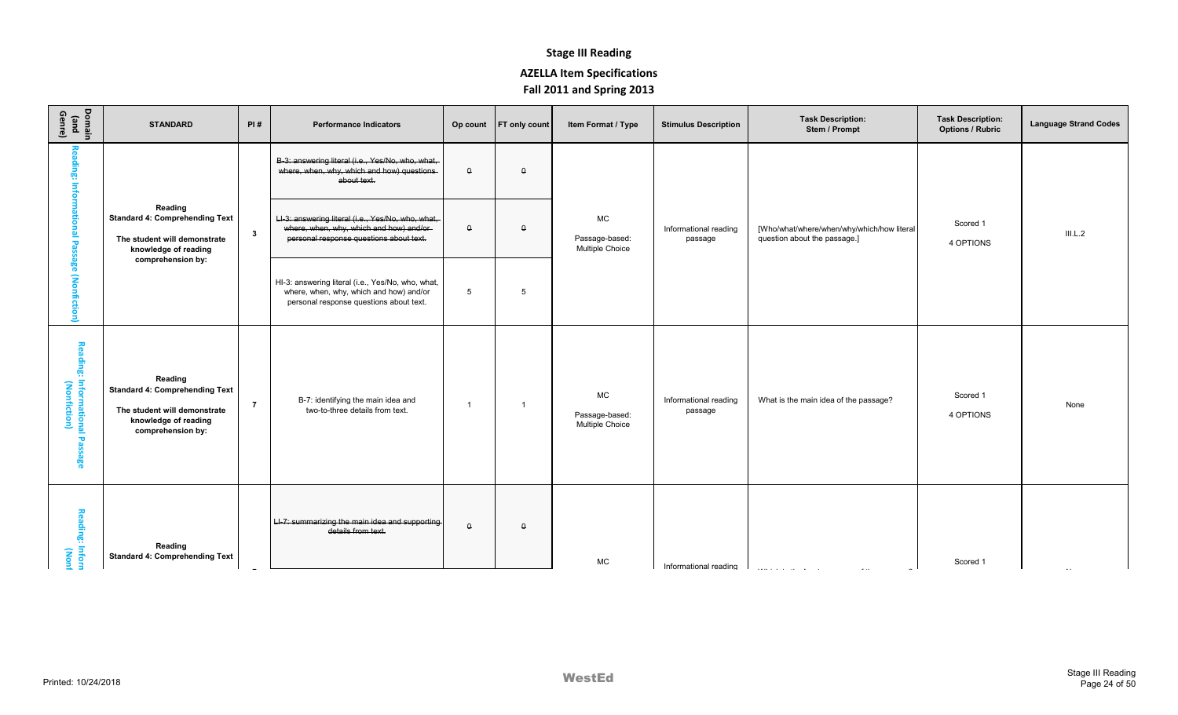# Stage III Reading

## AZELLA Item Specifications

### Fall 2011 and Spring 2013

| Domain (and Genre) | STANDARD | PI # | Performance Indicators | Op count | FT only count | Item Format / Type | Stimulus Description | Task Description: Stem / Prompt | Task Description: Options / Rubric | Language Strand Codes |
|---|---|---|---|---|---|---|---|---|---|---|
| Reading: Informational Passage (Nonfiction) | Reading<br>Standard 4: Comprehending Text<br><br>The student will demonstrate knowledge of reading comprehension by: | 3 | ~~B-3: answering literal (i.e., Yes/No, who, what, where, when, why, which and how) questions about text.~~ | ~~0~~ | ~~0~~ | MC<br><br>Passage-based: Multiple Choice | Informational reading passage | [Who/what/where/when/why/which/how literal question about the passage.] | Scored 1<br>4 OPTIONS | III.L.2 |
| | | | ~~LI-3: answering literal (i.e., Yes/No, who, what, where, when, why, which and how) and/or personal response questions about text.~~ | ~~0~~ | ~~0~~ | | | | | |
| | | | HI-3: answering literal (i.e., Yes/No, who, what, where, when, why, which and how) and/or personal response questions about text. | 5 | 5 | | | | | |
| Reading: Informational Passage (Nonfiction) | Reading<br>Standard 4: Comprehending Text<br><br>The student will demonstrate knowledge of reading comprehension by: | 7 | B-7: identifying the main idea and two-to-three details from text. | 1 | 1 | MC<br><br>Passage-based: Multiple Choice | Informational reading passage | What is the main idea of the passage? | Scored 1<br>4 OPTIONS | None |
| Reading: Inform (Nonf | Reading<br>Standard 4: Comprehending Text | | ~~LI-7: summarizing the main idea and supporting details from text.~~ | ~~0~~ | ~~0~~ | MC | Informational reading | | Scored 1 | |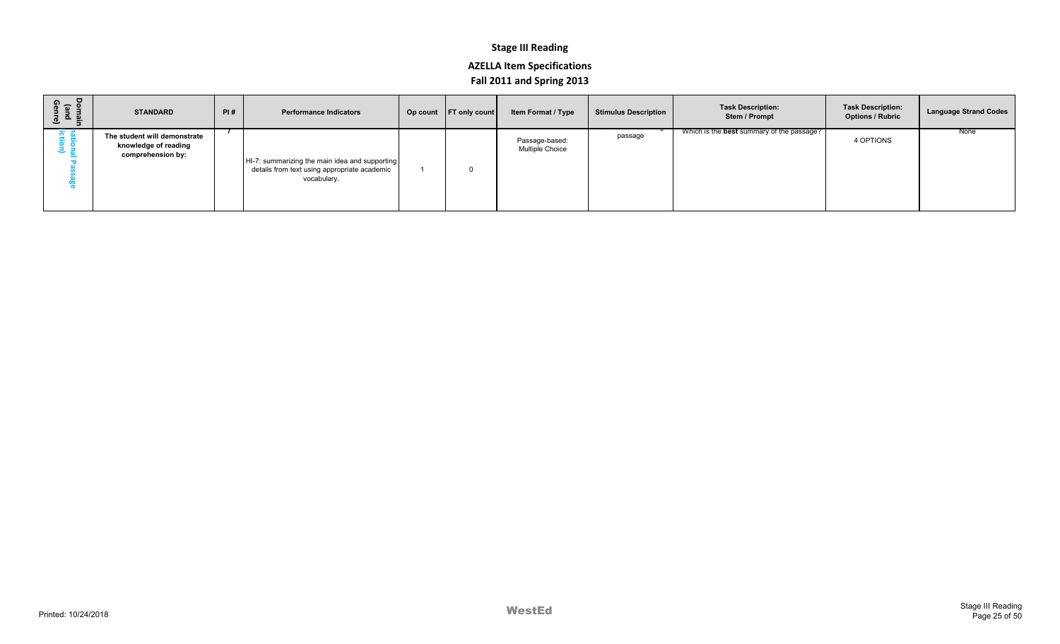# Stage III Reading

## AZELLA Item Specifications

## Fall 2011 and Spring 2013

| Domain (and Genre) | STANDARD | PI # | Performance Indicators | Op count | FT only count | Item Format / Type | Stimulus Description | Task Description: Stem / Prompt | Task Description: Options / Rubric | Language Strand Codes |
|---|---|---|---|---|---|---|---|---|---|---|
| national Passage iction) | The student will demonstrate knowledge of reading comprehension by: | 7 | HI-7: summarizing the main idea and supporting details from text using appropriate academic vocabulary. | 1 | 0 | Passage-based: Multiple Choice | passage | Which is the **best** summary of the passage? | 4 OPTIONS | None |

Printed: 10/24/2018

WestEd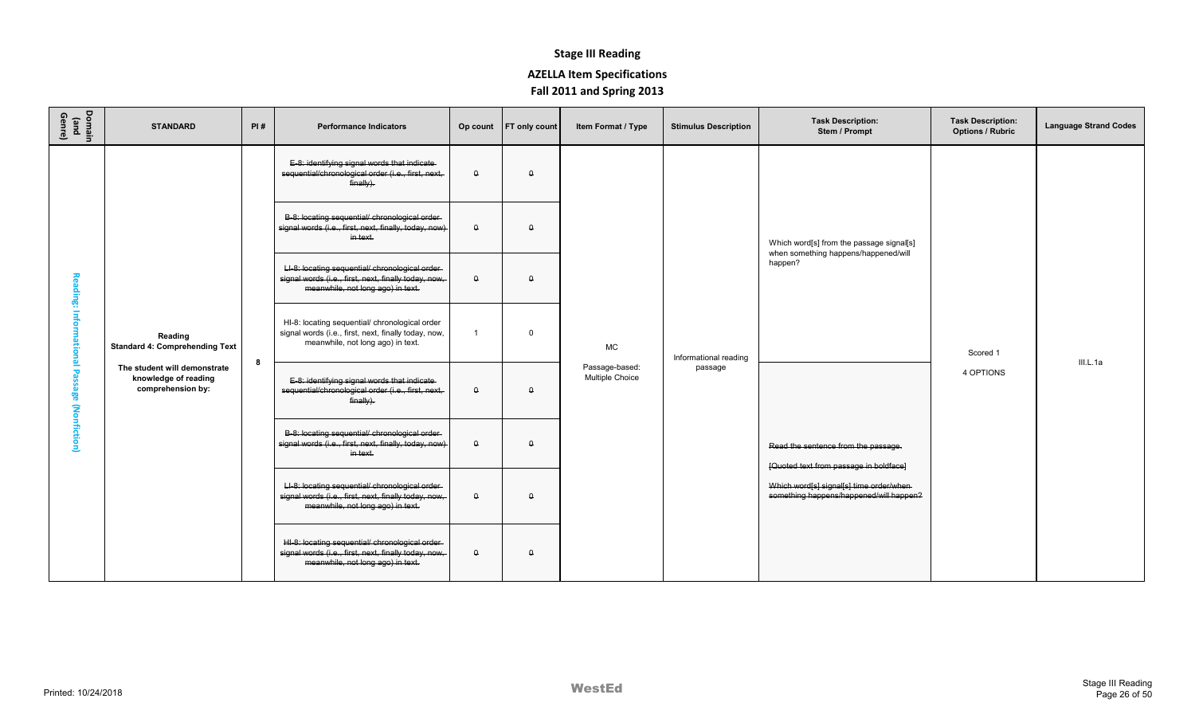# Stage III Reading

## AZELLA Item Specifications

### Fall 2011 and Spring 2013

| Domain (and Genre) | STANDARD | PI # | Performance Indicators | Op count | FT only count | Item Format / Type | Stimulus Description | Task Description: Stem / Prompt | Task Description: Options / Rubric | Language Strand Codes |
|---|---|---|---|---|---|---|---|---|---|---|
| Reading: Informational Passage (Nonfiction) | Reading<br>Standard 4: Comprehending Text<br><br>The student will demonstrate knowledge of reading comprehension by: | 8 | ~~E-8: identifying signal words that indicate sequential/chronological order (i.e., first, next, finally).~~ | 0 | 0 | MC<br><br>Passage-based: Multiple Choice | Informational reading passage | Which word[s] from the passage signal[s] when something happens/happened/will happen? | Scored 1<br><br>4 OPTIONS | III.L.1a |
| | | | ~~B-8: locating sequential/ chronological order signal words (i.e., first, next, finally, today, now) in text.~~ | 0 | 0 | | | | | |
| | | | ~~LI-8: locating sequential/ chronological order signal words (i.e., first, next, finally today, now, meanwhile, not long ago) in text.~~ | 0 | 0 | | | | | |
| | | | HI-8: locating sequential/ chronological order signal words (i.e., first, next, finally today, now, meanwhile, not long ago) in text. | 1 | 0 | | | | | |
| | | | ~~E-8: identifying signal words that indicate sequential/chronological order (i.e., first, next, finally).~~ | 0 | 0 | | | ~~Read the sentence from the passage.~~<br><br>~~[Quoted text from passage in boldface]~~<br><br>~~Which word[s] signal[s] time order/when something happens/happened/will happen?~~ | | |
| | | | ~~B-8: locating sequential/ chronological order signal words (i.e., first, next, finally, today, now) in text.~~ | 0 | 0 | | | | | |
| | | | ~~LI-8: locating sequential/ chronological order signal words (i.e., first, next, finally today, now, meanwhile, not long ago) in text.~~ | 0 | 0 | | | | | |
| | | | ~~HI-8: locating sequential/ chronological order signal words (i.e., first, next, finally today, now, meanwhile, not long ago) in text.~~ | 0 | 0 | | | | | |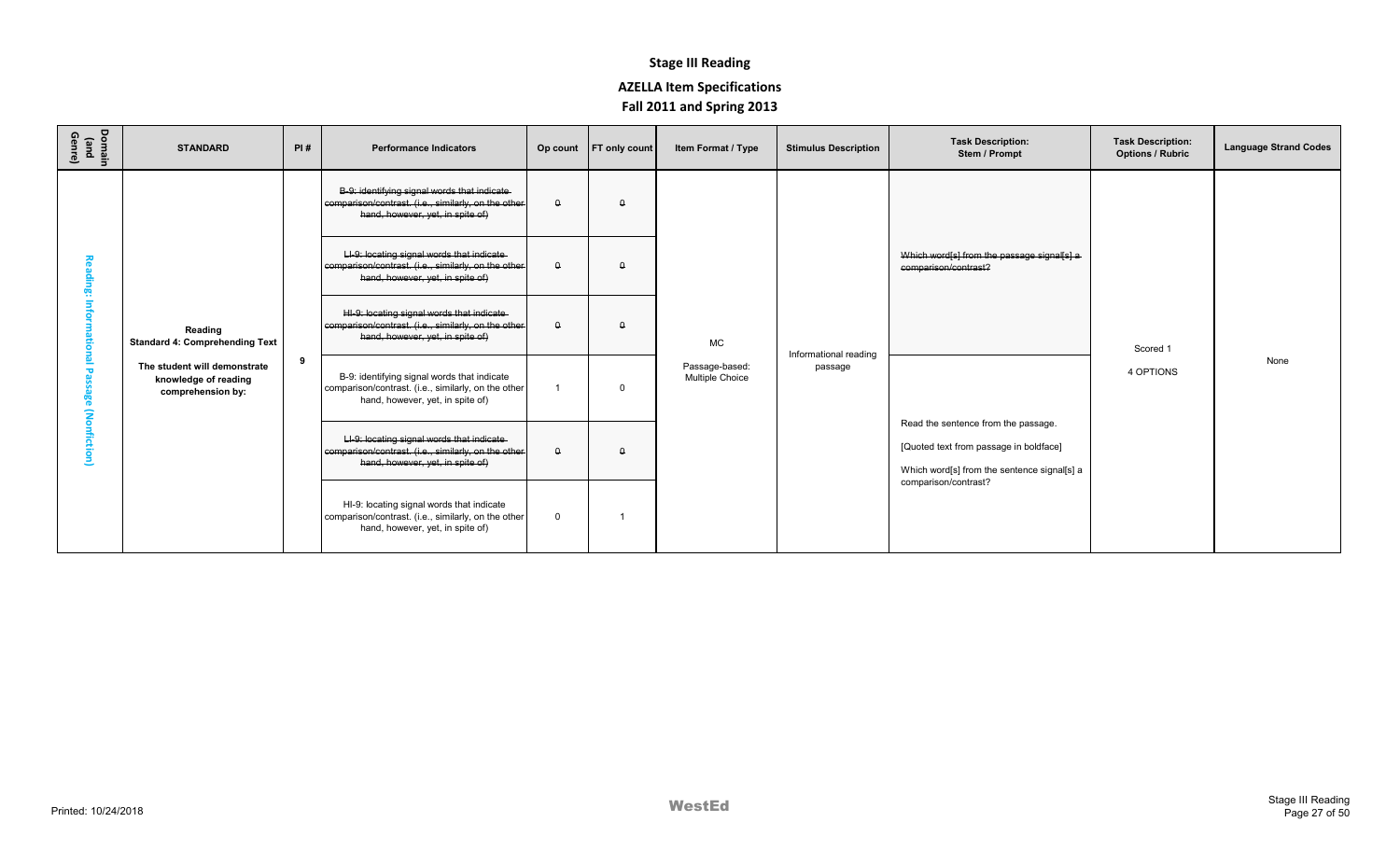# Stage III Reading

## AZELLA Item Specifications

## Fall 2011 and Spring 2013

| Domain (and Genre) | STANDARD | PI # | Performance Indicators | Op count | FT only count | Item Format / Type | Stimulus Description | Task Description: Stem / Prompt | Task Description: Options / Rubric | Language Strand Codes |
|---|---|---|---|---|---|---|---|---|---|---|
| Reading: Informational Passage (Nonfiction) | Reading Standard 4: Comprehending Text<br><br>The student will demonstrate knowledge of reading comprehension by: | 9 | ~~B-9: identifying signal words that indicate comparison/contrast. (i.e., similarly, on the other hand, however, yet, in spite of)~~ | ~~0~~ | ~~0~~ | MC<br><br>Passage-based: Multiple Choice | Informational reading passage | ~~Which word[s] from the passage signal[s] a comparison/contrast?~~ | Scored 1<br><br>4 OPTIONS | None |
| | | | ~~LI-9: locating signal words that indicate comparison/contrast. (i.e., similarly, on the other hand, however, yet, in spite of)~~ | ~~0~~ | ~~0~~ | | | | | |
| | | | ~~HI-9: locating signal words that indicate comparison/contrast. (i.e., similarly, on the other hand, however, yet, in spite of)~~ | ~~0~~ | ~~0~~ | | | | | |
| | | | B-9: identifying signal words that indicate comparison/contrast. (i.e., similarly, on the other hand, however, yet, in spite of) | 1 | 0 | | | Read the sentence from the passage.<br><br>[Quoted text from passage in boldface]<br><br>Which word[s] from the sentence signal[s] a comparison/contrast? | | |
| | | | ~~LI-9: locating signal words that indicate comparison/contrast. (i.e., similarly, on the other hand, however, yet, in spite of)~~ | ~~0~~ | ~~0~~ | | | | | |
| | | | HI-9: locating signal words that indicate comparison/contrast. (i.e., similarly, on the other hand, however, yet, in spite of) | 0 | 1 | | | | | |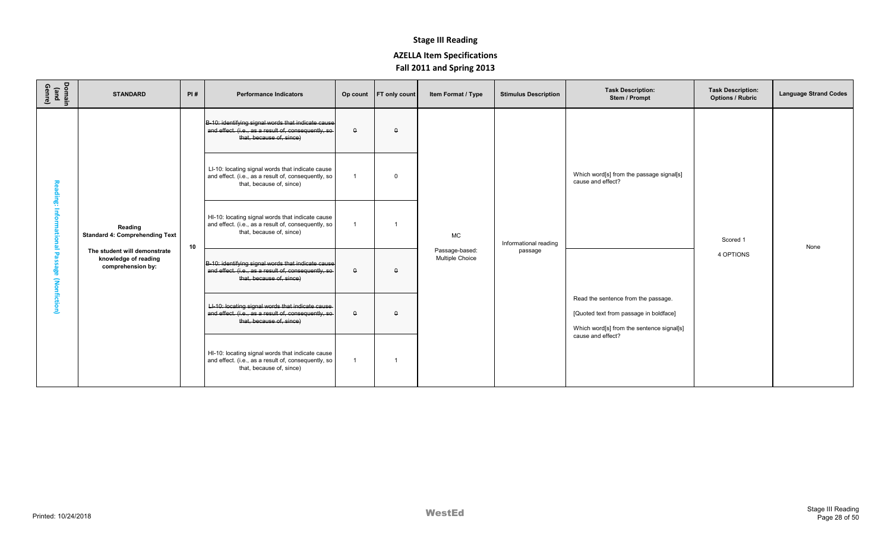# Stage III Reading

## AZELLA Item Specifications

## Fall 2011 and Spring 2013

| Domain (and Genre) | STANDARD | PI # | Performance Indicators | Op count | FT only count | Item Format / Type | Stimulus Description | Task Description: Stem / Prompt | Task Description: Options / Rubric | Language Strand Codes |
|---|---|---|---|---|---|---|---|---|---|---|
| Reading: Informational Passage (Nonfiction) | Reading Standard 4: Comprehending Text<br><br>The student will demonstrate knowledge of reading comprehension by: | 10 | ~~B-10: identifying signal words that indicate cause and effect. (i.e., as a result of, consequently, so that, because of, since)~~ | ~~0~~ | ~~0~~ | MC<br><br>Passage-based: Multiple Choice | Informational reading passage | Which word[s] from the passage signal[s] cause and effect? | Scored 1<br><br>4 OPTIONS | None |
| | | | LI-10: locating signal words that indicate cause and effect. (i.e., as a result of, consequently, so that, because of, since) | 1 | 0 | | | | | |
| | | | HI-10: locating signal words that indicate cause and effect. (i.e., as a result of, consequently, so that, because of, since) | 1 | 1 | | | | | |
| | | | ~~B-10: identifying signal words that indicate cause and effect. (i.e., as a result of, consequently, so that, because of, since)~~ | ~~0~~ | ~~0~~ | | | Read the sentence from the passage.<br><br>[Quoted text from passage in boldface]<br><br>Which word[s] from the sentence signal[s] cause and effect? | | |
| | | | ~~LI-10: locating signal words that indicate cause and effect. (i.e., as a result of, consequently, so that, because of, since)~~ | ~~0~~ | ~~0~~ | | | | | |
| | | | HI-10: locating signal words that indicate cause and effect. (i.e., as a result of, consequently, so that, because of, since) | 1 | 1 | | | | | |

Printed: 10/24/2018

WestEd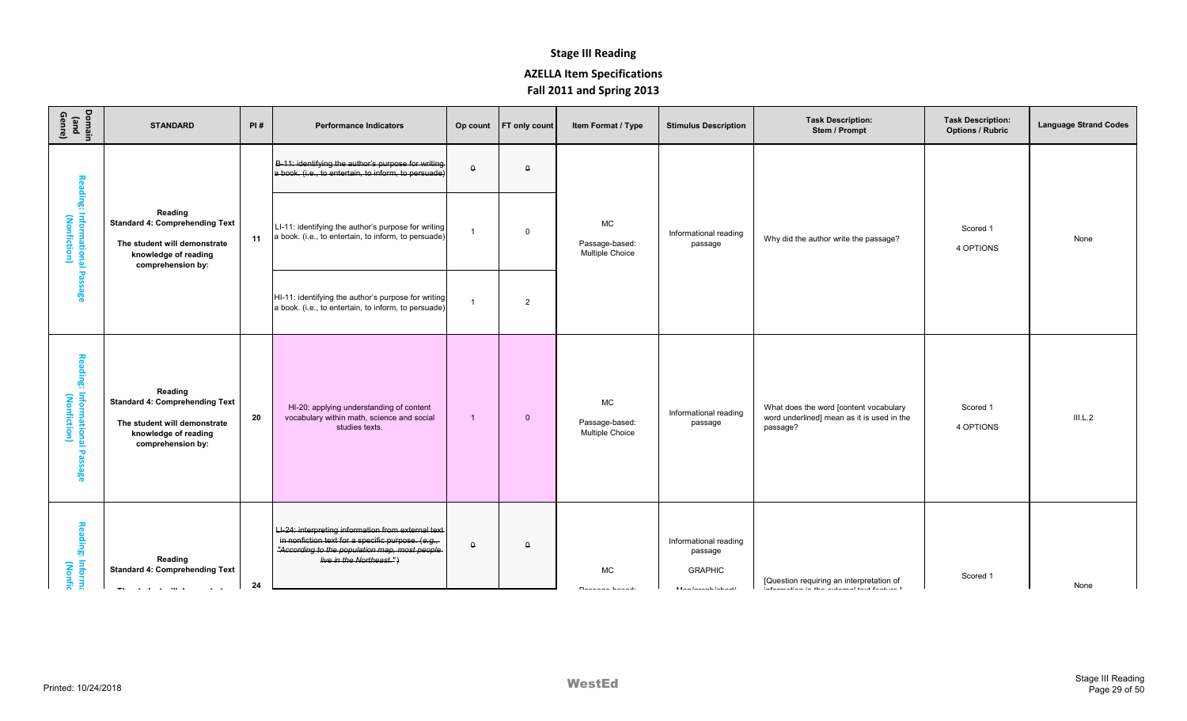# Stage III Reading

## AZELLA Item Specifications

### Fall 2011 and Spring 2013

| Domain (and Genre) | STANDARD | PI # | Performance Indicators | Op count | FT only count | Item Format / Type | Stimulus Description | Task Description: Stem / Prompt | Task Description: Options / Rubric | Language Strand Codes |
|---|---|---|---|---|---|---|---|---|---|---|
| Reading: Informational Passage (Nonfiction) | **Reading** **Standard 4: Comprehending Text** **The student will demonstrate knowledge of reading comprehension by:** | 11 | ~~B-11: identifying the author's purpose for writing a book. (i.e., to entertain, to inform, to persuade)~~ | ~~0~~ | ~~0~~ | MC Passage-based: Multiple Choice | Informational reading passage | Why did the author write the passage? | Scored 1 4 OPTIONS | None |
| | | | LI-11: identifying the author's purpose for writing a book. (i.e., to entertain, to inform, to persuade) | 1 | 0 | | | | | |
| | | | HI-11: identifying the author's purpose for writing a book. (i.e., to entertain, to inform, to persuade) | 1 | 2 | | | | | |
| Reading: Informational Passage (Nonfiction) | **Reading** **Standard 4: Comprehending Text** **The student will demonstrate knowledge of reading comprehension by:** | 20 | HI-20: applying understanding of content vocabulary within math, science and social studies texts. | 1 | 0 | MC Passage-based: Multiple Choice | Informational reading passage | What does the word [content vocabulary word underlined] mean as it is used in the passage? | Scored 1 4 OPTIONS | III.L.2 |
| Reading: Informa... (Nonfic... | **Reading** **Standard 4: Comprehending Text** | 24 | ~~LI-24: interpreting information from external text in nonfiction text for a specific purpose. (e.g., "According to the population map, most people live in the Northeast.")~~ | ~~0~~ | ~~0~~ | MC | Informational reading passage GRAPHIC | [Question requiring an interpretation of | Scored 1 | None |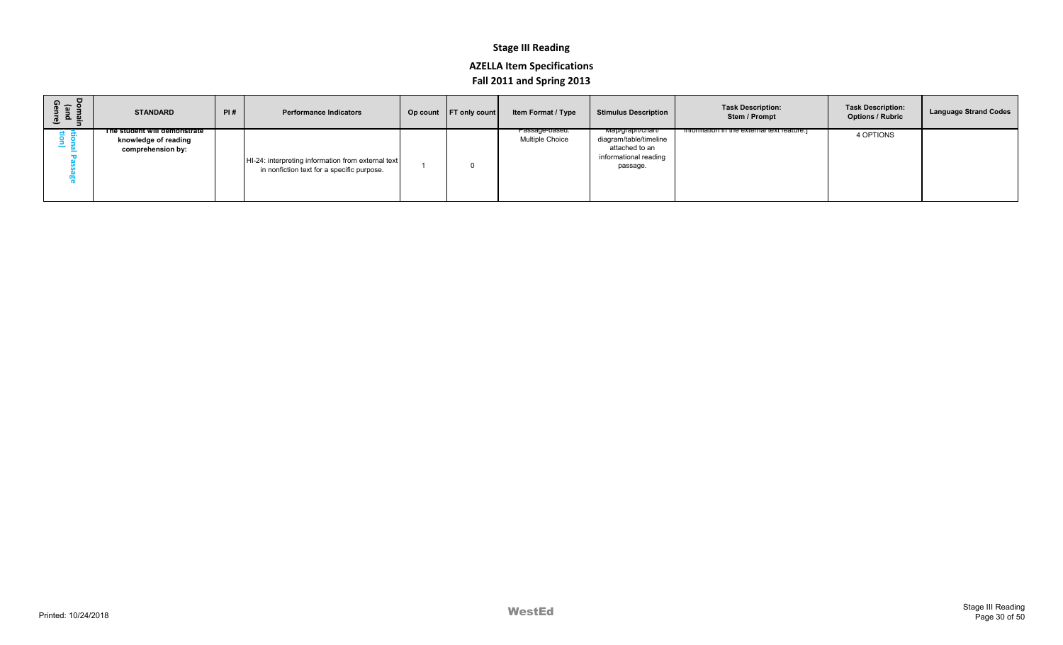## Stage III Reading

## AZELLA Item Specifications

## Fall 2011 and Spring 2013

| Domain (and Genre) | STANDARD | PI # | Performance Indicators | Op count | FT only count | Item Format / Type | Stimulus Description | Task Description: Stem / Prompt | Task Description: Options / Rubric | Language Strand Codes |
|---|---|---|---|---|---|---|---|---|---|---|
| ational Passage tion) | The student will demonstrate knowledge of reading comprehension by: | | HI-24: interpreting information from external text in nonfiction text for a specific purpose. | 1 | 0 | Passage-based: Multiple Choice | Map/graph/chart/ diagram/table/timeline attached to an informational reading passage. | information in the external text feature.] | 4 OPTIONS | |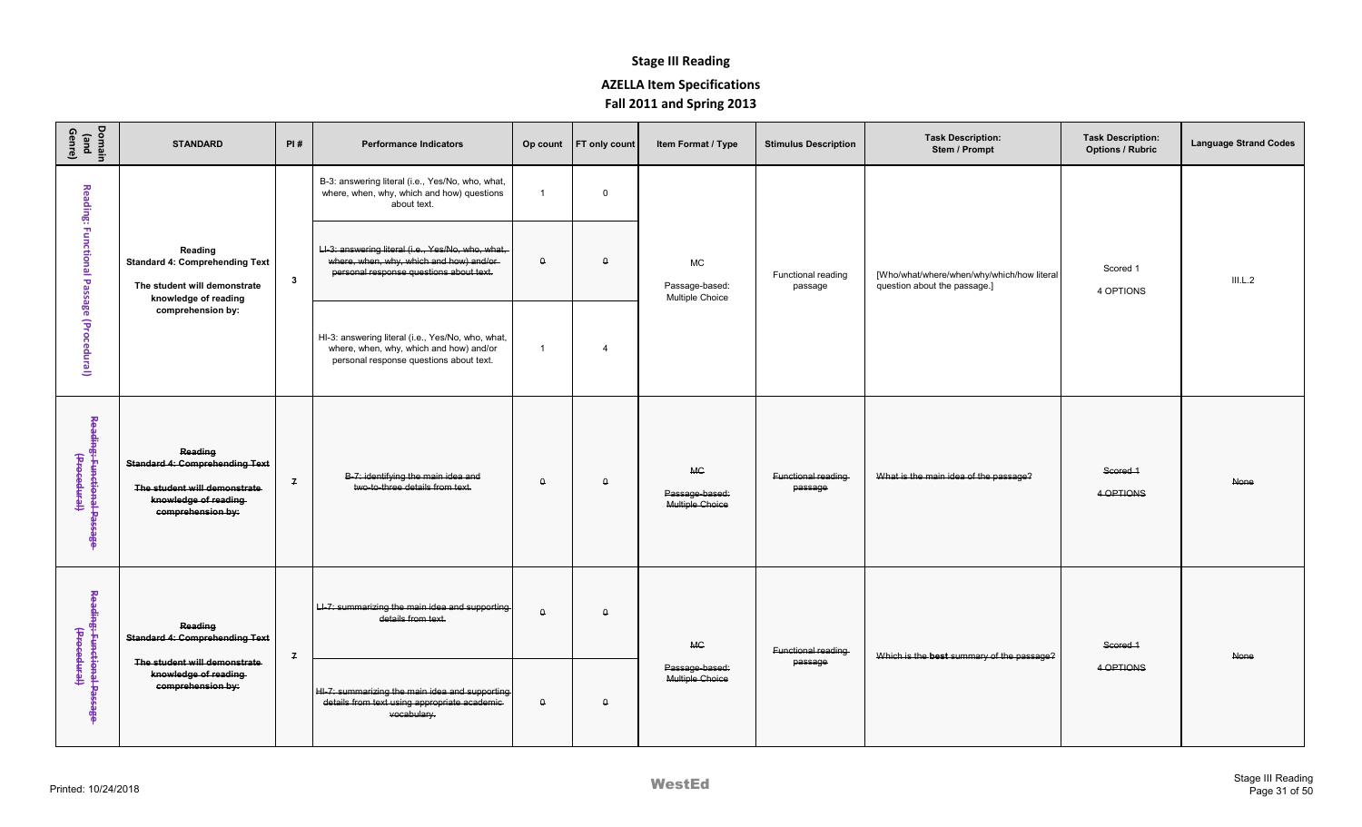# Stage III Reading

## AZELLA Item Specifications

## Fall 2011 and Spring 2013

| Domain (and Genre) | STANDARD | PI # | Performance Indicators | Op count | FT only count | Item Format / Type | Stimulus Description | Task Description: Stem / Prompt | Task Description: Options / Rubric | Language Strand Codes |
|---|---|---|---|---|---|---|---|---|---|---|
| Reading: Functional Passage (Procedural) | **Reading** **Standard 4: Comprehending Text** **The student will demonstrate knowledge of reading comprehension by:** | **3** | B-3: answering literal (i.e., Yes/No, who, what, where, when, why, which and how) questions about text. | 1 | 0 | MC Passage-based: Multiple Choice | Functional reading passage | [Who/what/where/when/why/which/how literal question about the passage.] | Scored 1 4 OPTIONS | III.L.2 |
| | | | ~~LI-3: answering literal (i.e., Yes/No, who, what, where, when, why, which and how) and/or personal response questions about text.~~ | ~~0~~ | ~~0~~ | | | | | |
| | | | HI-3: answering literal (i.e., Yes/No, who, what, where, when, why, which and how) and/or personal response questions about text. | 1 | 4 | | | | | |
| ~~Reading: Functional Passage (Procedural)~~ | ~~**Reading** **Standard 4: Comprehending Text** **The student will demonstrate knowledge of reading comprehension by:**~~ | ~~7~~ | ~~B-7: identifying the main idea and two-to-three details from text.~~ | ~~0~~ | ~~0~~ | ~~MC Passage-based: Multiple Choice~~ | ~~Functional reading passage~~ | ~~What is the main idea of the passage?~~ | ~~Scored 1 4 OPTIONS~~ | ~~None~~ |
| ~~Reading: Functional Passage (Procedural)~~ | ~~**Reading** **Standard 4: Comprehending Text** **The student will demonstrate knowledge of reading comprehension by:**~~ | ~~7~~ | ~~LI-7: summarizing the main idea and supporting details from text.~~ | ~~0~~ | ~~0~~ | ~~MC Passage-based: Multiple Choice~~ | ~~Functional reading passage~~ | ~~Which is the **best** summary of the passage?~~ | ~~Scored 1 4 OPTIONS~~ | ~~None~~ |
| | | | ~~HI-7: summarizing the main idea and supporting details from text using appropriate academic vocabulary.~~ | ~~0~~ | ~~0~~ | | | | | |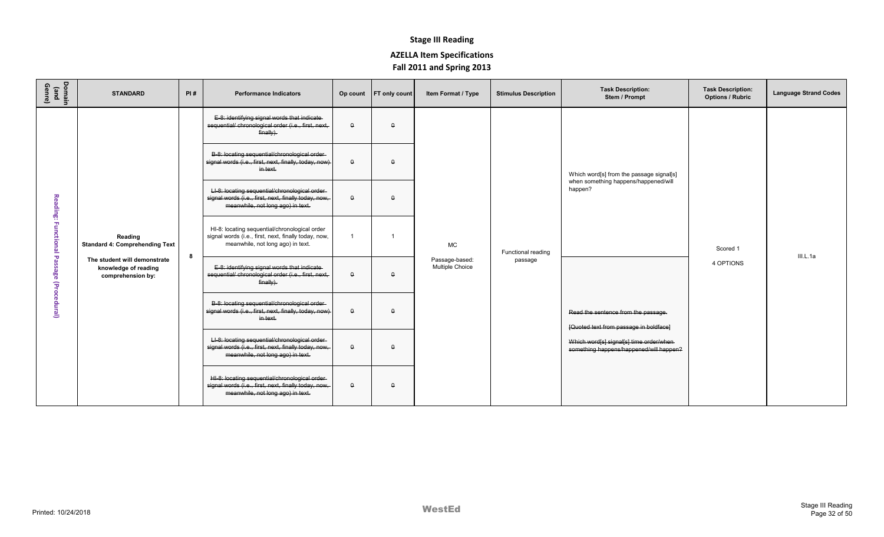# Stage III Reading

## AZELLA Item Specifications

### Fall 2011 and Spring 2013

| Domain (and Genre) | STANDARD | PI # | Performance Indicators | Op count | FT only count | Item Format / Type | Stimulus Description | Task Description: Stem / Prompt | Task Description: Options / Rubric | Language Strand Codes |
|---|---|---|---|---|---|---|---|---|---|---|
| Reading: Functional Passage (Procedural) | Reading<br>Standard 4: Comprehending Text<br><br>The student will demonstrate knowledge of reading comprehension by: | 8 | ~~E-8: identifying signal words that indicate sequential/ chronological order (i.e., first, next, finally).~~ | ~~0~~ | ~~0~~ | MC<br><br>Passage-based: Multiple Choice | Functional reading passage | Which word[s] from the passage signal[s] when something happens/happened/will happen? | Scored 1<br><br>4 OPTIONS | III.L.1a |
| | | | ~~B-8: locating sequential/chronological order signal words (i.e., first, next, finally, today, now) in text.~~ | ~~0~~ | ~~0~~ | | | | | |
| | | | ~~LI-8: locating sequential/chronological order signal words (i.e., first, next, finally today, now, meanwhile, not long ago) in text.~~ | ~~0~~ | ~~0~~ | | | | | |
| | | | HI-8: locating sequential/chronological order signal words (i.e., first, next, finally today, now, meanwhile, not long ago) in text. | 1 | 1 | | | | | |
| | | | ~~E-8: identifying signal words that indicate sequential/ chronological order (i.e., first, next, finally).~~ | ~~0~~ | ~~0~~ | | | ~~Read the sentence from the passage.~~<br><br>~~[Quoted text from passage in boldface]~~<br><br>~~Which word[s] signal[s] time order/when something happens/happened/will happen?~~ | | |
| | | | ~~B-8: locating sequential/chronological order signal words (i.e., first, next, finally, today, now) in text.~~ | ~~0~~ | ~~0~~ | | | | | |
| | | | ~~LI-8: locating sequential/chronological order signal words (i.e., first, next, finally today, now, meanwhile, not long ago) in text.~~ | ~~0~~ | ~~0~~ | | | | | |
| | | | ~~HI-8: locating sequential/chronological order signal words (i.e., first, next, finally today, now, meanwhile, not long ago) in text.~~ | ~~0~~ | ~~0~~ | | | | | |

Printed: 10/24/2018

WestEd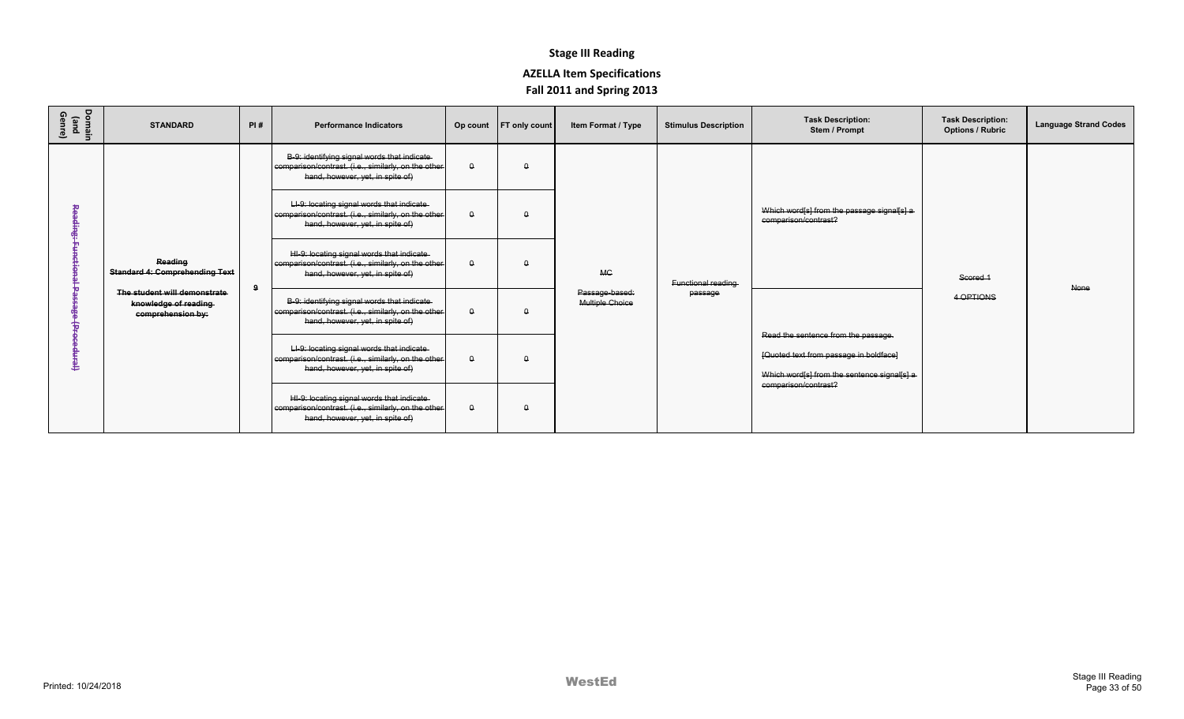# Stage III Reading

## AZELLA Item Specifications

## Fall 2011 and Spring 2013

| Domain (and Genre) | STANDARD | PI # | Performance Indicators | Op count | FT only count | Item Format / Type | Stimulus Description | Task Description: Stem / Prompt | Task Description: Options / Rubric | Language Strand Codes |
|---|---|---|---|---|---|---|---|---|---|---|
| ~~Reading: Functional Passage (Procedural)~~ | ~~Reading~~ ~~Standard 4: Comprehending Text~~ ~~The student will demonstrate knowledge of reading comprehension by:~~ | ~~9~~ | ~~B-9: identifying signal words that indicate comparison/contrast. (i.e., similarly, on the other hand, however, yet, in spite of)~~ | ~~0~~ | ~~0~~ | ~~MC~~ ~~Passage-based: Multiple Choice~~ | ~~Functional reading passage~~ | ~~Which word[s] from the passage signal[s] a comparison/contrast?~~ | ~~Scored 1~~ ~~4 OPTIONS~~ | ~~None~~ |
| | | | ~~LI-9: locating signal words that indicate comparison/contrast. (i.e., similarly, on the other hand, however, yet, in spite of)~~ | ~~0~~ | ~~0~~ | | | | | |
| | | | ~~HI-9: locating signal words that indicate comparison/contrast. (i.e., similarly, on the other hand, however, yet, in spite of)~~ | ~~0~~ | ~~0~~ | | | | | |
| | | | ~~B-9: identifying signal words that indicate comparison/contrast. (i.e., similarly, on the other hand, however, yet, in spite of)~~ | ~~0~~ | ~~0~~ | | | ~~Read the sentence from the passage.~~ ~~[Quoted text from passage in boldface]~~ ~~Which word[s] from the sentence signal[s] a comparison/contrast?~~ | | |
| | | | ~~LI-9: locating signal words that indicate comparison/contrast. (i.e., similarly, on the other hand, however, yet, in spite of)~~ | ~~0~~ | ~~0~~ | | | | | |
| | | | ~~HI-9: locating signal words that indicate comparison/contrast. (i.e., similarly, on the other hand, however, yet, in spite of)~~ | ~~0~~ | ~~0~~ | | | | | |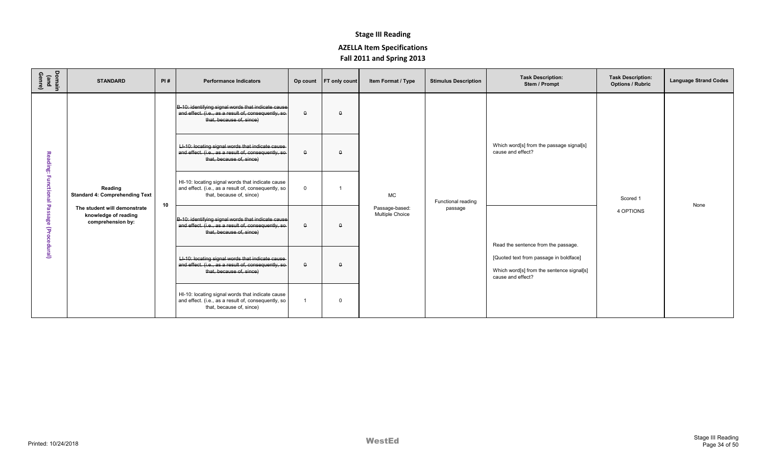# Stage III Reading

## AZELLA Item Specifications

## Fall 2011 and Spring 2013

| Domain (and Genre) | STANDARD | PI # | Performance Indicators | Op count | FT only count | Item Format / Type | Stimulus Description | Task Description: Stem / Prompt | Task Description: Options / Rubric | Language Strand Codes |
|---|---|---|---|---|---|---|---|---|---|---|
| Reading: Functional Passage (Procedural) | Reading Standard 4: Comprehending Text<br><br>The student will demonstrate knowledge of reading comprehension by: | 10 | ~~B-10: identifying signal words that indicate cause and effect. (i.e., as a result of, consequently, so that, because of, since)~~ | ~~0~~ | ~~0~~ | MC<br><br>Passage-based: Multiple Choice | Functional reading passage | Which word[s] from the passage signal[s] cause and effect? | Scored 1<br><br>4 OPTIONS | None |
| | | | ~~LI-10: locating signal words that indicate cause and effect. (i.e., as a result of, consequently, so that, because of, since)~~ | ~~0~~ | ~~0~~ | | | | | |
| | | | HI-10: locating signal words that indicate cause and effect. (i.e., as a result of, consequently, so that, because of, since) | 0 | 1 | | | | | |
| | | | ~~B-10: identifying signal words that indicate cause and effect. (i.e., as a result of, consequently, so that, because of, since)~~ | ~~0~~ | ~~0~~ | | | Read the sentence from the passage.<br><br>[Quoted text from passage in boldface]<br><br>Which word[s] from the sentence signal[s] cause and effect? | | |
| | | | ~~LI-10: locating signal words that indicate cause and effect. (i.e., as a result of, consequently, so that, because of, since)~~ | ~~0~~ | ~~0~~ | | | | | |
| | | | HI-10: locating signal words that indicate cause and effect. (i.e., as a result of, consequently, so that, because of, since) | 1 | 0 | | | | | |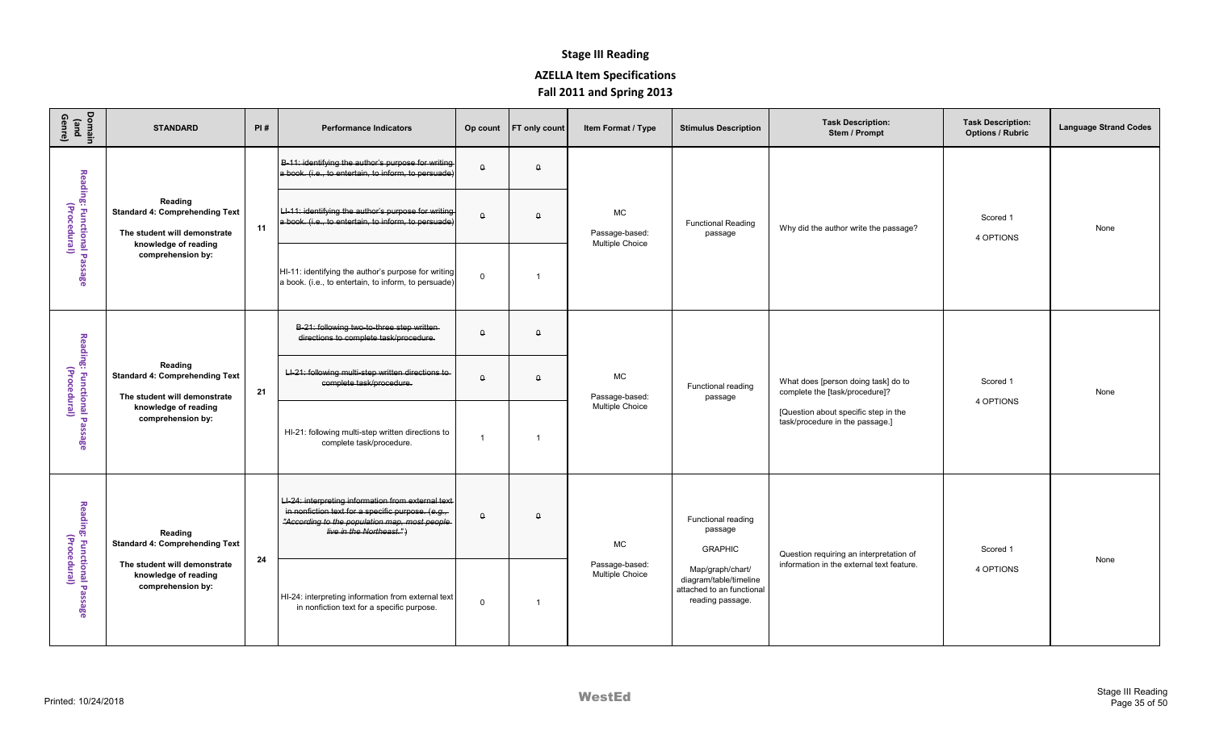# Stage III Reading

## AZELLA Item Specifications

## Fall 2011 and Spring 2013

| Domain (and Genre) | STANDARD | PI # | Performance Indicators | Op count | FT only count | Item Format / Type | Stimulus Description | Task Description: Stem / Prompt | Task Description: Options / Rubric | Language Strand Codes |
|---|---|---|---|---|---|---|---|---|---|---|
| Reading: Functional Passage (Procedural) | Reading<br>Standard 4: Comprehending Text<br>The student will demonstrate knowledge of reading comprehension by: | 11 | ~~B-11: identifying the author's purpose for writing a book. (i.e., to entertain, to inform, to persuade)~~ | ~~0~~ | ~~0~~ | MC<br>Passage-based: Multiple Choice | Functional Reading passage | Why did the author write the passage? | Scored 1<br>4 OPTIONS | None |
| | | | ~~LI-11: identifying the author's purpose for writing a book. (i.e., to entertain, to inform, to persuade)~~ | ~~0~~ | ~~0~~ | | | | | |
| | | | HI-11: identifying the author's purpose for writing a book. (i.e., to entertain, to inform, to persuade) | 0 | 1 | | | | | |
| Reading: Functional Passage (Procedural) | Reading<br>Standard 4: Comprehending Text<br>The student will demonstrate knowledge of reading comprehension by: | 21 | ~~B-21: following two-to-three step written directions to complete task/procedure.~~ | ~~0~~ | ~~0~~ | MC<br>Passage-based: Multiple Choice | Functional reading passage | What does [person doing task] do to complete the [task/procedure]?<br>[Question about specific step in the task/procedure in the passage.] | Scored 1<br>4 OPTIONS | None |
| | | | ~~LI-21: following multi-step written directions to complete task/procedure.~~ | ~~0~~ | ~~0~~ | | | | | |
| | | | HI-21: following multi-step written directions to complete task/procedure. | 1 | 1 | | | | | |
| Reading: Functional Passage (Procedural) | Reading<br>Standard 4: Comprehending Text<br>The student will demonstrate knowledge of reading comprehension by: | 24 | ~~LI-24: interpreting information from external text in nonfiction text for a specific purpose. (*e.g., "According to the population map, most people live in the Northeast."*)~~ | ~~0~~ | ~~0~~ | MC<br>Passage-based: Multiple Choice | Functional reading passage<br>GRAPHIC<br>Map/graph/chart/ diagram/table/timeline attached to a functional reading passage. | Question requiring an interpretation of information in the external text feature. | Scored 1<br>4 OPTIONS | None |
| | | | HI-24: interpreting information from external text in nonfiction text for a specific purpose. | 0 | 1 | | | | | |

Printed: 10/24/2018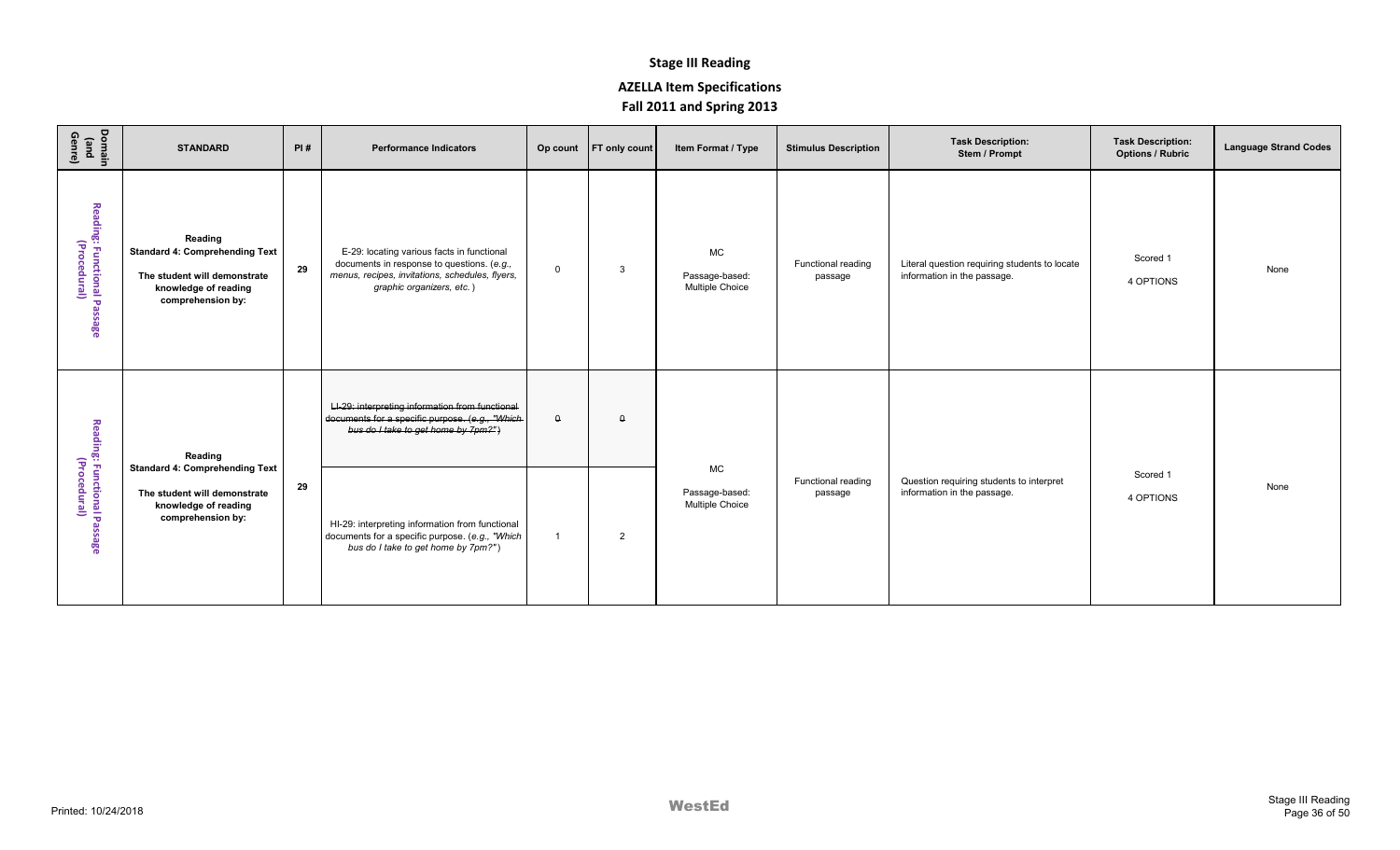# Stage III Reading

## AZELLA Item Specifications
## Fall 2011 and Spring 2013

| Domain (and Genre) | STANDARD | PI # | Performance Indicators | Op count | FT only count | Item Format / Type | Stimulus Description | Task Description: Stem / Prompt | Task Description: Options / Rubric | Language Strand Codes |
|---|---|---|---|---|---|---|---|---|---|---|
| Reading: Functional Passage (Procedural) | **Reading**<br>**Standard 4: Comprehending Text**<br>**The student will demonstrate knowledge of reading comprehension by:** | **29** | E-29: locating various facts in functional documents in response to questions. (*e.g., menus, recipes, invitations, schedules, flyers, graphic organizers, etc.*) | 0 | 3 | MC<br>Passage-based: Multiple Choice | Functional reading passage | Literal question requiring students to locate information in the passage. | Scored 1<br>4 OPTIONS | None |
| Reading: Functional Passage (Procedural) | **Reading**<br>**Standard 4: Comprehending Text**<br>**The student will demonstrate knowledge of reading comprehension by:** | **29** | ~~LI-29: interpreting information from functional documents for a specific purpose. (*e.g., "Which bus do I take to get home by 7pm?"*)~~ | ~~0~~ | ~~0~~ | MC<br>Passage-based: Multiple Choice | Functional reading passage | Question requiring students to interpret information in the passage. | Scored 1<br>4 OPTIONS | None |
| | | | HI-29: interpreting information from functional documents for a specific purpose. (*e.g., "Which bus do I take to get home by 7pm?"*) | 1 | 2 | | | | | |

Printed: 10/24/2018

WestEd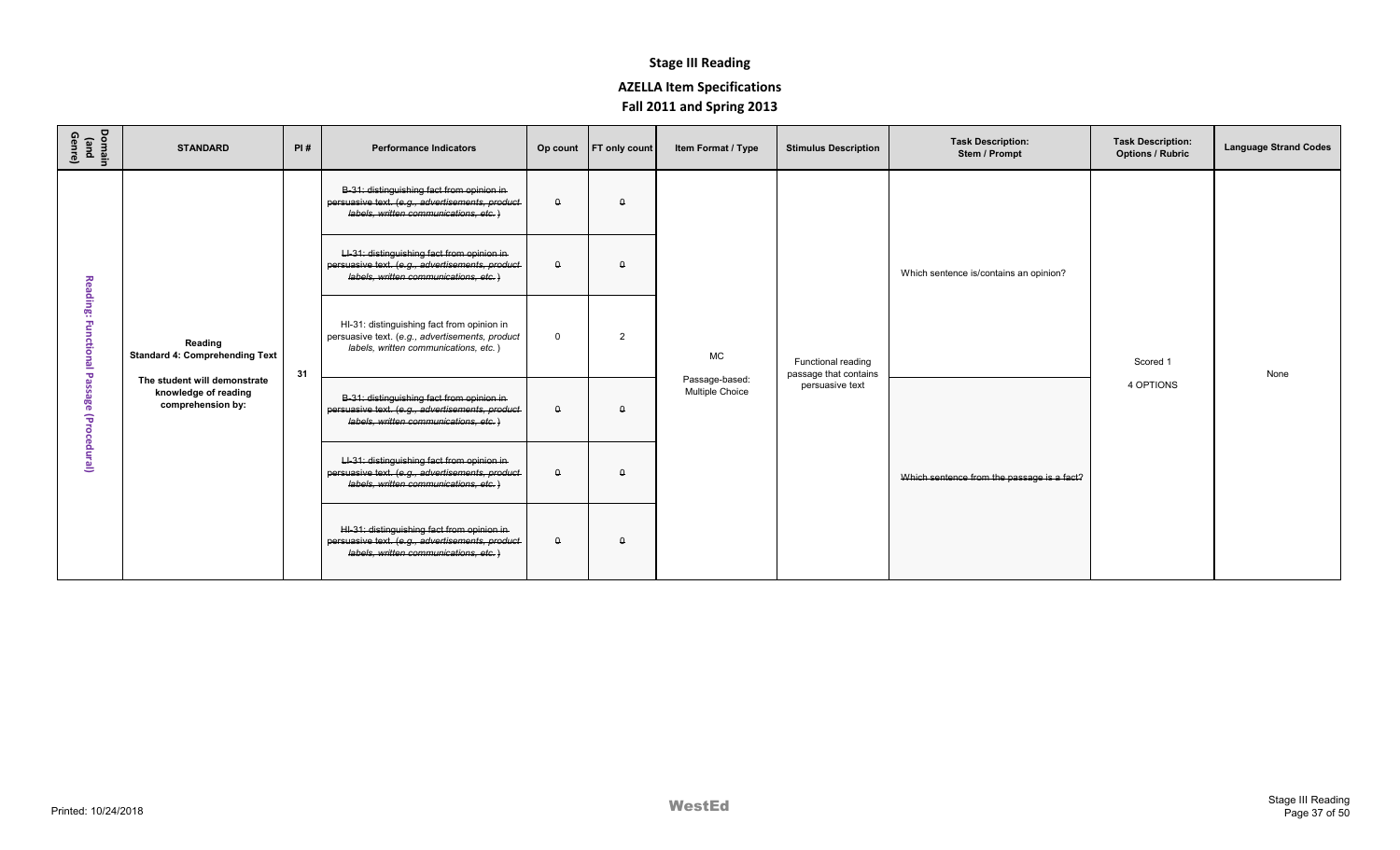# Stage III Reading

## AZELLA Item Specifications

## Fall 2011 and Spring 2013

| Domain (and Genre) | STANDARD | PI # | Performance Indicators | Op count | FT only count | Item Format / Type | Stimulus Description | Task Description: Stem / Prompt | Task Description: Options / Rubric | Language Strand Codes |
|---|---|---|---|---|---|---|---|---|---|---|
| Reading: Functional Passage (Procedural) | Reading Standard 4: Comprehending Text<br>The student will demonstrate knowledge of reading comprehension by: | 31 | ~~B-31: distinguishing fact from opinion in persuasive text. (*e.g., advertisements, product labels, written communications, etc.*)~~ | ~~0~~ | ~~0~~ | MC<br>Passage-based: Multiple Choice | Functional reading passage that contains persuasive text | Which sentence is/contains an opinion? | Scored 1<br>4 OPTIONS | None |
| | | | ~~LI-31: distinguishing fact from opinion in persuasive text. (*e.g., advertisements, product labels, written communications, etc.*)~~ | ~~0~~ | ~~0~~ | | | | | |
| | | | HI-31: distinguishing fact from opinion in persuasive text. (*e.g., advertisements, product labels, written communications, etc.*) | 0 | 2 | | | | | |
| | | | ~~B-31: distinguishing fact from opinion in persuasive text. (*e.g., advertisements, product labels, written communications, etc.*)~~ | ~~0~~ | ~~0~~ | | | ~~Which sentence from the passage is a fact?~~ | | |
| | | | ~~LI-31: distinguishing fact from opinion in persuasive text. (*e.g., advertisements, product labels, written communications, etc.*)~~ | ~~0~~ | ~~0~~ | | | | | |
| | | | ~~HI-31: distinguishing fact from opinion in persuasive text. (*e.g., advertisements, product labels, written communications, etc.*)~~ | ~~0~~ | ~~0~~ | | | | | |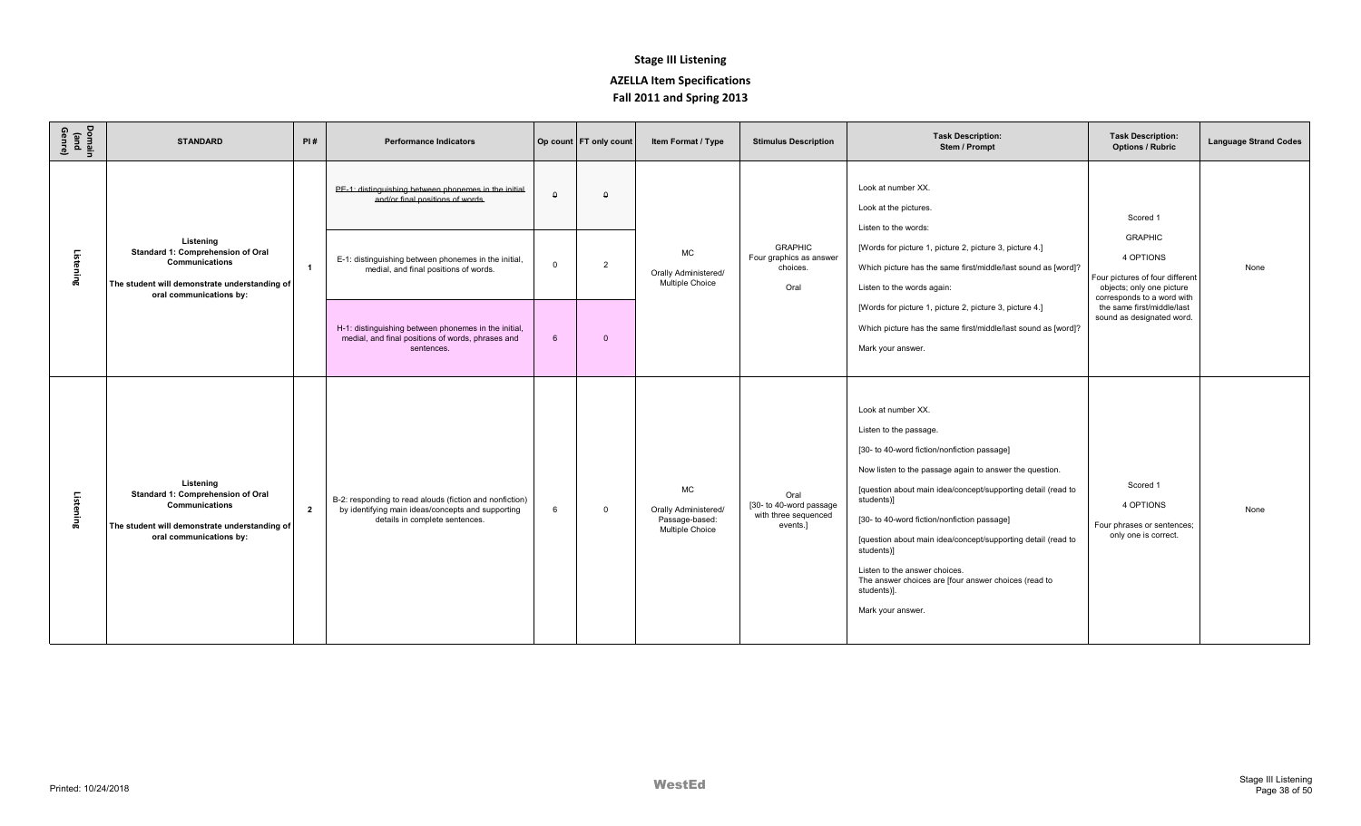# Stage III Listening

## AZELLA Item Specifications

## Fall 2011 and Spring 2013

| Domain (and Genre) | STANDARD | PI # | Performance Indicators | Op count | FT only count | Item Format / Type | Stimulus Description | Task Description: Stem / Prompt | Task Description: Options / Rubric | Language Strand Codes |
|---|---|---|---|---|---|---|---|---|---|---|
| Listening | **Listening** **Standard 1: Comprehension of Oral Communications** **The student will demonstrate understanding of oral communications by:** | **1** | ~~PE-1: distinguishing between phonemes in the initial and/or final positions of words.~~ | ~~0~~ | ~~0~~ | MC Orally Administered/ Multiple Choice | GRAPHIC Four graphics as answer choices. Oral | Look at number XX. Look at the pictures. Listen to the words: [Words for picture 1, picture 2, picture 3, picture 4.] Which picture has the same first/middle/last sound as [word]? Listen to the words again: [Words for picture 1, picture 2, picture 3, picture 4.] Which picture has the same first/middle/last sound as [word]? Mark your answer. | Scored 1 GRAPHIC 4 OPTIONS Four pictures of four different objects; only one picture corresponds to a word with the same first/middle/last sound as designated word. | None |
| | | | E-1: distinguishing between phonemes in the initial, medial, and final positions of words. | 0 | 2 | | | | | |
| | | | H-1: distinguishing between phonemes in the initial, medial, and final positions of words, phrases and sentences. | 6 | 0 | | | | | |
| Listening | **Listening** **Standard 1: Comprehension of Oral Communications** **The student will demonstrate understanding of oral communications by:** | **2** | B-2: responding to read alouds (fiction and nonfiction) by identifying main ideas/concepts and supporting details in complete sentences. | 6 | 0 | MC Orally Administered/ Passage-based: Multiple Choice | Oral [30- to 40-word passage with three sequenced events.] | Look at number XX. Listen to the passage. [30- to 40-word fiction/nonfiction passage] Now listen to the passage again to answer the question. [question about main idea/concept/supporting detail (read to students)] [30- to 40-word fiction/nonfiction passage] [question about main idea/concept/supporting detail (read to students)] Listen to the answer choices. The answer choices are [four answer choices (read to students)]. Mark your answer. | Scored 1 4 OPTIONS Four phrases or sentences; only one is correct. | None |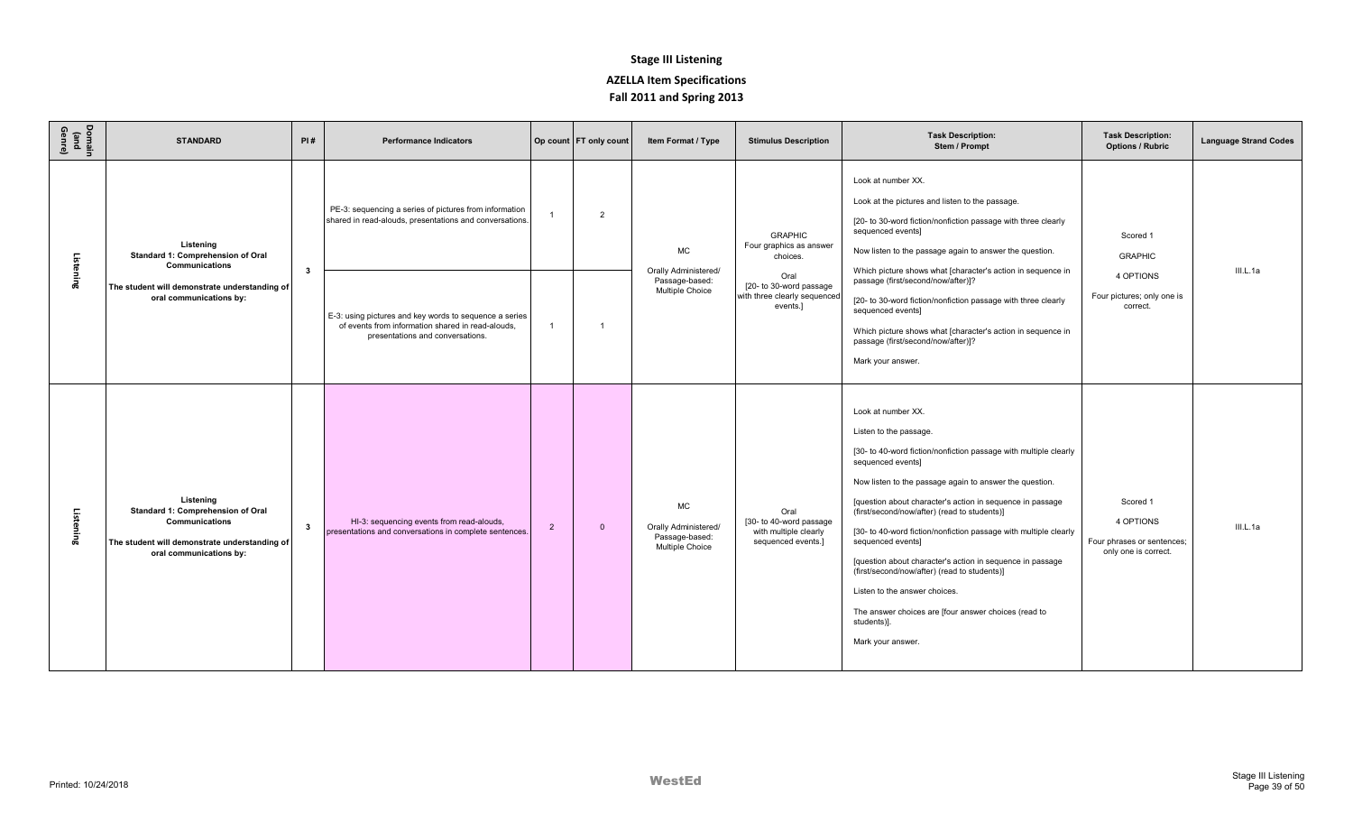# Stage III Listening

## AZELLA Item Specifications

## Fall 2011 and Spring 2013

| Domain (and Genre) | STANDARD | PI # | Performance Indicators | Op count | FT only count | Item Format / Type | Stimulus Description | Task Description: Stem / Prompt | Task Description: Options / Rubric | Language Strand Codes |
|---|---|---|---|---|---|---|---|---|---|---|
| Listening | Listening<br>Standard 1: Comprehension of Oral Communications<br>The student will demonstrate understanding of oral communications by: | 3 | PE-3: sequencing a series of pictures from information shared in read-alouds, presentations and conversations. | 1 | 2 | MC<br>Orally Administered/ Passage-based: Multiple Choice | GRAPHIC<br>Four graphics as answer choices.<br>Oral<br>[20- to 30-word passage with three clearly sequenced events.] | Look at number XX.<br>Look at the pictures and listen to the passage.<br>[20- to 30-word fiction/nonfiction passage with three clearly sequenced events]<br>Now listen to the passage again to answer the question.<br>Which picture shows what [character's action in sequence in passage (first/second/now/after)]?<br>[20- to 30-word fiction/nonfiction passage with three clearly sequenced events]<br>Which picture shows what [character's action in sequence in passage (first/second/now/after)]?<br>Mark your answer. | Scored 1<br>GRAPHIC<br>4 OPTIONS<br>Four pictures; only one is correct. | III.L.1a |
| | | | E-3: using pictures and key words to sequence a series of events from information shared in read-alouds, presentations and conversations. | 1 | 1 | | | | | |
| Listening | Listening<br>Standard 1: Comprehension of Oral Communications<br>The student will demonstrate understanding of oral communications by: | 3 | HI-3: sequencing events from read-alouds, presentations and conversations in complete sentences. | 2 | 0 | MC<br>Orally Administered/ Passage-based: Multiple Choice | Oral<br>[30- to 40-word passage with multiple clearly sequenced events.] | Look at number XX.<br>Listen to the passage.<br>[30- to 40-word fiction/nonfiction passage with multiple clearly sequenced events]<br>Now listen to the passage again to answer the question.<br>[question about character's action in sequence in passage (first/second/now/after) (read to students)]<br>[30- to 40-word fiction/nonfiction passage with multiple clearly sequenced events]<br>[question about character's action in sequence in passage (first/second/now/after) (read to students)]<br>Listen to the answer choices.<br>The answer choices are [four answer choices (read to students)].<br>Mark your answer. | Scored 1<br>4 OPTIONS<br>Four phrases or sentences; only one is correct. | III.L.1a |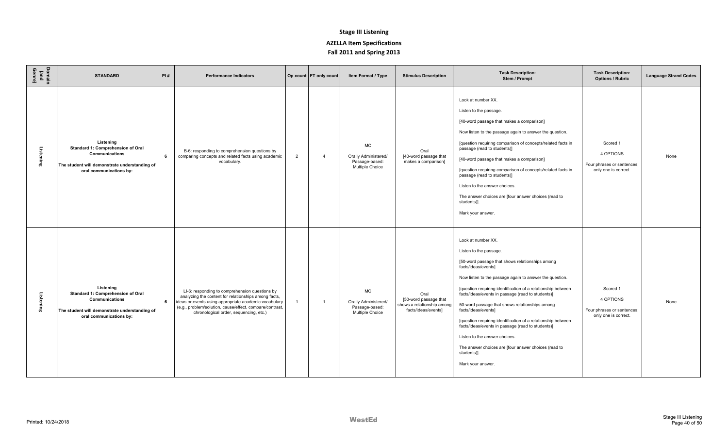# Stage III Listening

## AZELLA Item Specifications

## Fall 2011 and Spring 2013

| Domain (and Genre) | STANDARD | PI # | Performance Indicators | Op count | FT only count | Item Format / Type | Stimulus Description | Task Description: Stem / Prompt | Task Description: Options / Rubric | Language Strand Codes |
|---|---|---|---|---|---|---|---|---|---|---|
| Listening | **Listening**<br>**Standard 1: Comprehension of Oral Communications**<br>**The student will demonstrate understanding of oral communications by:** | **6** | B-6: responding to comprehension questions by comparing concepts and related facts using academic vocabulary. | 2 | 4 | MC<br>Orally Administered/ Passage-based: Multiple Choice | Oral<br>[40-word passage that makes a comparison] | Look at number XX.<br>Listen to the passage.<br>[40-word passage that makes a comparison]<br>Now listen to the passage again to answer the question.<br>[question requiring comparison of concepts/related facts in passage (read to students)]<br>[40-word passage that makes a comparison]<br>[question requiring comparison of concepts/related facts in passage (read to students)]<br>Listen to the answer choices.<br>The answer choices are [four answer choices (read to students)].<br>Mark your answer. | Scored 1<br>4 OPTIONS<br>Four phrases or sentences; only one is correct. | None |
| Listening | **Listening**<br>**Standard 1: Comprehension of Oral Communications**<br>**The student will demonstrate understanding of oral communications by:** | **6** | LI-6: responding to comprehension questions by analyzing the content for relationships among facts, ideas or events using appropriate academic vocabulary. (e.g., problem/solution, cause/effect, compare/contrast, chronological order, sequencing, etc.) | 1 | 1 | MC<br>Orally Administered/ Passage-based: Multiple Choice | Oral<br>[50-word passage that shows a relationship among facts/ideas/events] | Look at number XX.<br>Listen to the passage.<br>[50-word passage that shows relationships among facts/ideas/events]<br>Now listen to the passage again to answer the question.<br>[question requiring identification of a relationship between facts/ideas/events in passage (read to students)]<br>50-word passage that shows relationships among facts/ideas/events]<br>[question requiring identification of a relationship between facts/ideas/events in passage (read to students)]<br>Listen to the answer choices.<br>The answer choices are [four answer choices (read to students)].<br>Mark your answer. | Scored 1<br>4 OPTIONS<br>Four phrases or sentences; only one is correct. | None |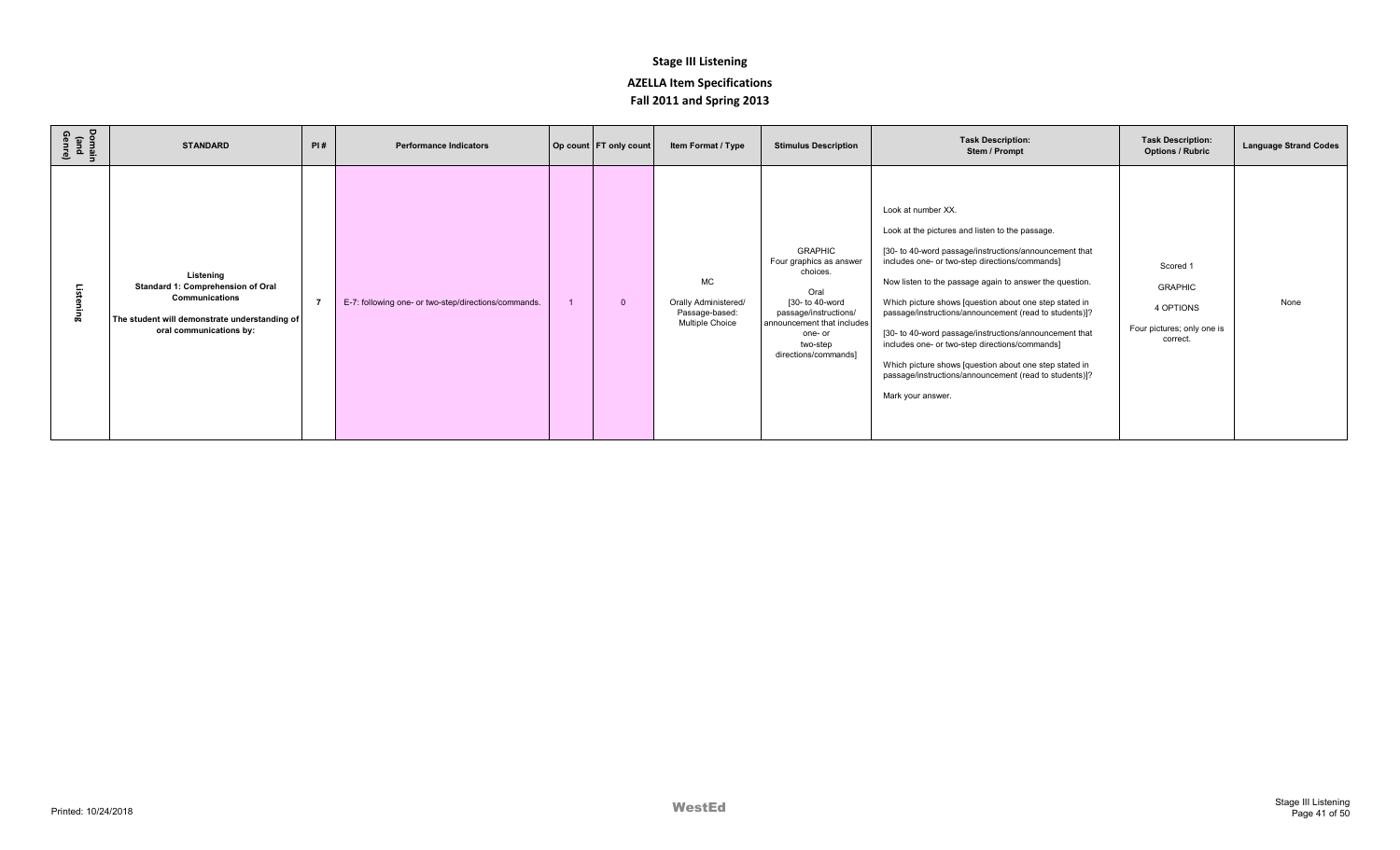# Stage III Listening

## AZELLA Item Specifications

## Fall 2011 and Spring 2013

| Domain (and Genre) | STANDARD | PI # | Performance Indicators | Op count | FT only count | Item Format / Type | Stimulus Description | Task Description: Stem / Prompt | Task Description: Options / Rubric | Language Strand Codes |
|---|---|---|---|---|---|---|---|---|---|---|
| Listening | **Listening** **Standard 1: Comprehension of Oral Communications** **The student will demonstrate understanding of oral communications by:** | 7 | E-7: following one- or two-step/directions/commands. | 1 | 0 | MC Orally Administered/ Passage-based: Multiple Choice | GRAPHIC Four graphics as answer choices. Oral [30- to 40-word passage/instructions/ announcement that includes one- or two-step directions/commands] | Look at number XX. Look at the pictures and listen to the passage. [30- to 40-word passage/instructions/announcement that includes one- or two-step directions/commands] Now listen to the passage again to answer the question. Which picture shows [question about one step stated in passage/instructions/announcement (read to students)]? [30- to 40-word passage/instructions/announcement that includes one- or two-step directions/commands] Which picture shows [question about one step stated in passage/instructions/announcement (read to students)]? Mark your answer. | Scored 1 GRAPHIC 4 OPTIONS Four pictures; only one is correct. | None |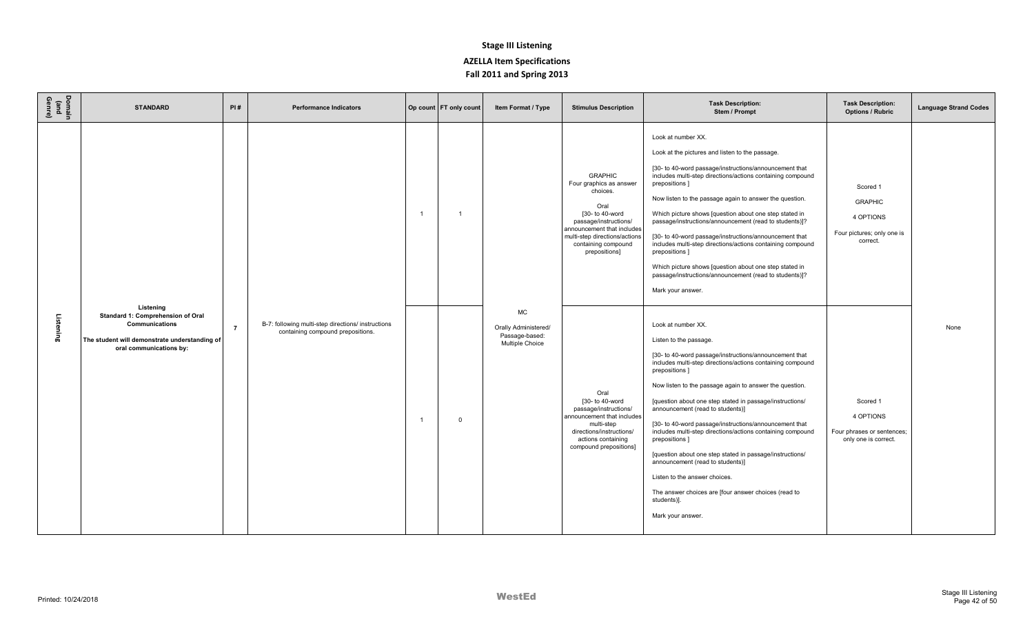# Stage III Listening

## AZELLA Item Specifications

## Fall 2011 and Spring 2013

| Domain (and Genre) | STANDARD | PI # | Performance Indicators | Op count | FT only count | Item Format / Type | Stimulus Description | Task Description: Stem / Prompt | Task Description: Options / Rubric | Language Strand Codes |
|---|---|---|---|---|---|---|---|---|---|---|
| Listening | **Listening**<br>**Standard 1: Comprehension of Oral Communications**<br>**The student will demonstrate understanding of oral communications by:** | 7 | B-7: following multi-step directions/ instructions containing compound prepositions. | 1 | 1 | MC<br>Orally Administered/ Passage-based: Multiple Choice | GRAPHIC<br>Four graphics as answer choices.<br>Oral<br>[30- to 40-word passage/instructions/ announcement that includes multi-step directions/actions containing compound prepositions] | Look at number XX.<br>Look at the pictures and listen to the passage.<br>[30- to 40-word passage/instructions/announcement that includes multi-step directions/actions containing compound prepositions ]<br>Now listen to the passage again to answer the question.<br>Which picture shows [question about one step stated in passage/instructions/announcement (read to students)]?<br>[30- to 40-word passage/instructions/announcement that includes multi-step directions/actions containing compound prepositions ]<br>Which picture shows [question about one step stated in passage/instructions/announcement (read to students)]?<br>Mark your answer. | Scored 1<br>GRAPHIC<br>4 OPTIONS<br>Four pictures; only one is correct. | None |
| | | | | 1 | 0 | | Oral<br>[30- to 40-word passage/instructions/ announcement that includes multi-step directions/instructions/ actions containing compound prepositions] | Look at number XX.<br>Listen to the passage.<br>[30- to 40-word passage/instructions/announcement that includes multi-step directions/actions containing compound prepositions ]<br>Now listen to the passage again to answer the question.<br>[question about one step stated in passage/instructions/ announcement (read to students)]<br>[30- to 40-word passage/instructions/announcement that includes multi-step directions/actions containing compound prepositions ]<br>[question about one step stated in passage/instructions/ announcement (read to students)]<br>Listen to the answer choices.<br>The answer choices are [four answer choices (read to students)].<br>Mark your answer. | Scored 1<br>4 OPTIONS<br>Four phrases or sentences; only one is correct. | |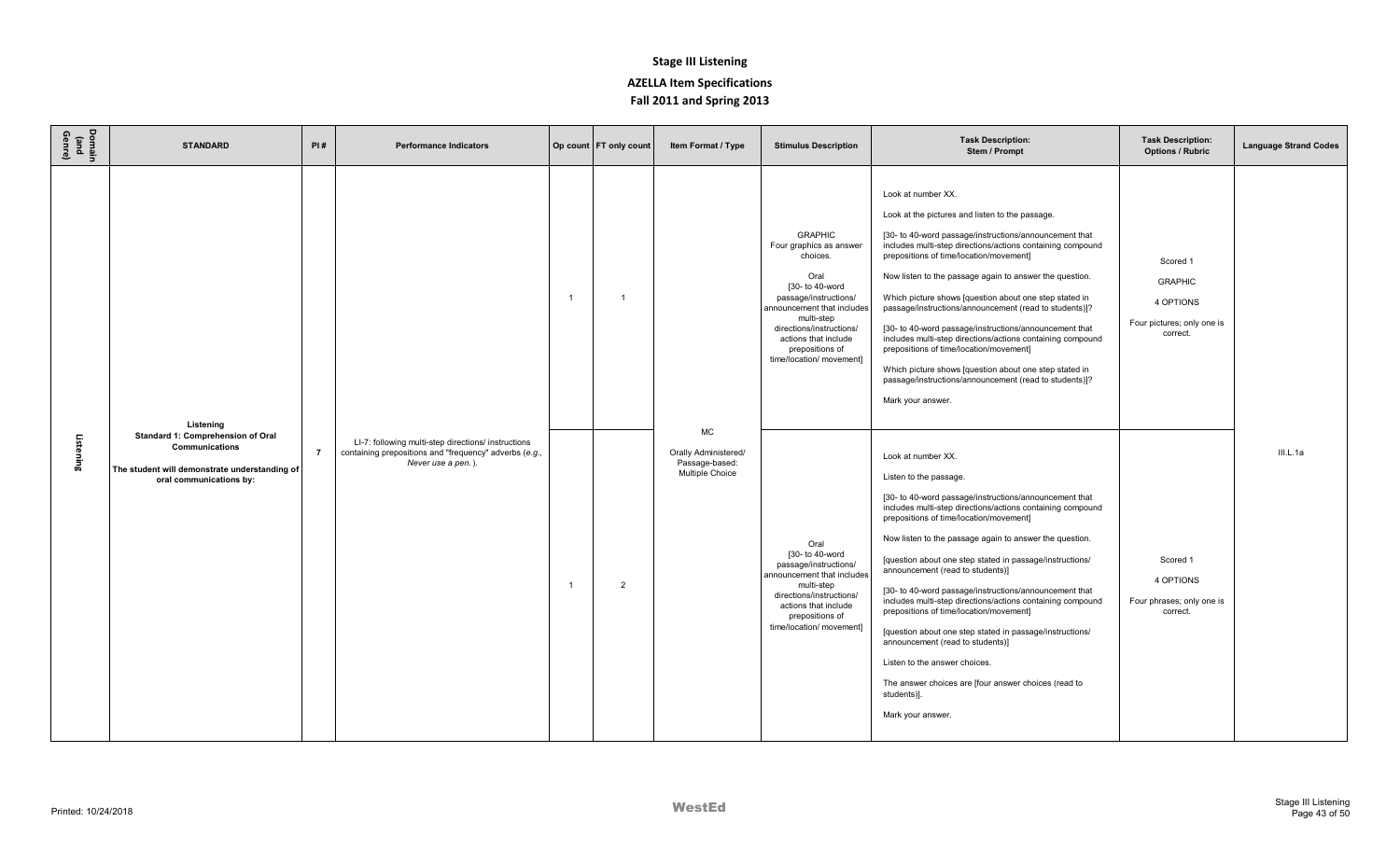# Stage III Listening

## AZELLA Item Specifications

## Fall 2011 and Spring 2013

| Domain (and Genre) | STANDARD | PI # | Performance Indicators | Op count | FT only count | Item Format / Type | Stimulus Description | Task Description: Stem / Prompt | Task Description: Options / Rubric | Language Strand Codes |
|---|---|---|---|---|---|---|---|---|---|---|
| Listening | **Listening Standard 1: Comprehension of Oral Communications** **The student will demonstrate understanding of oral communications by:** | 7 | LI-7: following multi-step directions/ instructions containing prepositions and "frequency" adverbs (e.g., *Never use a pen.*). | 1 | 1 | MC Orally Administered/ Passage-based: Multiple Choice | GRAPHIC Four graphics as answer choices. Oral [30- to 40-word passage/instructions/ announcement that includes multi-step directions/instructions/ actions that include prepositions of time/location/ movement] | Look at number XX. Look at the pictures and listen to the passage. [30- to 40-word passage/instructions/announcement that includes multi-step directions/actions containing compound prepositions of time/location/movement] Now listen to the passage again to answer the question. Which picture shows [question about one step stated in passage/instructions/announcement (read to students)]? [30- to 40-word passage/instructions/announcement that includes multi-step directions/actions containing compound prepositions of time/location/movement] Which picture shows [question about one step stated in passage/instructions/announcement (read to students)]? Mark your answer. | Scored 1 GRAPHIC 4 OPTIONS Four pictures; only one is correct. | III.L.1a |
| | | | | 1 | 2 | | Oral [30- to 40-word passage/instructions/ announcement that includes multi-step directions/instructions/ actions that include prepositions of time/location/ movement] | Look at number XX. Listen to the passage. [30- to 40-word passage/instructions/announcement that includes multi-step directions/actions containing compound prepositions of time/location/movement] Now listen to the passage again to answer the question. [question about one step stated in passage/instructions/ announcement (read to students)] [30- to 40-word passage/instructions/announcement that includes multi-step directions/actions containing compound prepositions of time/location/movement] [question about one step stated in passage/instructions/ announcement (read to students)] Listen to the answer choices. The answer choices are [four answer choices (read to students)]. Mark your answer. | Scored 1 4 OPTIONS Four phrases; only one is correct. | |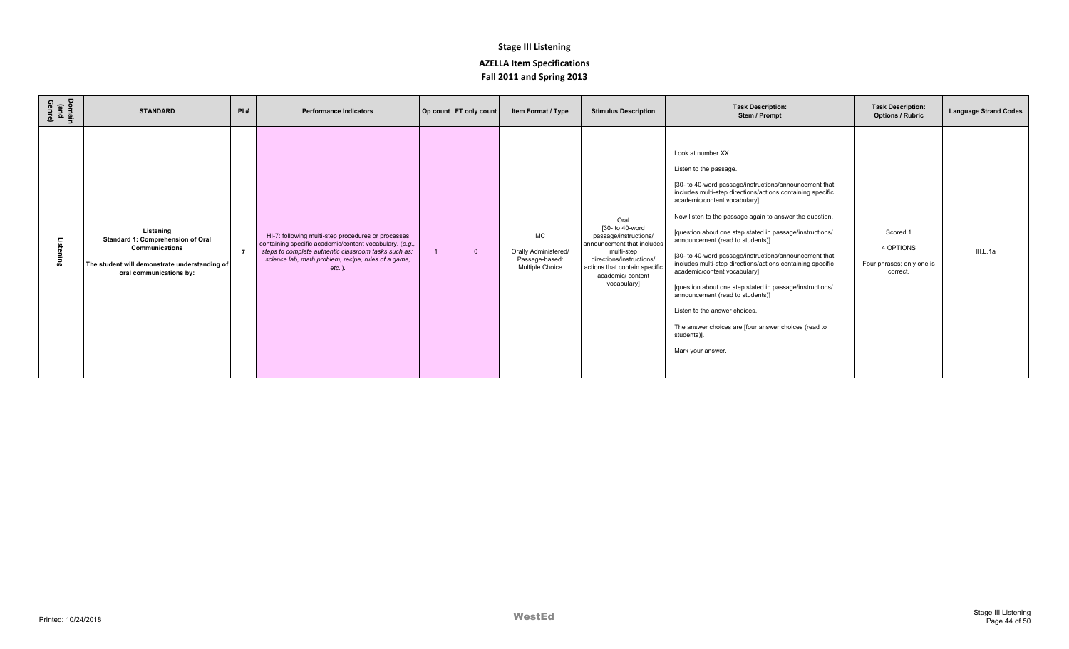# Stage III Listening

## AZELLA Item Specifications

## Fall 2011 and Spring 2013

| Domain (and Genre) | STANDARD | PI # | Performance Indicators | Op count | FT only count | Item Format / Type | Stimulus Description | Task Description: Stem / Prompt | Task Description: Options / Rubric | Language Strand Codes |
|---|---|---|---|---|---|---|---|---|---|---|
| Listening | **Listening Standard 1: Comprehension of Oral Communications** **The student will demonstrate understanding of oral communications by:** | 7 | HI-7: following multi-step procedures or processes containing specific academic/content vocabulary. *(e.g., steps to complete authentic classroom tasks such as: science lab, math problem, recipe, rules of a game, etc.)*. | 1 | 0 | MC Orally Administered/ Passage-based: Multiple Choice | Oral [30- to 40-word passage/instructions/ announcement that includes multi-step directions/instructions/ actions that contain specific academic/ content vocabulary] | Look at number XX. Listen to the passage. [30- to 40-word passage/instructions/announcement that includes multi-step directions/actions containing specific academic/content vocabulary] Now listen to the passage again to answer the question. [question about one step stated in passage/instructions/ announcement (read to students)] [30- to 40-word passage/instructions/announcement that includes multi-step directions/actions containing specific academic/content vocabulary] [question about one step stated in passage/instructions/ announcement (read to students)] Listen to the answer choices. The answer choices are [four answer choices (read to students)]. Mark your answer. | Scored 1 4 OPTIONS Four phrases; only one is correct. | III.L.1a |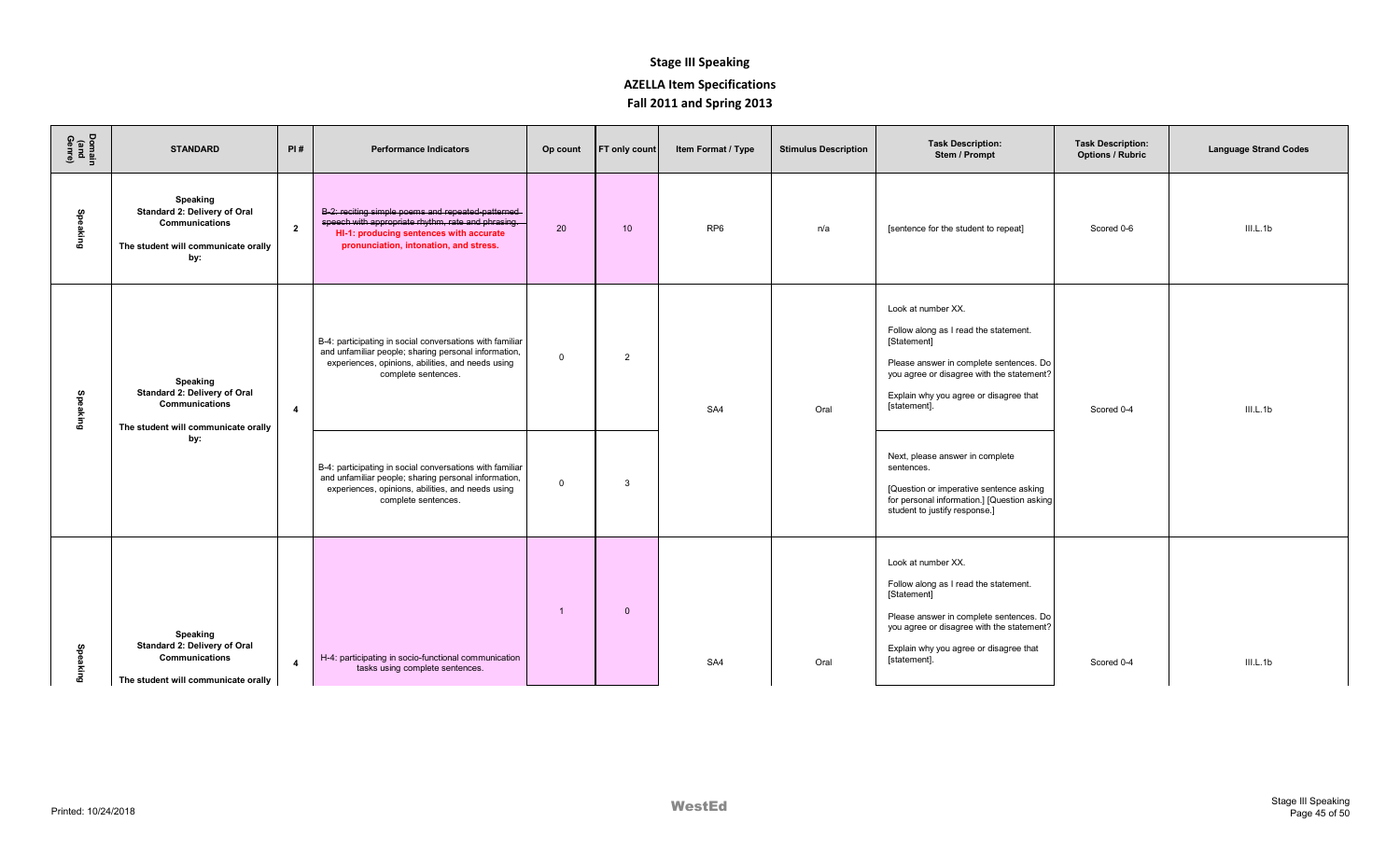# Stage III Speaking

## AZELLA Item Specifications

## Fall 2011 and Spring 2013

| Domain (and Genre) | STANDARD | PI # | Performance Indicators | Op count | FT only count | Item Format / Type | Stimulus Description | Task Description: Stem / Prompt | Task Description: Options / Rubric | Language Strand Codes |
|---|---|---|---|---|---|---|---|---|---|---|
| Speaking | **Speaking Standard 2: Delivery of Oral Communications** **The student will communicate orally by:** | 2 | ~~B-2: reciting simple poems and repeated-patterned speech with appropriate rhythm, rate and phrasing.~~ **HI-1: producing sentences with accurate pronunciation, intonation, and stress.** | 20 | 10 | RP6 | n/a | [sentence for the student to repeat] | Scored 0-6 | III.L.1b |
| Speaking | **Speaking Standard 2: Delivery of Oral Communications** **The student will communicate orally by:** | 4 | B-4: participating in social conversations with familiar and unfamiliar people; sharing personal information, experiences, opinions, abilities, and needs using complete sentences. | 0 | 2 | SA4 | Oral | Look at number XX. Follow along as I read the statement. [Statement] Please answer in complete sentences. Do you agree or disagree with the statement? Explain why you agree or disagree that [statement]. | Scored 0-4 | III.L.1b |
| | | | B-4: participating in social conversations with familiar and unfamiliar people; sharing personal information, experiences, opinions, abilities, and needs using complete sentences. | 0 | 3 | | | Next, please answer in complete sentences. [Question or imperative sentence asking for personal information.] [Question asking student to justify response.] | | |
| Speaking | **Speaking Standard 2: Delivery of Oral Communications** **The student will communicate orally** | 4 | H-4: participating in socio-functional communication tasks using complete sentences. | 1 | 0 | SA4 | Oral | Look at number XX. Follow along as I read the statement. [Statement] Please answer in complete sentences. Do you agree or disagree with the statement? Explain why you agree or disagree that [statement]. | Scored 0-4 | III.L.1b |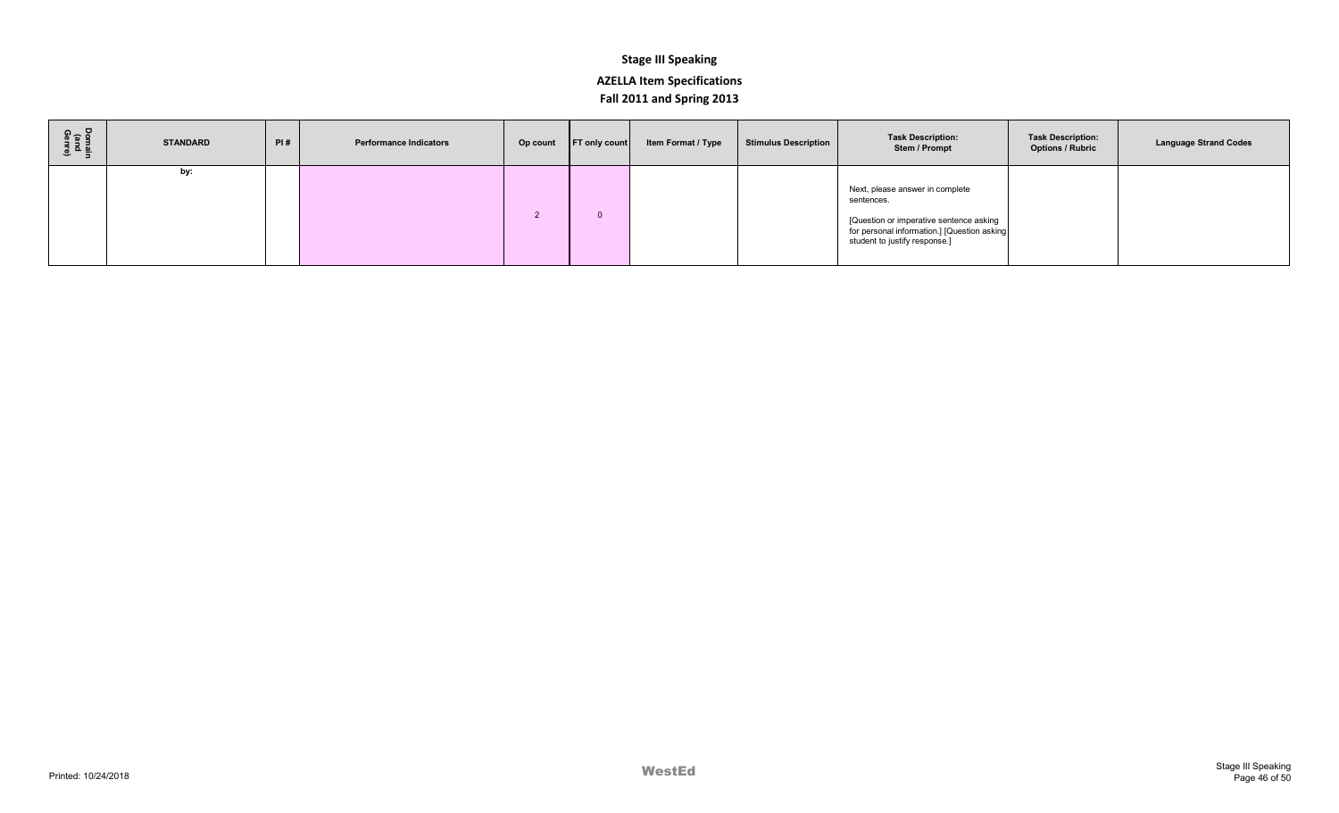# Stage III Speaking

## AZELLA Item Specifications

## Fall 2011 and Spring 2013

| Domain (and Genre) | STANDARD | PI # | Performance Indicators | Op count | FT only count | Item Format / Type | Stimulus Description | Task Description: Stem / Prompt | Task Description: Options / Rubric | Language Strand Codes |
|---|---|---|---|---|---|---|---|---|---|---|
| | by: | | | 2 | 0 | | | Next, please answer in complete sentences. [Question or imperative sentence asking for personal information.] [Question asking student to justify response.] | | |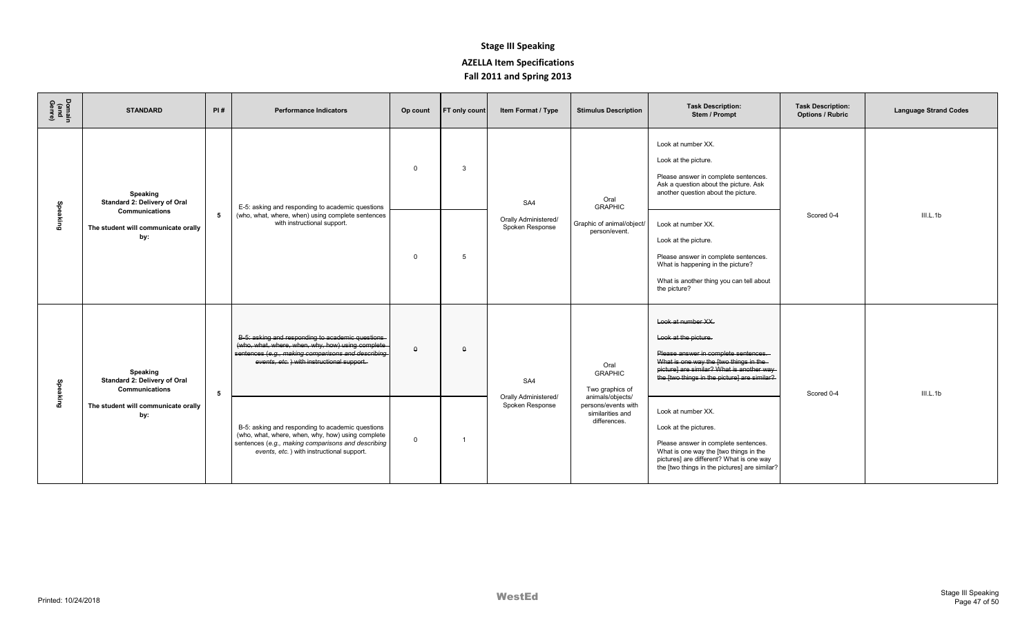# Stage III Speaking

## AZELLA Item Specifications

### Fall 2011 and Spring 2013

| Domain (and Genre) | STANDARD | PI # | Performance Indicators | Op count | FT only count | Item Format / Type | Stimulus Description | Task Description: Stem / Prompt | Task Description: Options / Rubric | Language Strand Codes |
|---|---|---|---|---|---|---|---|---|---|---|
| Speaking | **Speaking Standard 2: Delivery of Oral Communications** **The student will communicate orally by:** | 5 | E-5: asking and responding to academic questions (who, what, where, when) using complete sentences with instructional support. | 0 | 3 | SA4 Orally Administered/ Spoken Response | Oral GRAPHIC Graphic of animal/object/ person/event. | Look at number XX. Look at the picture. Please answer in complete sentences. Ask a question about the picture. Ask another question about the picture. | Scored 0-4 | III.L.1b |
| | | | | 0 | 5 | | | Look at number XX. Look at the picture. Please answer in complete sentences. What is happening in the picture? What is another thing you can tell about the picture? | | |
| Speaking | **Speaking Standard 2: Delivery of Oral Communications** **The student will communicate orally by:** | 5 | ~~B-5: asking and responding to academic questions (who, what, where, when, why, how) using complete sentences (*e.g., making comparisons and describing events, etc.*) with instructional support.~~ | ~~0~~ | ~~0~~ | SA4 Orally Administered/ Spoken Response | Oral GRAPHIC Two graphics of animals/objects/ persons/events with similarities and differences. | ~~Look at number XX. Look at the picture. Please answer in complete sentences. What is one way the [two things in the picture] are similar? What is another way the [two things in the picture] are similar?~~ | Scored 0-4 | III.L.1b |
| | | | B-5: asking and responding to academic questions (who, what, where, when, why, how) using complete sentences (*e.g., making comparisons and describing events, etc.*) with instructional support. | 0 | 1 | | | Look at number XX. Look at the pictures. Please answer in complete sentences. What is one way the [two things in the pictures] are different? What is one way the [two things in the pictures] are similar? | | |

Printed: 10/24/2018

WestEd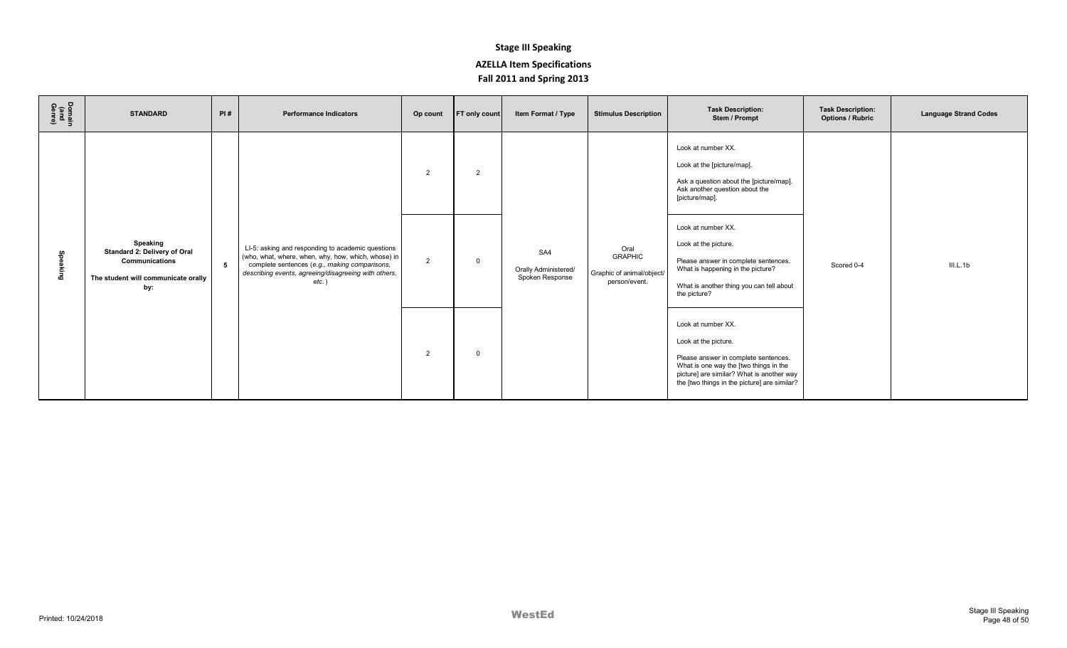# Stage III Speaking

## AZELLA Item Specifications

## Fall 2011 and Spring 2013

| Domain (and Genre) | STANDARD | PI # | Performance Indicators | Op count | FT only count | Item Format / Type | Stimulus Description | Task Description: Stem / Prompt | Task Description: Options / Rubric | Language Strand Codes |
|---|---|---|---|---|---|---|---|---|---|---|
| Speaking | **Speaking** **Standard 2: Delivery of Oral Communications** **The student will communicate orally by:** | **5** | LI-5: asking and responding to academic questions (who, what, where, when, why, how, which, whose) in complete sentences (*e.g., making comparisons, describing events, agreeing/disagreeing with others, etc.*) | 2 | 2 | SA4 Orally Administered/ Spoken Response | Oral GRAPHIC Graphic of animal/object/ person/event. | Look at number XX. Look at the [picture/map]. Ask a question about the [picture/map]. Ask another question about the [picture/map]. | Scored 0-4 | III.L.1b |
| | | | | 2 | 0 | | | Look at number XX. Look at the picture. Please answer in complete sentences. What is happening in the picture? What is another thing you can tell about the picture? | | |
| | | | | 2 | 0 | | | Look at number XX. Look at the picture. Please answer in complete sentences. What is one way the [two things in the picture] are similar? What is another way the [two things in the picture] are similar? | | |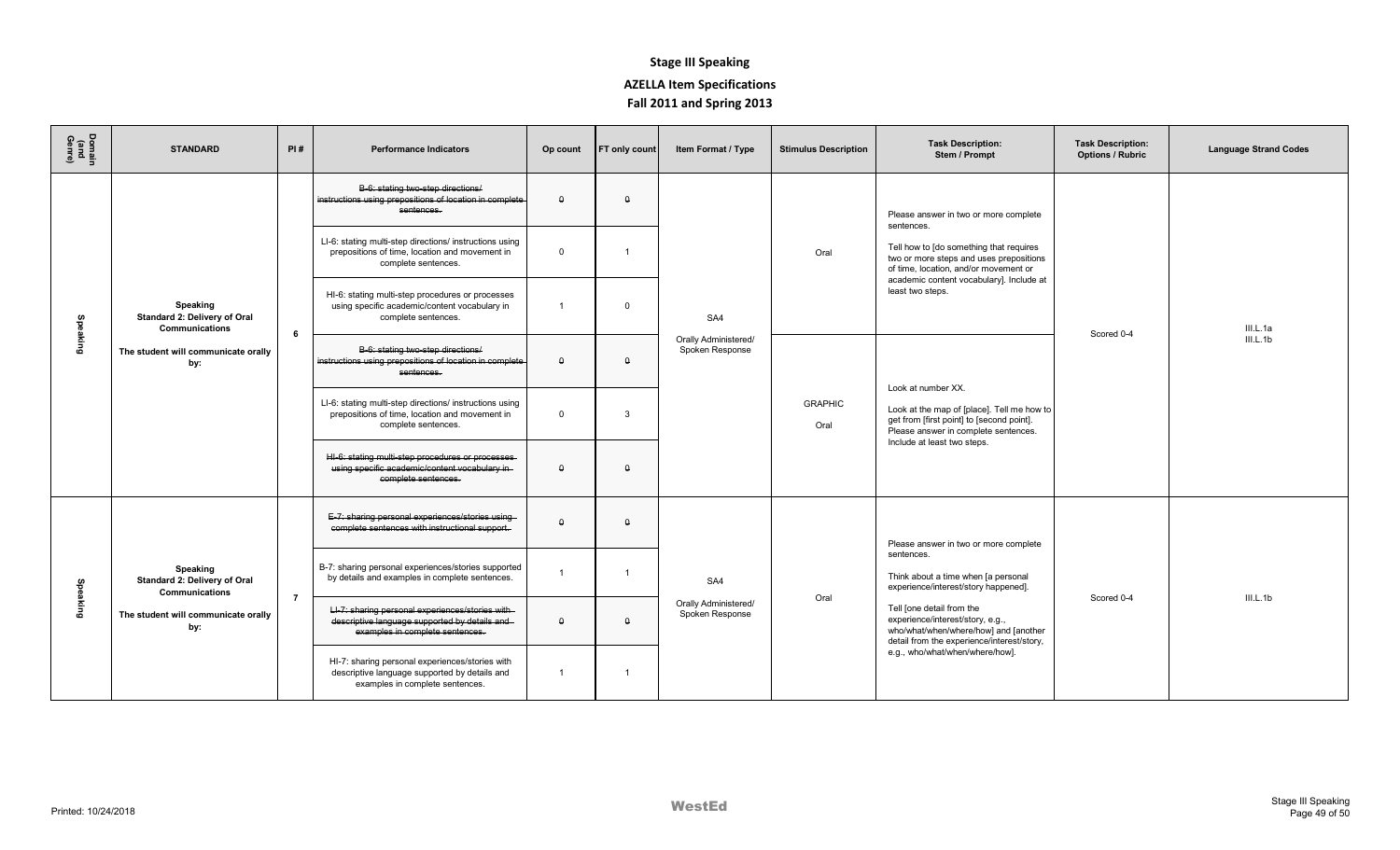# Stage III Speaking

## AZELLA Item Specifications

## Fall 2011 and Spring 2013

| Domain (and Genre) | STANDARD | PI # | Performance Indicators | Op count | FT only count | Item Format / Type | Stimulus Description | Task Description: Stem / Prompt | Task Description: Options / Rubric | Language Strand Codes |
|---|---|---|---|---|---|---|---|---|---|---|
| Speaking | **Speaking Standard 2: Delivery of Oral Communications** **The student will communicate orally by:** | 6 | ~~B-6: stating two-step directions/ instructions using prepositions of location in complete sentences.~~ | ~~0~~ | ~~0~~ | SA4 Orally Administered/ Spoken Response | Oral | Please answer in two or more complete sentences. Tell how to [do something that requires two or more steps and uses prepositions of time, location, and/or movement or academic content vocabulary]. Include at least two steps. | Scored 0-4 | III.L.1a III.L.1b |
| | | | LI-6: stating multi-step directions/ instructions using prepositions of time, location and movement in complete sentences. | 0 | 1 | | | | | |
| | | | HI-6: stating multi-step procedures or processes using specific academic/content vocabulary in complete sentences. | 1 | 0 | | | | | |
| | | | ~~B-6: stating two-step directions/ instructions using prepositions of location in complete sentences.~~ | ~~0~~ | ~~0~~ | | GRAPHIC Oral | Look at number XX. Look at the map of [place]. Tell me how to get from [first point] to [second point]. Please answer in complete sentences. Include at least two steps. | | |
| | | | LI-6: stating multi-step directions/ instructions using prepositions of time, location and movement in complete sentences. | 0 | 3 | | | | | |
| | | | ~~HI-6: stating multi-step procedures or processes using specific academic/content vocabulary in complete sentences.~~ | ~~0~~ | ~~0~~ | | | | | |
| Speaking | **Speaking Standard 2: Delivery of Oral Communications** **The student will communicate orally by:** | 7 | ~~E-7: sharing personal experiences/stories using complete sentences with instructional support.~~ | ~~0~~ | ~~0~~ | SA4 Orally Administered/ Spoken Response | Oral | Please answer in two or more complete sentences. Think about a time when [a personal experience/interest/story happened]. Tell [one detail from the experience/interest/story, e.g., who/what/when/where/how] and [another detail from the experience/interest/story, e.g., who/what/when/where/how]. | Scored 0-4 | III.L.1b |
| | | | B-7: sharing personal experiences/stories supported by details and examples in complete sentences. | 1 | 1 | | | | | |
| | | | ~~LI-7: sharing personal experiences/stories with descriptive language supported by details and examples in complete sentences.~~ | ~~0~~ | ~~0~~ | | | | | |
| | | | HI-7: sharing personal experiences/stories with descriptive language supported by details and examples in complete sentences. | 1 | 1 | | | | | |

Printed: 10/24/2018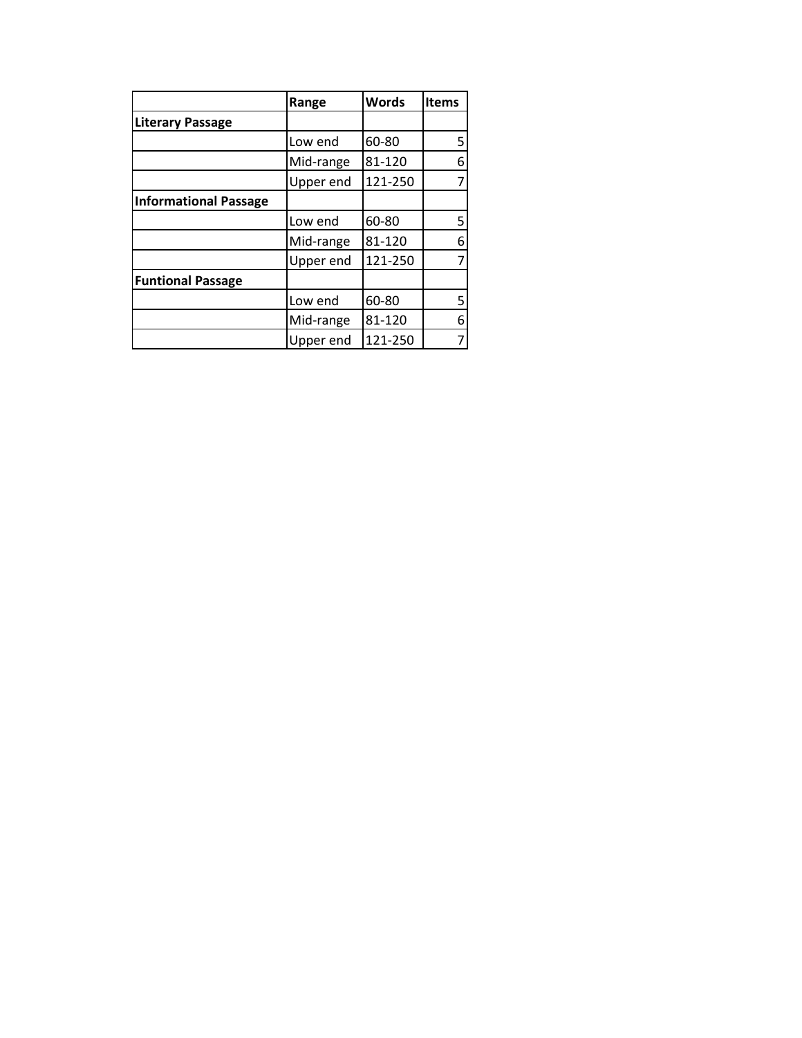| | Range | Words | Items |
|---|---|---|---|
| **Literary Passage** | | | |
| | Low end | 60-80 | 5 |
| | Mid-range | 81-120 | 6 |
| | Upper end | 121-250 | 7 |
| **Informational Passage** | | | |
| | Low end | 60-80 | 5 |
| | Mid-range | 81-120 | 6 |
| | Upper end | 121-250 | 7 |
| **Funtional Passage** | | | |
| | Low end | 60-80 | 5 |
| | Mid-range | 81-120 | 6 |
| | Upper end | 121-250 | 7 |